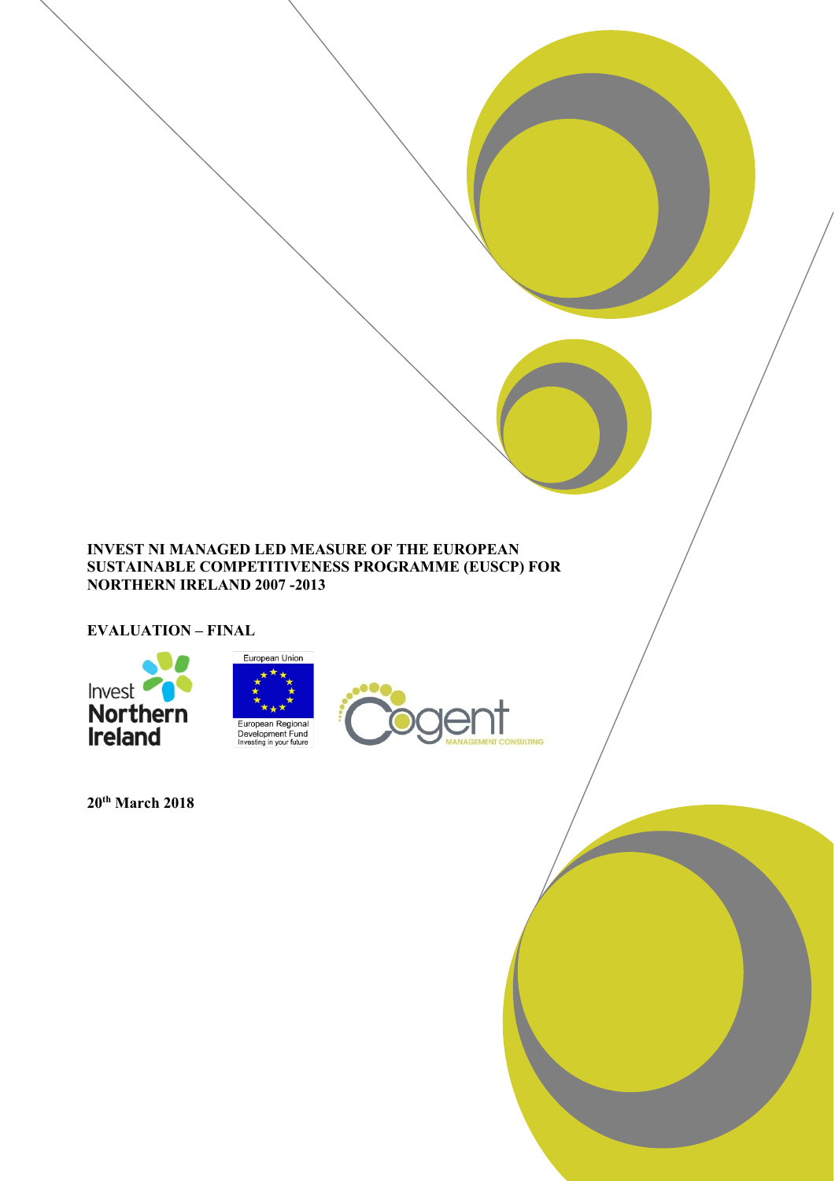# INVEST NI MANAGED LED MEASURE OF THE EUROPEAN SUSTAINABLE COMPETITIVENESS PROGRAMME (EUSCP) FOR NORTHERN IRELAND 2007 -2013

## EVALUATION – FINAL

**20th March 2018**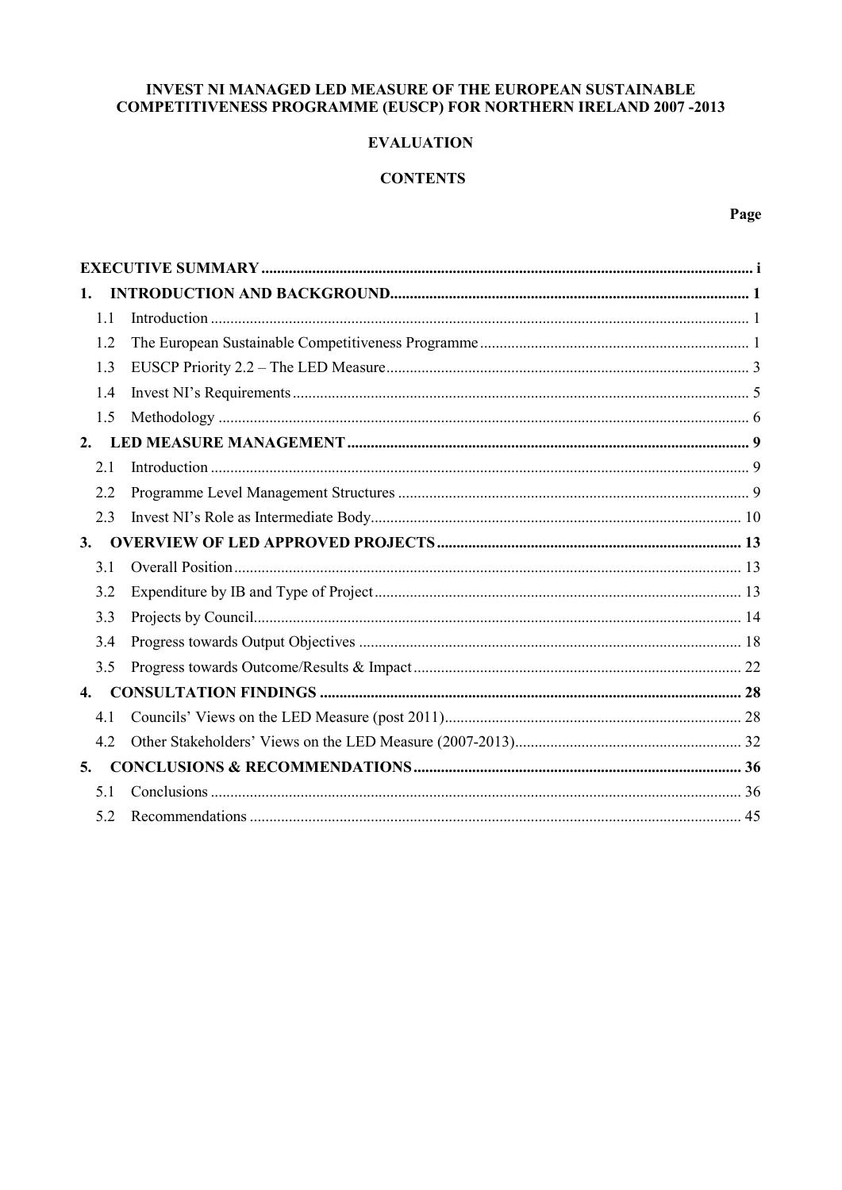**INVEST NI MANAGED LED MEASURE OF THE EUROPEAN SUSTAINABLE COMPETITIVENESS PROGRAMME (EUSCP) FOR NORTHERN IRELAND 2007 -2013**

**EVALUATION**

**CONTENTS**

| | Page |
|---|---|
| **EXECUTIVE SUMMARY** | **i** |
| **1. INTRODUCTION AND BACKGROUND** | **1** |
| 1.1 Introduction | 1 |
| 1.2 The European Sustainable Competitiveness Programme | 1 |
| 1.3 EUSCP Priority 2.2 – The LED Measure | 3 |
| 1.4 Invest NI's Requirements | 5 |
| 1.5 Methodology | 6 |
| **2. LED MEASURE MANAGEMENT** | **9** |
| 2.1 Introduction | 9 |
| 2.2 Programme Level Management Structures | 9 |
| 2.3 Invest NI's Role as Intermediate Body | 10 |
| **3. OVERVIEW OF LED APPROVED PROJECTS** | **13** |
| 3.1 Overall Position | 13 |
| 3.2 Expenditure by IB and Type of Project | 13 |
| 3.3 Projects by Council | 14 |
| 3.4 Progress towards Output Objectives | 18 |
| 3.5 Progress towards Outcome/Results & Impact | 22 |
| **4. CONSULTATION FINDINGS** | **28** |
| 4.1 Councils' Views on the LED Measure (post 2011) | 28 |
| 4.2 Other Stakeholders' Views on the LED Measure (2007-2013) | 32 |
| **5. CONCLUSIONS & RECOMMENDATIONS** | **36** |
| 5.1 Conclusions | 36 |
| 5.2 Recommendations | 45 |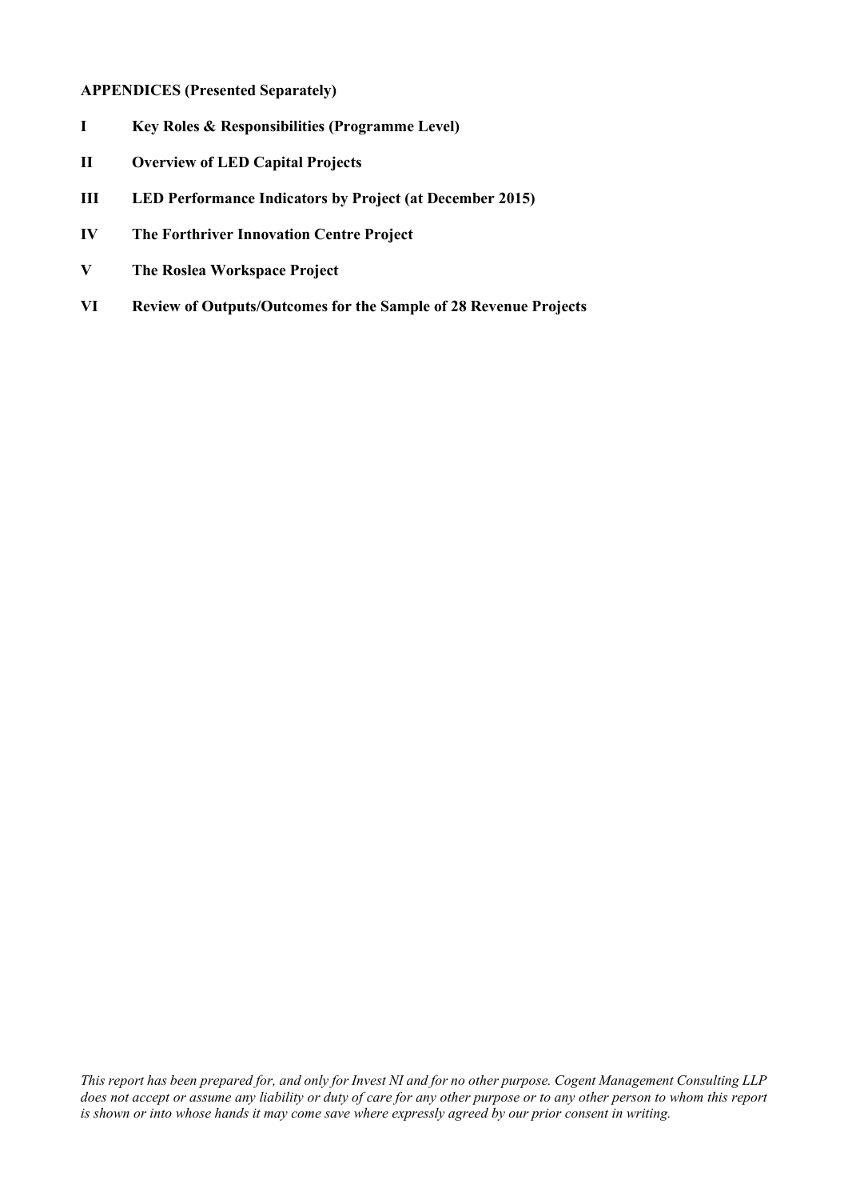**APPENDICES (Presented Separately)**

| | |
|---|---|
| **I** | **Key Roles & Responsibilities (Programme Level)** |
| **II** | **Overview of LED Capital Projects** |
| **III** | **LED Performance Indicators by Project (at December 2015)** |
| **IV** | **The Forthriver Innovation Centre Project** |
| **V** | **The Roslea Workspace Project** |
| **VI** | **Review of Outputs/Outcomes for the Sample of 28 Revenue Projects** |

*This report has been prepared for, and only for Invest NI and for no other purpose. Cogent Management Consulting LLP does not accept or assume any liability or duty of care for any other purpose or to any other person to whom this report is shown or into whose hands it may come save where expressly agreed by our prior consent in writing.*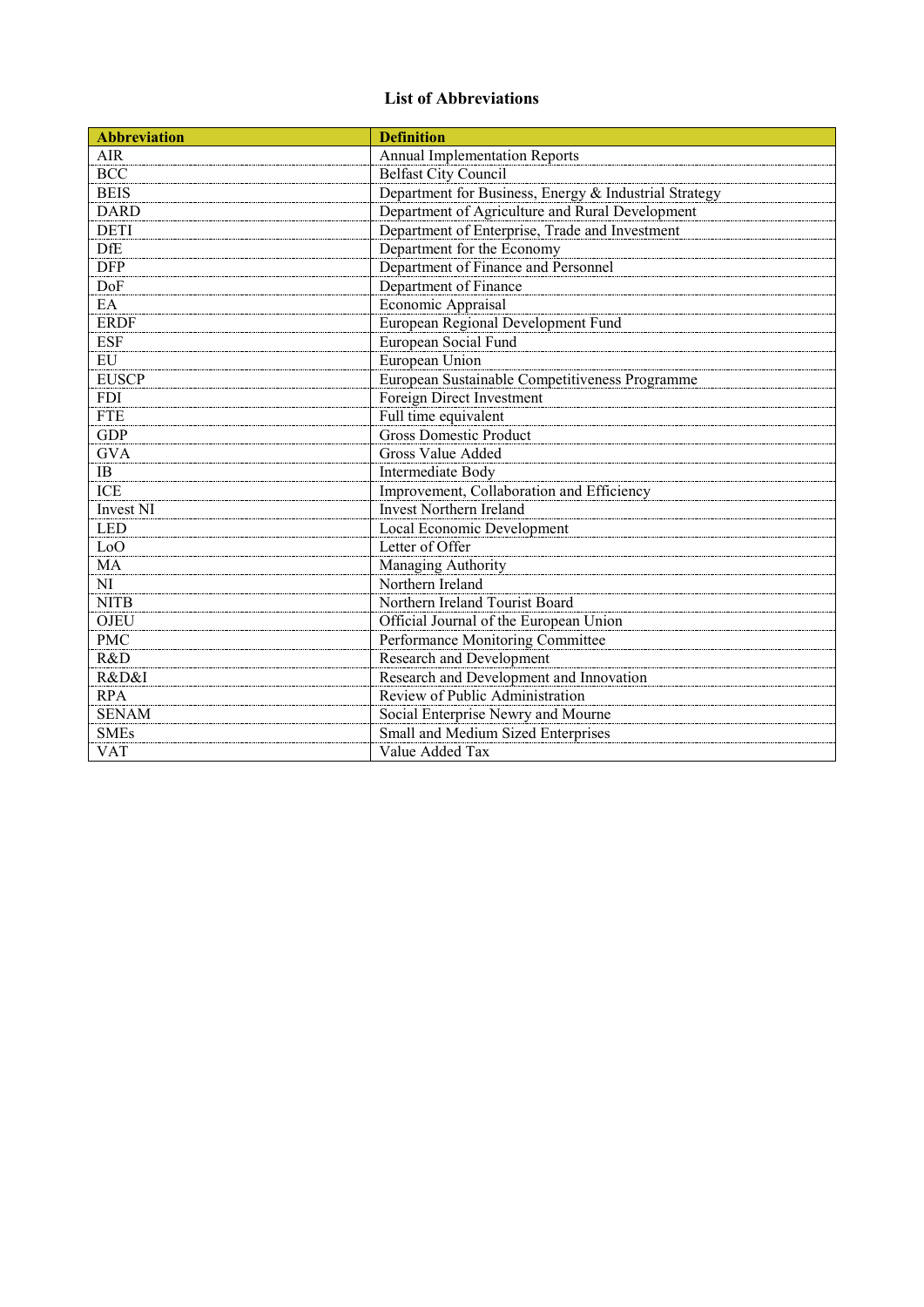# List of Abbreviations

| Abbreviation | Definition |
|---|---|
| AIR | Annual Implementation Reports |
| BCC | Belfast City Council |
| BEIS | Department for Business, Energy & Industrial Strategy |
| DARD | Department of Agriculture and Rural Development |
| DETI | Department of Enterprise, Trade and Investment |
| DfE | Department for the Economy |
| DFP | Department of Finance and Personnel |
| DoF | Department of Finance |
| EA | Economic Appraisal |
| ERDF | European Regional Development Fund |
| ESF | European Social Fund |
| EU | European Union |
| EUSCP | European Sustainable Competitiveness Programme |
| FDI | Foreign Direct Investment |
| FTE | Full time equivalent |
| GDP | Gross Domestic Product |
| GVA | Gross Value Added |
| IB | Intermediate Body |
| ICE | Improvement, Collaboration and Efficiency |
| Invest NI | Invest Northern Ireland |
| LED | Local Economic Development |
| LoO | Letter of Offer |
| MA | Managing Authority |
| NI | Northern Ireland |
| NITB | Northern Ireland Tourist Board |
| OJEU | Official Journal of the European Union |
| PMC | Performance Monitoring Committee |
| R&D | Research and Development |
| R&D&I | Research and Development and Innovation |
| RPA | Review of Public Administration |
| SENAM | Social Enterprise Newry and Mourne |
| SMEs | Small and Medium Sized Enterprises |
| VAT | Value Added Tax |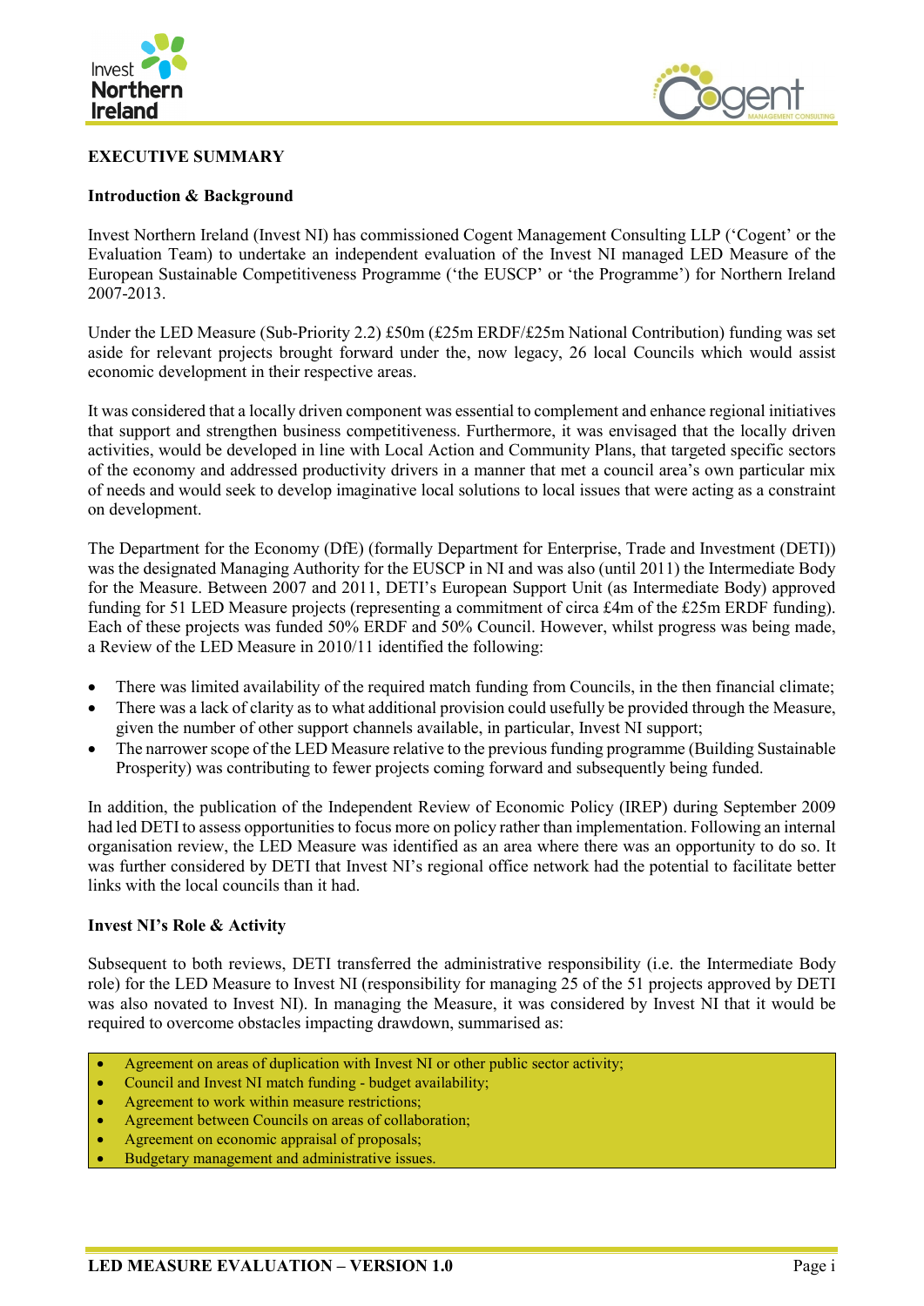## EXECUTIVE SUMMARY

### Introduction & Background

Invest Northern Ireland (Invest NI) has commissioned Cogent Management Consulting LLP ('Cogent' or the Evaluation Team) to undertake an independent evaluation of the Invest NI managed LED Measure of the European Sustainable Competitiveness Programme ('the EUSCP' or 'the Programme') for Northern Ireland 2007-2013.

Under the LED Measure (Sub-Priority 2.2) £50m (£25m ERDF/£25m National Contribution) funding was set aside for relevant projects brought forward under the, now legacy, 26 local Councils which would assist economic development in their respective areas.

It was considered that a locally driven component was essential to complement and enhance regional initiatives that support and strengthen business competitiveness. Furthermore, it was envisaged that the locally driven activities, would be developed in line with Local Action and Community Plans, that targeted specific sectors of the economy and addressed productivity drivers in a manner that met a council area's own particular mix of needs and would seek to develop imaginative local solutions to local issues that were acting as a constraint on development.

The Department for the Economy (DfE) (formally Department for Enterprise, Trade and Investment (DETI)) was the designated Managing Authority for the EUSCP in NI and was also (until 2011) the Intermediate Body for the Measure. Between 2007 and 2011, DETI's European Support Unit (as Intermediate Body) approved funding for 51 LED Measure projects (representing a commitment of circa £4m of the £25m ERDF funding). Each of these projects was funded 50% ERDF and 50% Council. However, whilst progress was being made, a Review of the LED Measure in 2010/11 identified the following:

- There was limited availability of the required match funding from Councils, in the then financial climate;
- There was a lack of clarity as to what additional provision could usefully be provided through the Measure, given the number of other support channels available, in particular, Invest NI support;
- The narrower scope of the LED Measure relative to the previous funding programme (Building Sustainable Prosperity) was contributing to fewer projects coming forward and subsequently being funded.

In addition, the publication of the Independent Review of Economic Policy (IREP) during September 2009 had led DETI to assess opportunities to focus more on policy rather than implementation. Following an internal organisation review, the LED Measure was identified as an area where there was an opportunity to do so. It was further considered by DETI that Invest NI's regional office network had the potential to facilitate better links with the local councils than it had.

### Invest NI's Role & Activity

Subsequent to both reviews, DETI transferred the administrative responsibility (i.e. the Intermediate Body role) for the LED Measure to Invest NI (responsibility for managing 25 of the 51 projects approved by DETI was also novated to Invest NI). In managing the Measure, it was considered by Invest NI that it would be required to overcome obstacles impacting drawdown, summarised as:

- Agreement on areas of duplication with Invest NI or other public sector activity;
- Council and Invest NI match funding - budget availability;
- Agreement to work within measure restrictions;
- Agreement between Councils on areas of collaboration;
- Agreement on economic appraisal of proposals;
- Budgetary management and administrative issues.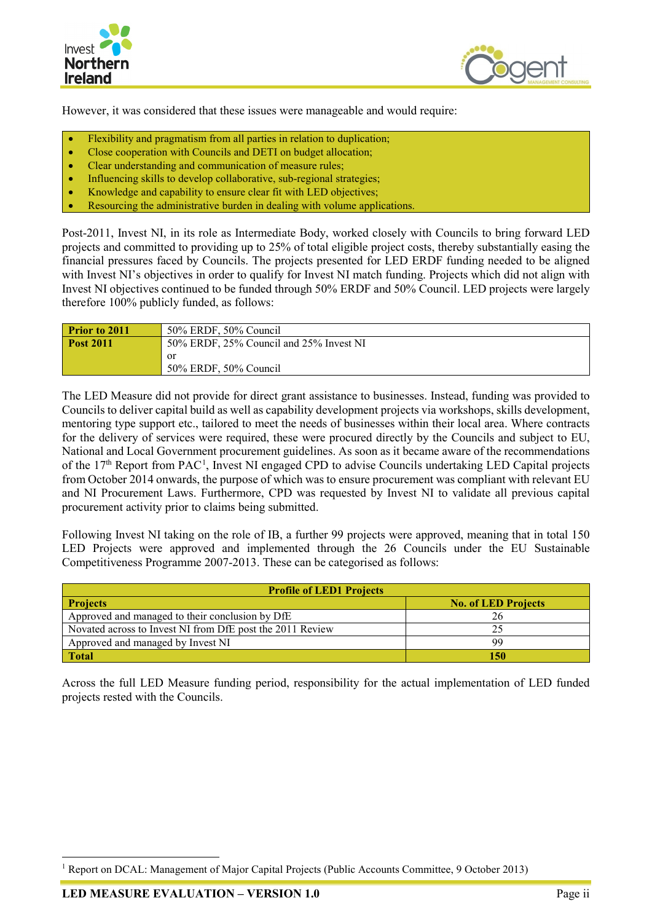However, it was considered that these issues were manageable and would require:

- Flexibility and pragmatism from all parties in relation to duplication;
- Close cooperation with Councils and DETI on budget allocation;
- Clear understanding and communication of measure rules;
- Influencing skills to develop collaborative, sub-regional strategies;
- Knowledge and capability to ensure clear fit with LED objectives;
- Resourcing the administrative burden in dealing with volume applications.

Post-2011, Invest NI, in its role as Intermediate Body, worked closely with Councils to bring forward LED projects and committed to providing up to 25% of total eligible project costs, thereby substantially easing the financial pressures faced by Councils. The projects presented for LED ERDF funding needed to be aligned with Invest NI's objectives in order to qualify for Invest NI match funding. Projects which did not align with Invest NI objectives continued to be funded through 50% ERDF and 50% Council. LED projects were largely therefore 100% publicly funded, as follows:

| | |
|---|---|
| **Prior to 2011** | 50% ERDF, 50% Council |
| **Post 2011** | 50% ERDF, 25% Council and 25% Invest NI<br>or<br>50% ERDF, 50% Council |

The LED Measure did not provide for direct grant assistance to businesses. Instead, funding was provided to Councils to deliver capital build as well as capability development projects via workshops, skills development, mentoring type support etc., tailored to meet the needs of businesses within their local area. Where contracts for the delivery of services were required, these were procured directly by the Councils and subject to EU, National and Local Government procurement guidelines. As soon as it became aware of the recommendations of the 17th Report from PAC[1], Invest NI engaged CPD to advise Councils undertaking LED Capital projects from October 2014 onwards, the purpose of which was to ensure procurement was compliant with relevant EU and NI Procurement Laws. Furthermore, CPD was requested by Invest NI to validate all previous capital procurement activity prior to claims being submitted.

Following Invest NI taking on the role of IB, a further 99 projects were approved, meaning that in total 150 LED Projects were approved and implemented through the 26 Councils under the EU Sustainable Competitiveness Programme 2007-2013. These can be categorised as follows:

| **Profile of LED1 Projects** | |
|---|---|
| **Projects** | **No. of LED Projects** |
| Approved and managed to their conclusion by DfE | 26 |
| Novated across to Invest NI from DfE post the 2011 Review | 25 |
| Approved and managed by Invest NI | 99 |
| **Total** | **150** |

Across the full LED Measure funding period, responsibility for the actual implementation of LED funded projects rested with the Councils.

[1] Report on DCAL: Management of Major Capital Projects (Public Accounts Committee, 9 October 2013)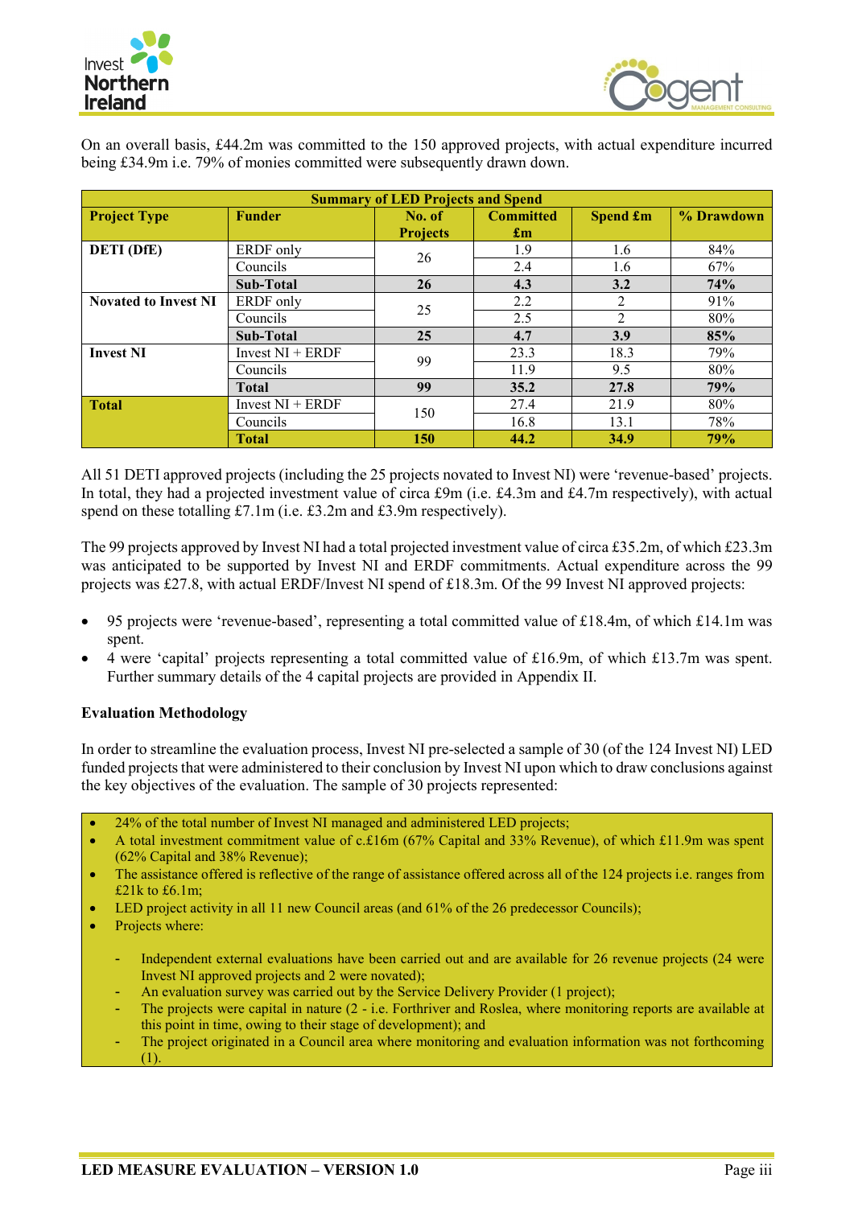On an overall basis, £44.2m was committed to the 150 approved projects, with actual expenditure incurred being £34.9m i.e. 79% of monies committed were subsequently drawn down.

| Summary of LED Projects and Spend | | | | | |
|---|---|---|---|---|---|
| **Project Type** | **Funder** | **No. of Projects** | **Committed £m** | **Spend £m** | **% Drawdown** |
| **DETI (DfE)** | ERDF only | 26 | 1.9 | 1.6 | 84% |
| | Councils | | 2.4 | 1.6 | 67% |
| | **Sub-Total** | **26** | **4.3** | **3.2** | **74%** |
| **Novated to Invest NI** | ERDF only | 25 | 2.2 | 2 | 91% |
| | Councils | | 2.5 | 2 | 80% |
| | **Sub-Total** | **25** | **4.7** | **3.9** | **85%** |
| **Invest NI** | Invest NI + ERDF | 99 | 23.3 | 18.3 | 79% |
| | Councils | | 11.9 | 9.5 | 80% |
| | **Total** | **99** | **35.2** | **27.8** | **79%** |
| **Total** | Invest NI + ERDF | 150 | 27.4 | 21.9 | 80% |
| | Councils | | 16.8 | 13.1 | 78% |
| | **Total** | **150** | **44.2** | **34.9** | **79%** |

All 51 DETI approved projects (including the 25 projects novated to Invest NI) were 'revenue-based' projects. In total, they had a projected investment value of circa £9m (i.e. £4.3m and £4.7m respectively), with actual spend on these totalling £7.1m (i.e. £3.2m and £3.9m respectively).

The 99 projects approved by Invest NI had a total projected investment value of circa £35.2m, of which £23.3m was anticipated to be supported by Invest NI and ERDF commitments. Actual expenditure across the 99 projects was £27.8, with actual ERDF/Invest NI spend of £18.3m. Of the 99 Invest NI approved projects:

- 95 projects were 'revenue-based', representing a total committed value of £18.4m, of which £14.1m was spent.
- 4 were 'capital' projects representing a total committed value of £16.9m, of which £13.7m was spent. Further summary details of the 4 capital projects are provided in Appendix II.

**Evaluation Methodology**

In order to streamline the evaluation process, Invest NI pre-selected a sample of 30 (of the 124 Invest NI) LED funded projects that were administered to their conclusion by Invest NI upon which to draw conclusions against the key objectives of the evaluation. The sample of 30 projects represented:

- 24% of the total number of Invest NI managed and administered LED projects;
- A total investment commitment value of c.£16m (67% Capital and 33% Revenue), of which £11.9m was spent (62% Capital and 38% Revenue);
- The assistance offered is reflective of the range of assistance offered across all of the 124 projects i.e. ranges from £21k to £6.1m;
- LED project activity in all 11 new Council areas (and 61% of the 26 predecessor Councils);
- Projects where:
  - Independent external evaluations have been carried out and are available for 26 revenue projects (24 were Invest NI approved projects and 2 were novated);
  - An evaluation survey was carried out by the Service Delivery Provider (1 project);
  - The projects were capital in nature (2 - i.e. Forthriver and Roslea, where monitoring reports are available at this point in time, owing to their stage of development); and
  - The project originated in a Council area where monitoring and evaluation information was not forthcoming (1).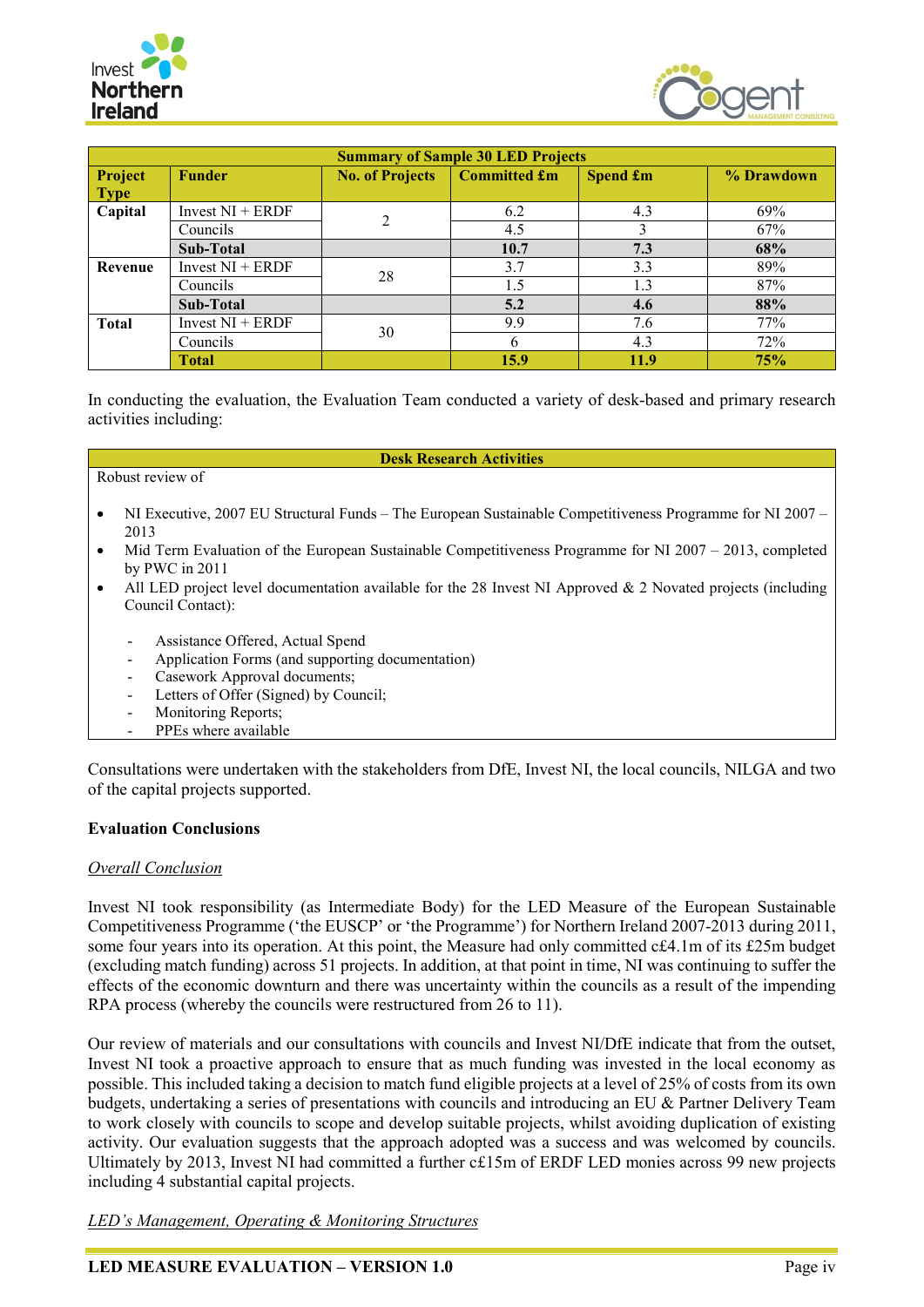| Summary of Sample 30 LED Projects | | | | | |
|---|---|---|---|---|---|
| **Project Type** | **Funder** | **No. of Projects** | **Committed £m** | **Spend £m** | **% Drawdown** |
| **Capital** | Invest NI + ERDF | 2 | 6.2 | 4.3 | 69% |
| | Councils | | 4.5 | 3 | 67% |
| | **Sub-Total** | | **10.7** | **7.3** | **68%** |
| **Revenue** | Invest NI + ERDF | 28 | 3.7 | 3.3 | 89% |
| | Councils | | 1.5 | 1.3 | 87% |
| | **Sub-Total** | | **5.2** | **4.6** | **88%** |
| **Total** | Invest NI + ERDF | 30 | 9.9 | 7.6 | 77% |
| | Councils | | 6 | 4.3 | 72% |
| | **Total** | | **15.9** | **11.9** | **75%** |

In conducting the evaluation, the Evaluation Team conducted a variety of desk-based and primary research activities including:

**Desk Research Activities**

Robust review of

- NI Executive, 2007 EU Structural Funds – The European Sustainable Competitiveness Programme for NI 2007 – 2013
- Mid Term Evaluation of the European Sustainable Competitiveness Programme for NI 2007 – 2013, completed by PWC in 2011
- All LED project level documentation available for the 28 Invest NI Approved & 2 Novated projects (including Council Contact):
  - Assistance Offered, Actual Spend
  - Application Forms (and supporting documentation)
  - Casework Approval documents;
  - Letters of Offer (Signed) by Council;
  - Monitoring Reports;
  - PPEs where available

Consultations were undertaken with the stakeholders from DfE, Invest NI, the local councils, NILGA and two of the capital projects supported.

**Evaluation Conclusions**

*Overall Conclusion*

Invest NI took responsibility (as Intermediate Body) for the LED Measure of the European Sustainable Competitiveness Programme ('the EUSCP' or 'the Programme') for Northern Ireland 2007-2013 during 2011, some four years into its operation. At this point, the Measure had only committed c£4.1m of its £25m budget (excluding match funding) across 51 projects. In addition, at that point in time, NI was continuing to suffer the effects of the economic downturn and there was uncertainty within the councils as a result of the impending RPA process (whereby the councils were restructured from 26 to 11).

Our review of materials and our consultations with councils and Invest NI/DfE indicate that from the outset, Invest NI took a proactive approach to ensure that as much funding was invested in the local economy as possible. This included taking a decision to match fund eligible projects at a level of 25% of costs from its own budgets, undertaking a series of presentations with councils and introducing an EU & Partner Delivery Team to work closely with councils to scope and develop suitable projects, whilst avoiding duplication of existing activity. Our evaluation suggests that the approach adopted was a success and was welcomed by councils. Ultimately by 2013, Invest NI had committed a further c£15m of ERDF LED monies across 99 new projects including 4 substantial capital projects.

*LED's Management, Operating & Monitoring Structures*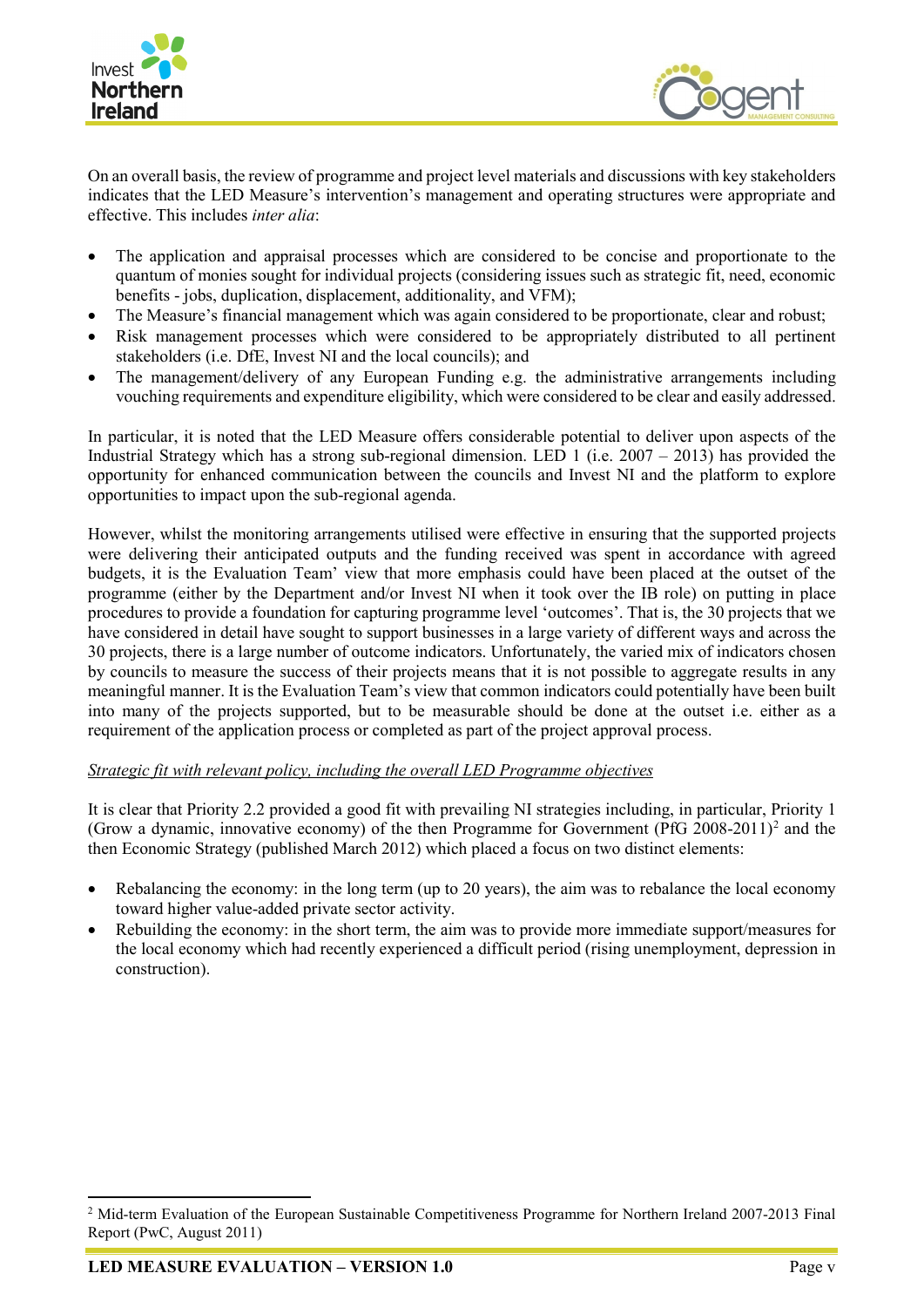On an overall basis, the review of programme and project level materials and discussions with key stakeholders indicates that the LED Measure's intervention's management and operating structures were appropriate and effective. This includes *inter alia*:

- The application and appraisal processes which are considered to be concise and proportionate to the quantum of monies sought for individual projects (considering issues such as strategic fit, need, economic benefits - jobs, duplication, displacement, additionality, and VFM);
- The Measure's financial management which was again considered to be proportionate, clear and robust;
- Risk management processes which were considered to be appropriately distributed to all pertinent stakeholders (i.e. DfE, Invest NI and the local councils); and
- The management/delivery of any European Funding e.g. the administrative arrangements including vouching requirements and expenditure eligibility, which were considered to be clear and easily addressed.

In particular, it is noted that the LED Measure offers considerable potential to deliver upon aspects of the Industrial Strategy which has a strong sub-regional dimension. LED 1 (i.e. 2007 – 2013) has provided the opportunity for enhanced communication between the councils and Invest NI and the platform to explore opportunities to impact upon the sub-regional agenda.

However, whilst the monitoring arrangements utilised were effective in ensuring that the supported projects were delivering their anticipated outputs and the funding received was spent in accordance with agreed budgets, it is the Evaluation Team' view that more emphasis could have been placed at the outset of the programme (either by the Department and/or Invest NI when it took over the IB role) on putting in place procedures to provide a foundation for capturing programme level 'outcomes'. That is, the 30 projects that we have considered in detail have sought to support businesses in a large variety of different ways and across the 30 projects, there is a large number of outcome indicators. Unfortunately, the varied mix of indicators chosen by councils to measure the success of their projects means that it is not possible to aggregate results in any meaningful manner. It is the Evaluation Team's view that common indicators could potentially have been built into many of the projects supported, but to be measurable should be done at the outset i.e. either as a requirement of the application process or completed as part of the project approval process.

<u>*Strategic fit with relevant policy, including the overall LED Programme objectives*</u>

It is clear that Priority 2.2 provided a good fit with prevailing NI strategies including, in particular, Priority 1 (Grow a dynamic, innovative economy) of the then Programme for Government (PfG 2008-2011)[2] and the then Economic Strategy (published March 2012) which placed a focus on two distinct elements:

- Rebalancing the economy: in the long term (up to 20 years), the aim was to rebalance the local economy toward higher value-added private sector activity.
- Rebuilding the economy: in the short term, the aim was to provide more immediate support/measures for the local economy which had recently experienced a difficult period (rising unemployment, depression in construction).

[2] Mid-term Evaluation of the European Sustainable Competitiveness Programme for Northern Ireland 2007-2013 Final Report (PwC, August 2011)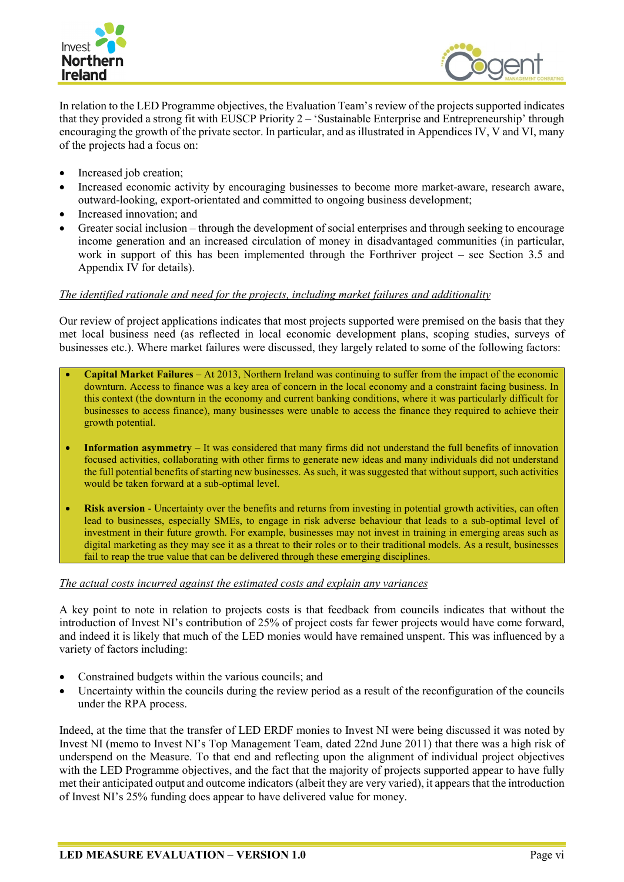In relation to the LED Programme objectives, the Evaluation Team's review of the projects supported indicates that they provided a strong fit with EUSCP Priority 2 – 'Sustainable Enterprise and Entrepreneurship' through encouraging the growth of the private sector. In particular, and as illustrated in Appendices IV, V and VI, many of the projects had a focus on:

- Increased job creation;
- Increased economic activity by encouraging businesses to become more market-aware, research aware, outward-looking, export-orientated and committed to ongoing business development;
- Increased innovation; and
- Greater social inclusion – through the development of social enterprises and through seeking to encourage income generation and an increased circulation of money in disadvantaged communities (in particular, work in support of this has been implemented through the Forthriver project – see Section 3.5 and Appendix IV for details).

*The identified rationale and need for the projects, including market failures and additionality*

Our review of project applications indicates that most projects supported were premised on the basis that they met local business need (as reflected in local economic development plans, scoping studies, surveys of businesses etc.). Where market failures were discussed, they largely related to some of the following factors:

- **Capital Market Failures** – At 2013, Northern Ireland was continuing to suffer from the impact of the economic downturn. Access to finance was a key area of concern in the local economy and a constraint facing business. In this context (the downturn in the economy and current banking conditions, where it was particularly difficult for businesses to access finance), many businesses were unable to access the finance they required to achieve their growth potential.

- **Information asymmetry** – It was considered that many firms did not understand the full benefits of innovation focused activities, collaborating with other firms to generate new ideas and many individuals did not understand the full potential benefits of starting new businesses. As such, it was suggested that without support, such activities would be taken forward at a sub-optimal level.

- **Risk aversion** - Uncertainty over the benefits and returns from investing in potential growth activities, can often lead to businesses, especially SMEs, to engage in risk adverse behaviour that leads to a sub-optimal level of investment in their future growth. For example, businesses may not invest in training in emerging areas such as digital marketing as they may see it as a threat to their roles or to their traditional models. As a result, businesses fail to reap the true value that can be delivered through these emerging disciplines.

*The actual costs incurred against the estimated costs and explain any variances*

A key point to note in relation to projects costs is that feedback from councils indicates that without the introduction of Invest NI's contribution of 25% of project costs far fewer projects would have come forward, and indeed it is likely that much of the LED monies would have remained unspent. This was influenced by a variety of factors including:

- Constrained budgets within the various councils; and
- Uncertainty within the councils during the review period as a result of the reconfiguration of the councils under the RPA process.

Indeed, at the time that the transfer of LED ERDF monies to Invest NI were being discussed it was noted by Invest NI (memo to Invest NI's Top Management Team, dated 22nd June 2011) that there was a high risk of underspend on the Measure. To that end and reflecting upon the alignment of individual project objectives with the LED Programme objectives, and the fact that the majority of projects supported appear to have fully met their anticipated output and outcome indicators (albeit they are very varied), it appears that the introduction of Invest NI's 25% funding does appear to have delivered value for money.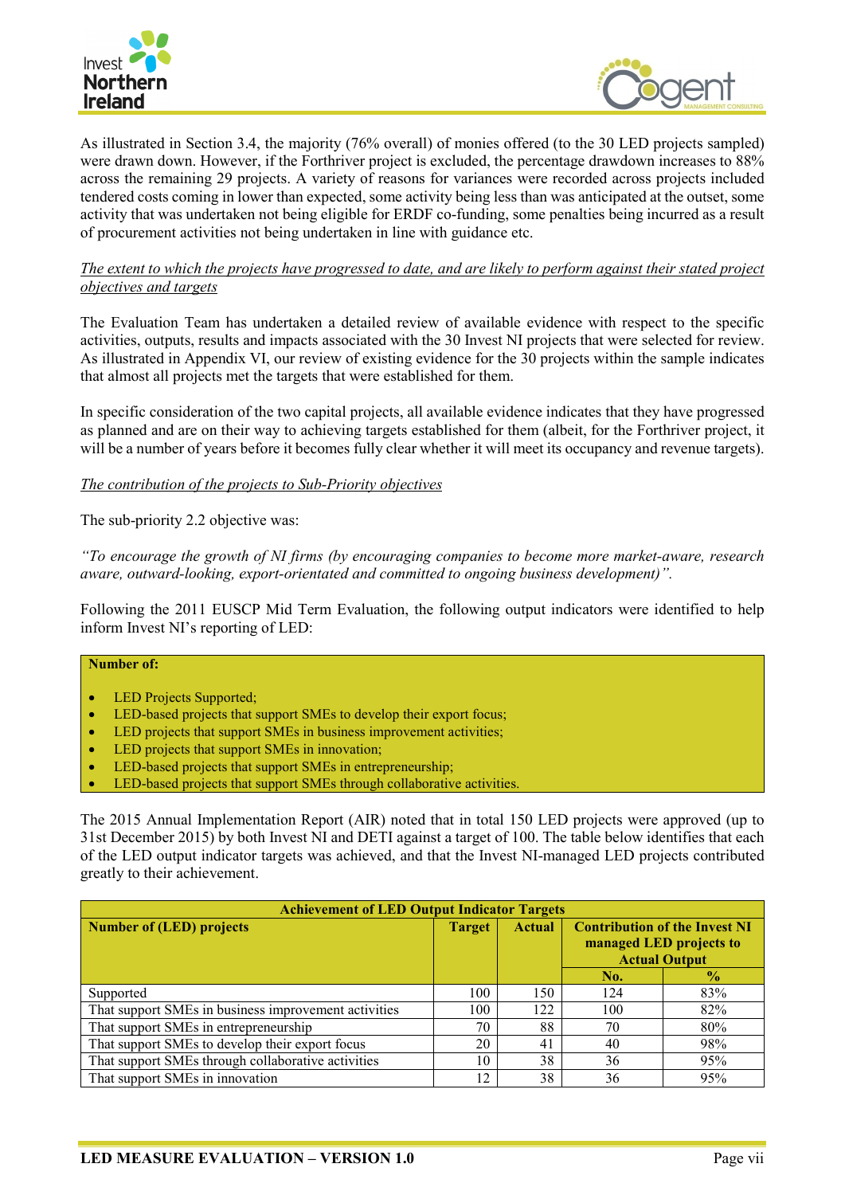As illustrated in Section 3.4, the majority (76% overall) of monies offered (to the 30 LED projects sampled) were drawn down. However, if the Forthriver project is excluded, the percentage drawdown increases to 88% across the remaining 29 projects. A variety of reasons for variances were recorded across projects included tendered costs coming in lower than expected, some activity being less than was anticipated at the outset, some activity that was undertaken not being eligible for ERDF co-funding, some penalties being incurred as a result of procurement activities not being undertaken in line with guidance etc.

*The extent to which the projects have progressed to date, and are likely to perform against their stated project objectives and targets*

The Evaluation Team has undertaken a detailed review of available evidence with respect to the specific activities, outputs, results and impacts associated with the 30 Invest NI projects that were selected for review. As illustrated in Appendix VI, our review of existing evidence for the 30 projects within the sample indicates that almost all projects met the targets that were established for them.

In specific consideration of the two capital projects, all available evidence indicates that they have progressed as planned and are on their way to achieving targets established for them (albeit, for the Forthriver project, it will be a number of years before it becomes fully clear whether it will meet its occupancy and revenue targets).

*The contribution of the projects to Sub-Priority objectives*

The sub-priority 2.2 objective was:

*"To encourage the growth of NI firms (by encouraging companies to become more market-aware, research aware, outward-looking, export-orientated and committed to ongoing business development)".*

Following the 2011 EUSCP Mid Term Evaluation, the following output indicators were identified to help inform Invest NI's reporting of LED:

**Number of:**

- LED Projects Supported;
- LED-based projects that support SMEs to develop their export focus;
- LED projects that support SMEs in business improvement activities;
- LED projects that support SMEs in innovation;
- LED-based projects that support SMEs in entrepreneurship;
- LED-based projects that support SMEs through collaborative activities.

The 2015 Annual Implementation Report (AIR) noted that in total 150 LED projects were approved (up to 31st December 2015) by both Invest NI and DETI against a target of 100. The table below identifies that each of the LED output indicator targets was achieved, and that the Invest NI-managed LED projects contributed greatly to their achievement.

| Achievement of LED Output Indicator Targets | | | | |
|---|---|---|---|---|
| **Number of (LED) projects** | **Target** | **Actual** | **Contribution of the Invest NI managed LED projects to Actual Output** | |
| | | | **No.** | **%** |
| Supported | 100 | 150 | 124 | 83% |
| That support SMEs in business improvement activities | 100 | 122 | 100 | 82% |
| That support SMEs in entrepreneurship | 70 | 88 | 70 | 80% |
| That support SMEs to develop their export focus | 20 | 41 | 40 | 98% |
| That support SMEs through collaborative activities | 10 | 38 | 36 | 95% |
| That support SMEs in innovation | 12 | 38 | 36 | 95% |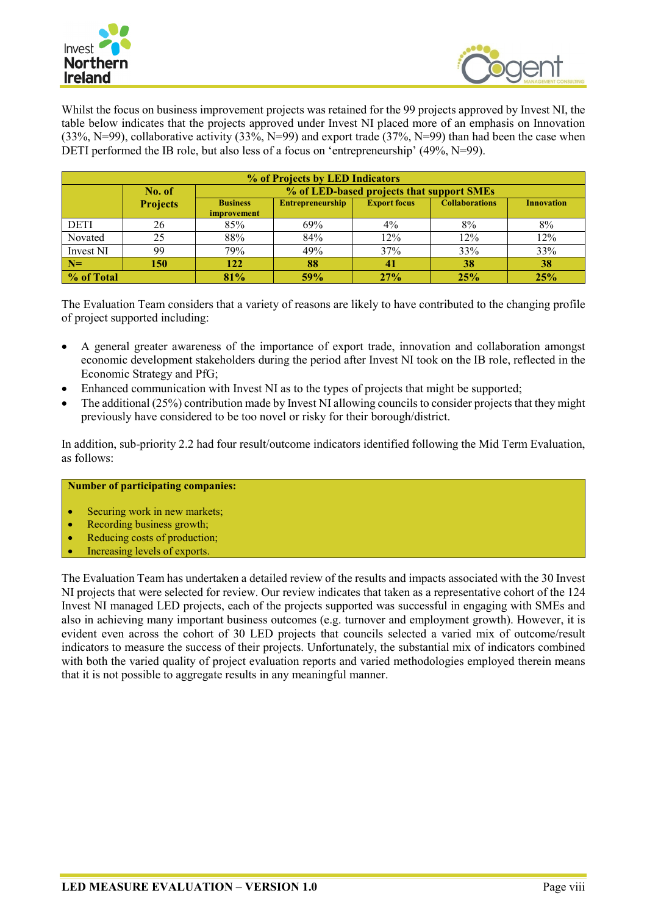Whilst the focus on business improvement projects was retained for the 99 projects approved by Invest NI, the table below indicates that the projects approved under Invest NI placed more of an emphasis on Innovation (33%, N=99), collaborative activity (33%, N=99) and export trade (37%, N=99) than had been the case when DETI performed the IB role, but also less of a focus on 'entrepreneurship' (49%, N=99).

| % of Projects by LED Indicators | | | | | | |
|---|---|---|---|---|---|---|
| | No. of Projects | % of LED-based projects that support SMEs | | | | |
| | | Business improvement | Entrepreneurship | Export focus | Collaborations | Innovation |
| DETI | 26 | 85% | 69% | 4% | 8% | 8% |
| Novated | 25 | 88% | 84% | 12% | 12% | 12% |
| Invest NI | 99 | 79% | 49% | 37% | 33% | 33% |
| **N=** | **150** | **122** | **88** | **41** | **38** | **38** |
| **% of Total** | | **81%** | **59%** | **27%** | **25%** | **25%** |

The Evaluation Team considers that a variety of reasons are likely to have contributed to the changing profile of project supported including:

- A general greater awareness of the importance of export trade, innovation and collaboration amongst economic development stakeholders during the period after Invest NI took on the IB role, reflected in the Economic Strategy and PfG;
- Enhanced communication with Invest NI as to the types of projects that might be supported;
- The additional (25%) contribution made by Invest NI allowing councils to consider projects that they might previously have considered to be too novel or risky for their borough/district.

In addition, sub-priority 2.2 had four result/outcome indicators identified following the Mid Term Evaluation, as follows:

**Number of participating companies:**

- Securing work in new markets;
- Recording business growth;
- Reducing costs of production;
- Increasing levels of exports.

The Evaluation Team has undertaken a detailed review of the results and impacts associated with the 30 Invest NI projects that were selected for review. Our review indicates that taken as a representative cohort of the 124 Invest NI managed LED projects, each of the projects supported was successful in engaging with SMEs and also in achieving many important business outcomes (e.g. turnover and employment growth). However, it is evident even across the cohort of 30 LED projects that councils selected a varied mix of outcome/result indicators to measure the success of their projects. Unfortunately, the substantial mix of indicators combined with both the varied quality of project evaluation reports and varied methodologies employed therein means that it is not possible to aggregate results in any meaningful manner.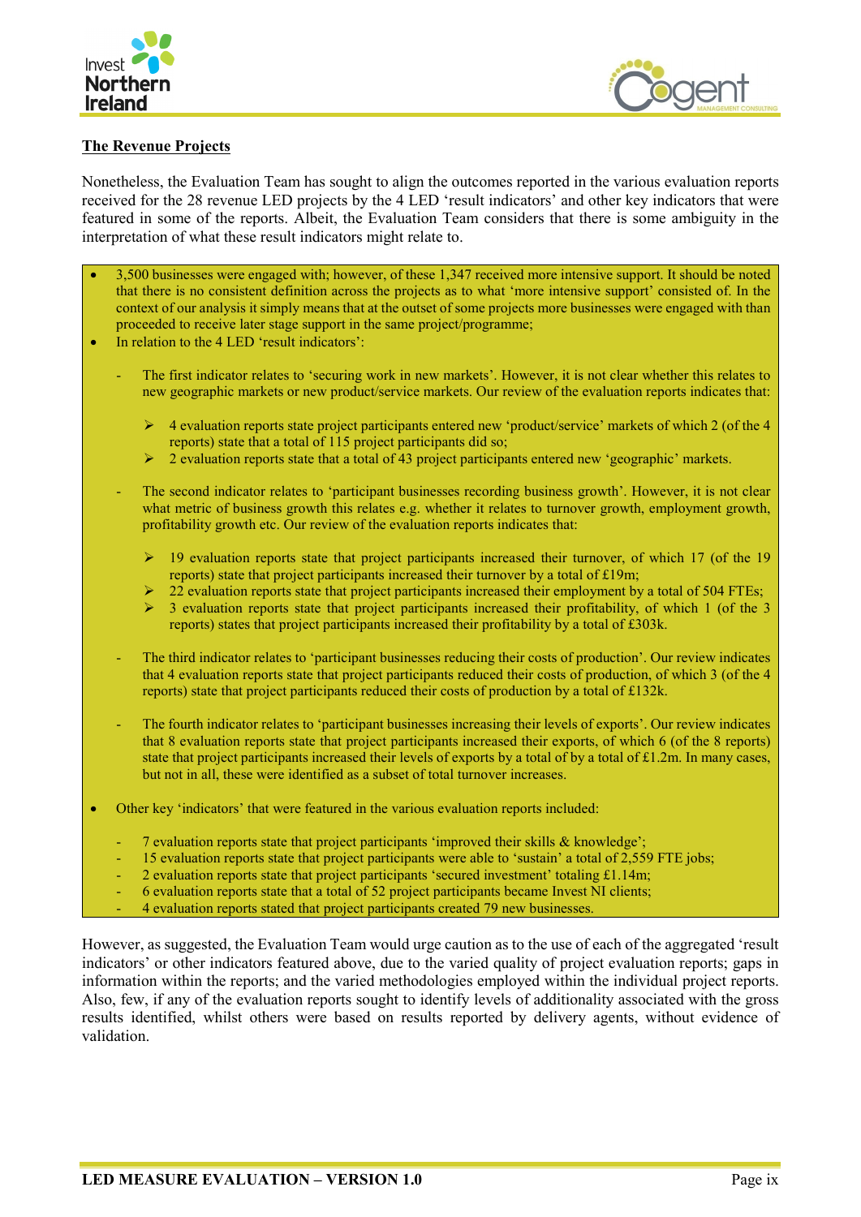**The Revenue Projects**

Nonetheless, the Evaluation Team has sought to align the outcomes reported in the various evaluation reports received for the 28 revenue LED projects by the 4 LED 'result indicators' and other key indicators that were featured in some of the reports. Albeit, the Evaluation Team considers that there is some ambiguity in the interpretation of what these result indicators might relate to.

- 3,500 businesses were engaged with; however, of these 1,347 received more intensive support. It should be noted that there is no consistent definition across the projects as to what 'more intensive support' consisted of. In the context of our analysis it simply means that at the outset of some projects more businesses were engaged with than proceeded to receive later stage support in the same project/programme;
- In relation to the 4 LED 'result indicators':
  - The first indicator relates to 'securing work in new markets'. However, it is not clear whether this relates to new geographic markets or new product/service markets. Our review of the evaluation reports indicates that:
    - 4 evaluation reports state project participants entered new 'product/service' markets of which 2 (of the 4 reports) state that a total of 115 project participants did so;
    - 2 evaluation reports state that a total of 43 project participants entered new 'geographic' markets.
  - The second indicator relates to 'participant businesses recording business growth'. However, it is not clear what metric of business growth this relates e.g. whether it relates to turnover growth, employment growth, profitability growth etc. Our review of the evaluation reports indicates that:
    - 19 evaluation reports state that project participants increased their turnover, of which 17 (of the 19 reports) state that project participants increased their turnover by a total of £19m;
    - 22 evaluation reports state that project participants increased their employment by a total of 504 FTEs;
    - 3 evaluation reports state that project participants increased their profitability, of which 1 (of the 3 reports) states that project participants increased their profitability by a total of £303k.
  - The third indicator relates to 'participant businesses reducing their costs of production'. Our review indicates that 4 evaluation reports state that project participants reduced their costs of production, of which 3 (of the 4 reports) state that project participants reduced their costs of production by a total of £132k.
  - The fourth indicator relates to 'participant businesses increasing their levels of exports'. Our review indicates that 8 evaluation reports state that project participants increased their exports, of which 6 (of the 8 reports) state that project participants increased their levels of exports by a total of by a total of £1.2m. In many cases, but not in all, these were identified as a subset of total turnover increases.
- Other key 'indicators' that were featured in the various evaluation reports included:
  - 7 evaluation reports state that project participants 'improved their skills & knowledge';
  - 15 evaluation reports state that project participants were able to 'sustain' a total of 2,559 FTE jobs;
  - 2 evaluation reports state that project participants 'secured investment' totaling £1.14m;
  - 6 evaluation reports state that a total of 52 project participants became Invest NI clients;
  - 4 evaluation reports stated that project participants created 79 new businesses.

However, as suggested, the Evaluation Team would urge caution as to the use of each of the aggregated 'result indicators' or other indicators featured above, due to the varied quality of project evaluation reports; gaps in information within the reports; and the varied methodologies employed within the individual project reports. Also, few, if any of the evaluation reports sought to identify levels of additionality associated with the gross results identified, whilst others were based on results reported by delivery agents, without evidence of validation.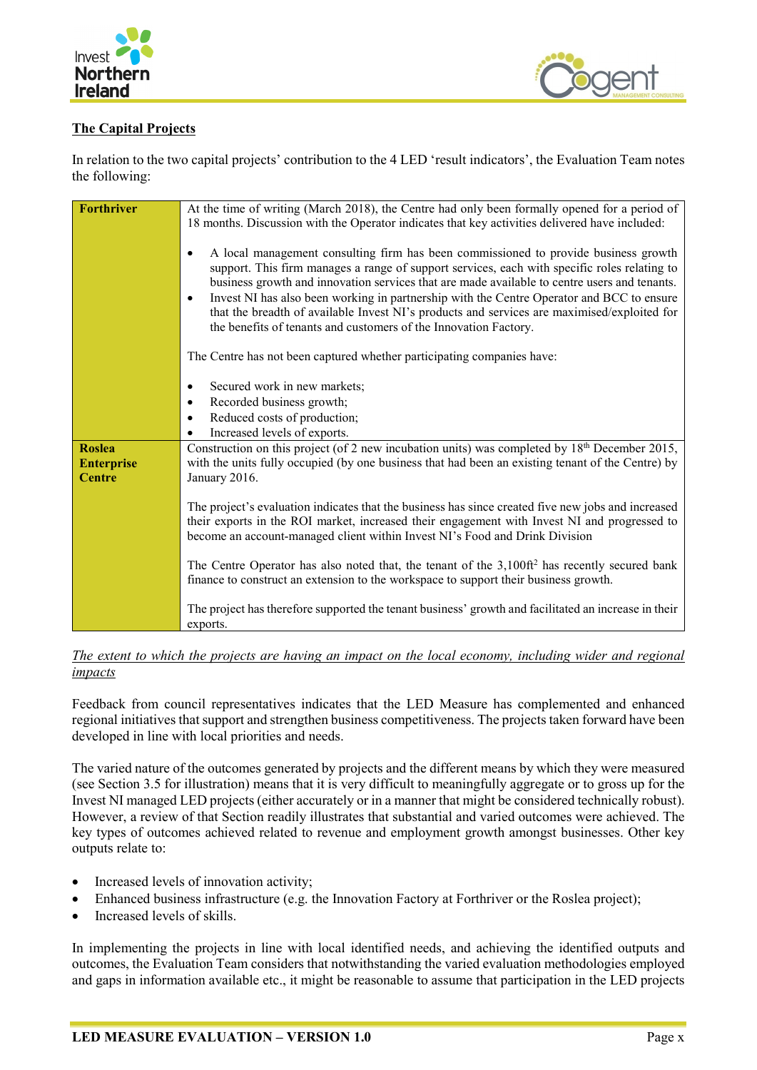## The Capital Projects

In relation to the two capital projects' contribution to the 4 LED 'result indicators', the Evaluation Team notes the following:

| | |
|---|---|
| **Forthriver** | At the time of writing (March 2018), the Centre had only been formally opened for a period of 18 months. Discussion with the Operator indicates that key activities delivered have included:<br><br>• A local management consulting firm has been commissioned to provide business growth support. This firm manages a range of support services, each with specific roles relating to business growth and innovation services that are made available to centre users and tenants.<br>• Invest NI has also been working in partnership with the Centre Operator and BCC to ensure that the breadth of available Invest NI's products and services are maximised/exploited for the benefits of tenants and customers of the Innovation Factory.<br><br>The Centre has not been captured whether participating companies have:<br><br>• Secured work in new markets;<br>• Recorded business growth;<br>• Reduced costs of production;<br>• Increased levels of exports. |
| **Roslea Enterprise Centre** | Construction on this project (of 2 new incubation units) was completed by 18th December 2015, with the units fully occupied (by one business that had been an existing tenant of the Centre) by January 2016.<br><br>The project's evaluation indicates that the business has since created five new jobs and increased their exports in the ROI market, increased their engagement with Invest NI and progressed to become an account-managed client within Invest NI's Food and Drink Division<br><br>The Centre Operator has also noted that, the tenant of the 3,100ft$^2$ has recently secured bank finance to construct an extension to the workspace to support their business growth.<br><br>The project has therefore supported the tenant business' growth and facilitated an increase in their exports. |

*The extent to which the projects are having an impact on the local economy, including wider and regional impacts*

Feedback from council representatives indicates that the LED Measure has complemented and enhanced regional initiatives that support and strengthen business competitiveness. The projects taken forward have been developed in line with local priorities and needs.

The varied nature of the outcomes generated by projects and the different means by which they were measured (see Section 3.5 for illustration) means that it is very difficult to meaningfully aggregate or to gross up for the Invest NI managed LED projects (either accurately or in a manner that might be considered technically robust). However, a review of that Section readily illustrates that substantial and varied outcomes were achieved. The key types of outcomes achieved related to revenue and employment growth amongst businesses. Other key outputs relate to:

- Increased levels of innovation activity;
- Enhanced business infrastructure (e.g. the Innovation Factory at Forthriver or the Roslea project);
- Increased levels of skills.

In implementing the projects in line with local identified needs, and achieving the identified outputs and outcomes, the Evaluation Team considers that notwithstanding the varied evaluation methodologies employed and gaps in information available etc., it might be reasonable to assume that participation in the LED projects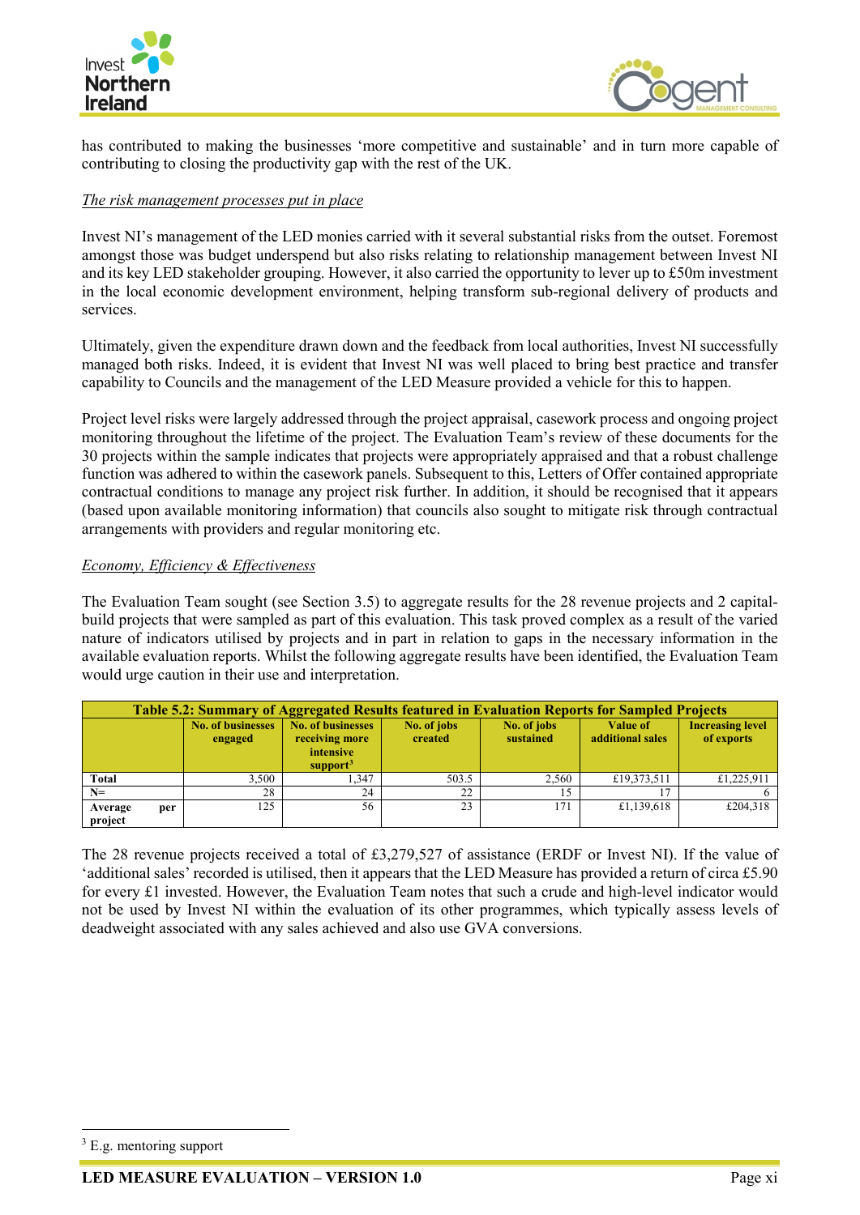has contributed to making the businesses 'more competitive and sustainable' and in turn more capable of contributing to closing the productivity gap with the rest of the UK.

*The risk management processes put in place*

Invest NI's management of the LED monies carried with it several substantial risks from the outset. Foremost amongst those was budget underspend but also risks relating to relationship management between Invest NI and its key LED stakeholder grouping. However, it also carried the opportunity to lever up to £50m investment in the local economic development environment, helping transform sub-regional delivery of products and services.

Ultimately, given the expenditure drawn down and the feedback from local authorities, Invest NI successfully managed both risks. Indeed, it is evident that Invest NI was well placed to bring best practice and transfer capability to Councils and the management of the LED Measure provided a vehicle for this to happen.

Project level risks were largely addressed through the project appraisal, casework process and ongoing project monitoring throughout the lifetime of the project. The Evaluation Team's review of these documents for the 30 projects within the sample indicates that projects were appropriately appraised and that a robust challenge function was adhered to within the casework panels. Subsequent to this, Letters of Offer contained appropriate contractual conditions to manage any project risk further. In addition, it should be recognised that it appears (based upon available monitoring information) that councils also sought to mitigate risk through contractual arrangements with providers and regular monitoring etc.

*Economy, Efficiency & Effectiveness*

The Evaluation Team sought (see Section 3.5) to aggregate results for the 28 revenue projects and 2 capital-build projects that were sampled as part of this evaluation. This task proved complex as a result of the varied nature of indicators utilised by projects and in part in relation to gaps in the necessary information in the available evaluation reports. Whilst the following aggregate results have been identified, the Evaluation Team would urge caution in their use and interpretation.

**Table 5.2: Summary of Aggregated Results featured in Evaluation Reports for Sampled Projects**

| | No. of businesses engaged | No. of businesses receiving more intensive support[3] | No. of jobs created | No. of jobs sustained | Value of additional sales | Increasing level of exports |
|---|---|---|---|---|---|---|
| **Total** | 3,500 | 1,347 | 503.5 | 2,560 | £19,373,511 | £1,225,911 |
| **N=** | 28 | 24 | 22 | 15 | 17 | 6 |
| **Average per project** | 125 | 56 | 23 | 171 | £1,139,618 | £204,318 |

The 28 revenue projects received a total of £3,279,527 of assistance (ERDF or Invest NI). If the value of 'additional sales' recorded is utilised, then it appears that the LED Measure has provided a return of circa £5.90 for every £1 invested. However, the Evaluation Team notes that such a crude and high-level indicator would not be used by Invest NI within the evaluation of its other programmes, which typically assess levels of deadweight associated with any sales achieved and also use GVA conversions.

[3] E.g. mentoring support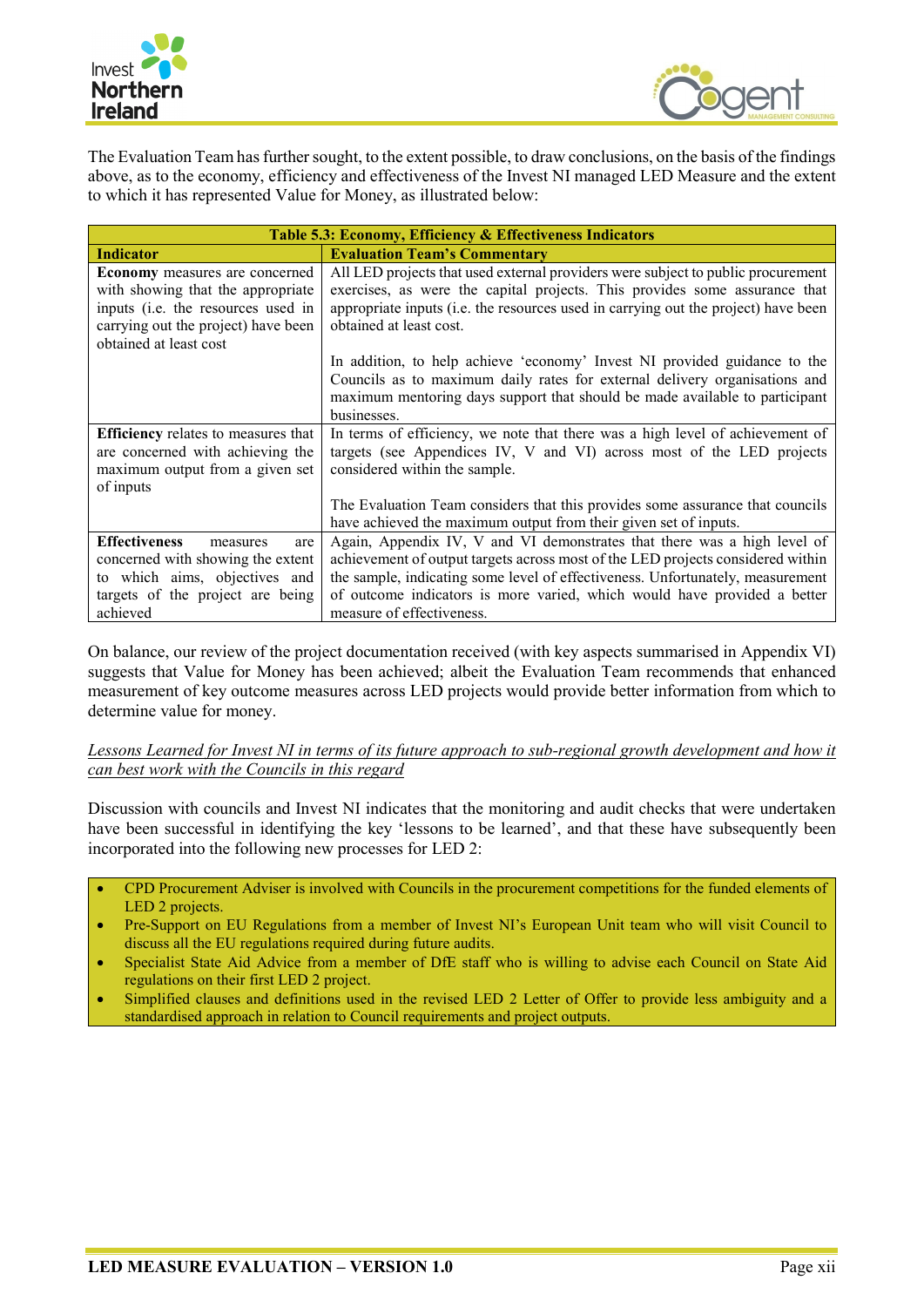The Evaluation Team has further sought, to the extent possible, to draw conclusions, on the basis of the findings above, as to the economy, efficiency and effectiveness of the Invest NI managed LED Measure and the extent to which it has represented Value for Money, as illustrated below:

| Table 5.3: Economy, Efficiency & Effectiveness Indicators | |
|---|---|
| **Indicator** | **Evaluation Team's Commentary** |
| **Economy** measures are concerned with showing that the appropriate inputs (i.e. the resources used in carrying out the project) have been obtained at least cost | All LED projects that used external providers were subject to public procurement exercises, as were the capital projects. This provides some assurance that appropriate inputs (i.e. the resources used in carrying out the project) have been obtained at least cost.<br><br>In addition, to help achieve 'economy' Invest NI provided guidance to the Councils as to maximum daily rates for external delivery organisations and maximum mentoring days support that should be made available to participant businesses. |
| **Efficiency** relates to measures that are concerned with achieving the maximum output from a given set of inputs | In terms of efficiency, we note that there was a high level of achievement of targets (see Appendices IV, V and VI) across most of the LED projects considered within the sample.<br><br>The Evaluation Team considers that this provides some assurance that councils have achieved the maximum output from their given set of inputs. |
| **Effectiveness** measures are concerned with showing the extent to which aims, objectives and targets of the project are being achieved | Again, Appendix IV, V and VI demonstrates that there was a high level of achievement of output targets across most of the LED projects considered within the sample, indicating some level of effectiveness. Unfortunately, measurement of outcome indicators is more varied, which would have provided a better measure of effectiveness. |

On balance, our review of the project documentation received (with key aspects summarised in Appendix VI) suggests that Value for Money has been achieved; albeit the Evaluation Team recommends that enhanced measurement of key outcome measures across LED projects would provide better information from which to determine value for money.

*Lessons Learned for Invest NI in terms of its future approach to sub-regional growth development and how it can best work with the Councils in this regard*

Discussion with councils and Invest NI indicates that the monitoring and audit checks that were undertaken have been successful in identifying the key 'lessons to be learned', and that these have subsequently been incorporated into the following new processes for LED 2:

- CPD Procurement Adviser is involved with Councils in the procurement competitions for the funded elements of LED 2 projects.
- Pre-Support on EU Regulations from a member of Invest NI's European Unit team who will visit Council to discuss all the EU regulations required during future audits.
- Specialist State Aid Advice from a member of DfE staff who is willing to advise each Council on State Aid regulations on their first LED 2 project.
- Simplified clauses and definitions used in the revised LED 2 Letter of Offer to provide less ambiguity and a standardised approach in relation to Council requirements and project outputs.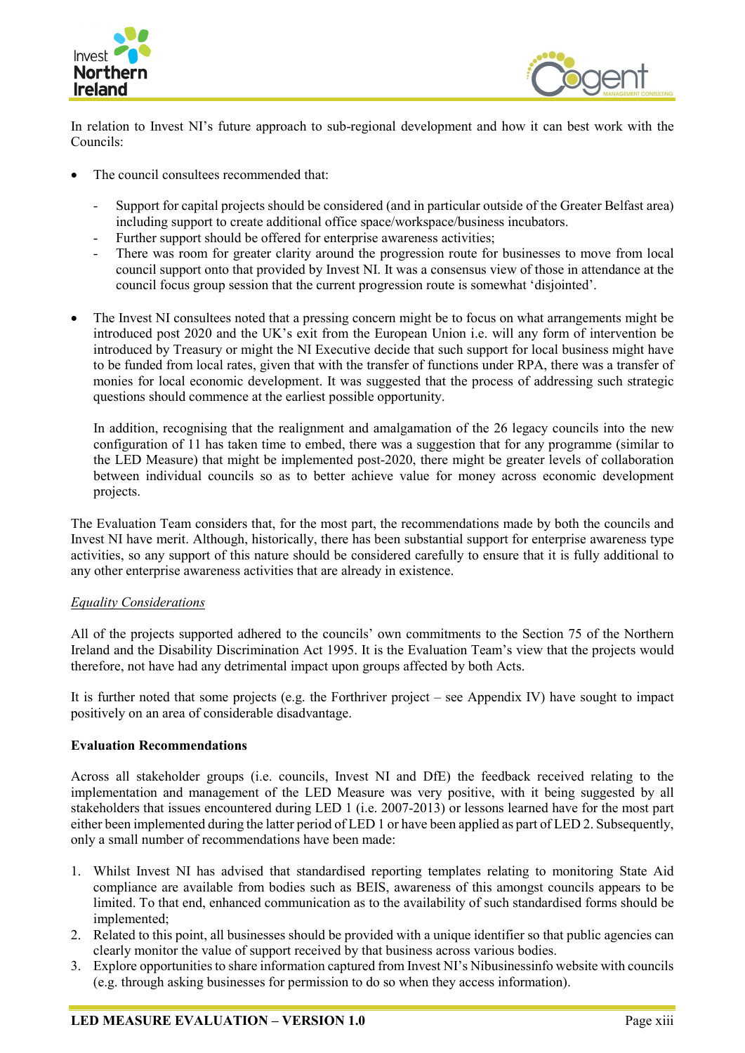In relation to Invest NI's future approach to sub-regional development and how it can best work with the Councils:

- The council consultees recommended that:
  - Support for capital projects should be considered (and in particular outside of the Greater Belfast area) including support to create additional office space/workspace/business incubators.
  - Further support should be offered for enterprise awareness activities;
  - There was room for greater clarity around the progression route for businesses to move from local council support onto that provided by Invest NI. It was a consensus view of those in attendance at the council focus group session that the current progression route is somewhat 'disjointed'.

- The Invest NI consultees noted that a pressing concern might be to focus on what arrangements might be introduced post 2020 and the UK's exit from the European Union i.e. will any form of intervention be introduced by Treasury or might the NI Executive decide that such support for local business might have to be funded from local rates, given that with the transfer of functions under RPA, there was a transfer of monies for local economic development. It was suggested that the process of addressing such strategic questions should commence at the earliest possible opportunity.

  In addition, recognising that the realignment and amalgamation of the 26 legacy councils into the new configuration of 11 has taken time to embed, there was a suggestion that for any programme (similar to the LED Measure) that might be implemented post-2020, there might be greater levels of collaboration between individual councils so as to better achieve value for money across economic development projects.

The Evaluation Team considers that, for the most part, the recommendations made by both the councils and Invest NI have merit. Although, historically, there has been substantial support for enterprise awareness type activities, so any support of this nature should be considered carefully to ensure that it is fully additional to any other enterprise awareness activities that are already in existence.

*Equality Considerations*

All of the projects supported adhered to the councils' own commitments to the Section 75 of the Northern Ireland and the Disability Discrimination Act 1995. It is the Evaluation Team's view that the projects would therefore, not have had any detrimental impact upon groups affected by both Acts.

It is further noted that some projects (e.g. the Forthriver project – see Appendix IV) have sought to impact positively on an area of considerable disadvantage.

**Evaluation Recommendations**

Across all stakeholder groups (i.e. councils, Invest NI and DfE) the feedback received relating to the implementation and management of the LED Measure was very positive, with it being suggested by all stakeholders that issues encountered during LED 1 (i.e. 2007-2013) or lessons learned have for the most part either been implemented during the latter period of LED 1 or have been applied as part of LED 2. Subsequently, only a small number of recommendations have been made:

1. Whilst Invest NI has advised that standardised reporting templates relating to monitoring State Aid compliance are available from bodies such as BEIS, awareness of this amongst councils appears to be limited. To that end, enhanced communication as to the availability of such standardised forms should be implemented;
2. Related to this point, all businesses should be provided with a unique identifier so that public agencies can clearly monitor the value of support received by that business across various bodies.
3. Explore opportunities to share information captured from Invest NI's Nibusinessinfo website with councils (e.g. through asking businesses for permission to do so when they access information).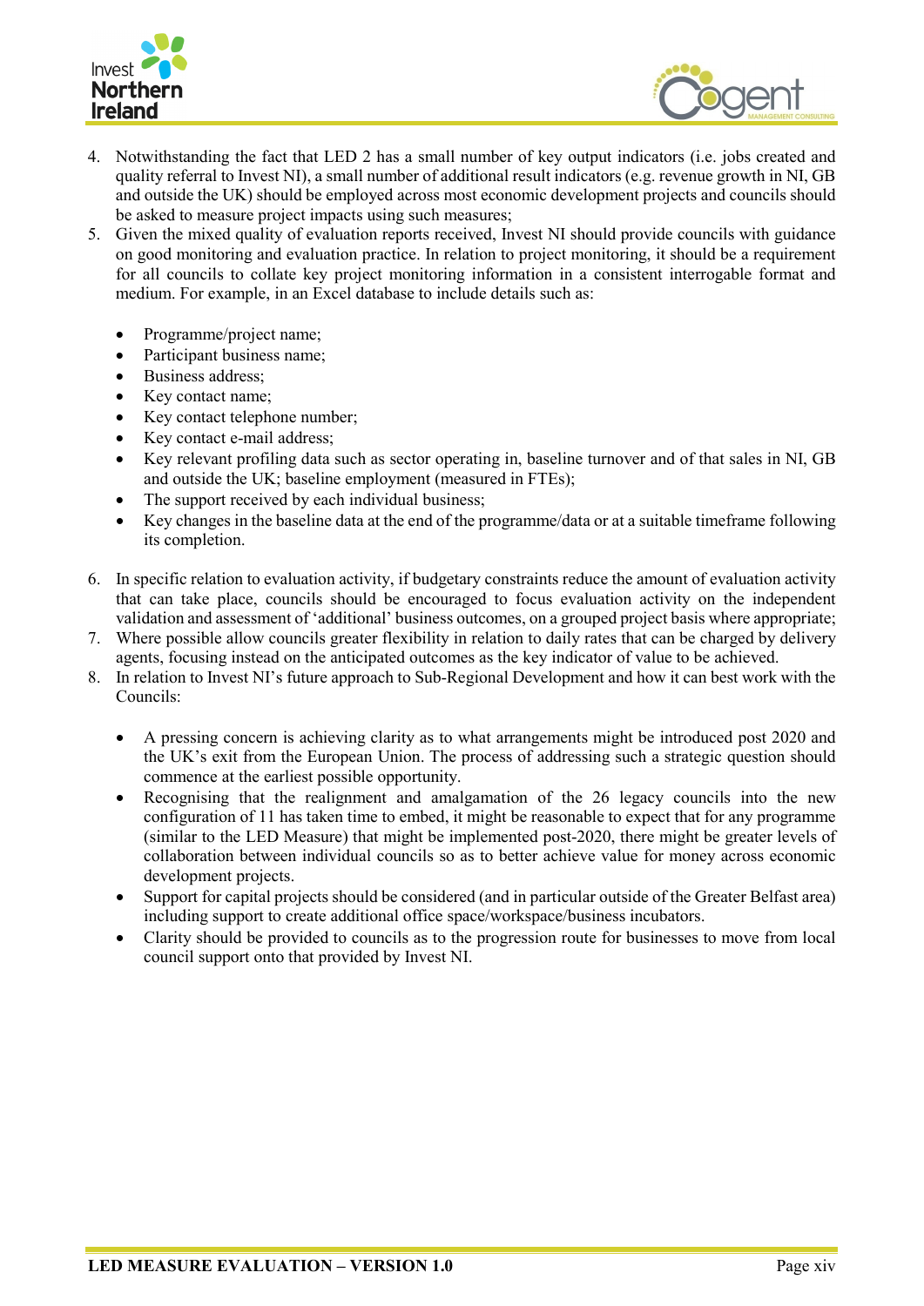4. Notwithstanding the fact that LED 2 has a small number of key output indicators (i.e. jobs created and quality referral to Invest NI), a small number of additional result indicators (e.g. revenue growth in NI, GB and outside the UK) should be employed across most economic development projects and councils should be asked to measure project impacts using such measures;
5. Given the mixed quality of evaluation reports received, Invest NI should provide councils with guidance on good monitoring and evaluation practice. In relation to project monitoring, it should be a requirement for all councils to collate key project monitoring information in a consistent interrogable format and medium. For example, in an Excel database to include details such as:

   - Programme/project name;
   - Participant business name;
   - Business address;
   - Key contact name;
   - Key contact telephone number;
   - Key contact e-mail address;
   - Key relevant profiling data such as sector operating in, baseline turnover and of that sales in NI, GB and outside the UK; baseline employment (measured in FTEs);
   - The support received by each individual business;
   - Key changes in the baseline data at the end of the programme/data or at a suitable timeframe following its completion.

6. In specific relation to evaluation activity, if budgetary constraints reduce the amount of evaluation activity that can take place, councils should be encouraged to focus evaluation activity on the independent validation and assessment of 'additional' business outcomes, on a grouped project basis where appropriate;
7. Where possible allow councils greater flexibility in relation to daily rates that can be charged by delivery agents, focusing instead on the anticipated outcomes as the key indicator of value to be achieved.
8. In relation to Invest NI's future approach to Sub-Regional Development and how it can best work with the Councils:

   - A pressing concern is achieving clarity as to what arrangements might be introduced post 2020 and the UK's exit from the European Union. The process of addressing such a strategic question should commence at the earliest possible opportunity.
   - Recognising that the realignment and amalgamation of the 26 legacy councils into the new configuration of 11 has taken time to embed, it might be reasonable to expect that for any programme (similar to the LED Measure) that might be implemented post-2020, there might be greater levels of collaboration between individual councils so as to better achieve value for money across economic development projects.
   - Support for capital projects should be considered (and in particular outside of the Greater Belfast area) including support to create additional office space/workspace/business incubators.
   - Clarity should be provided to councils as to the progression route for businesses to move from local council support onto that provided by Invest NI.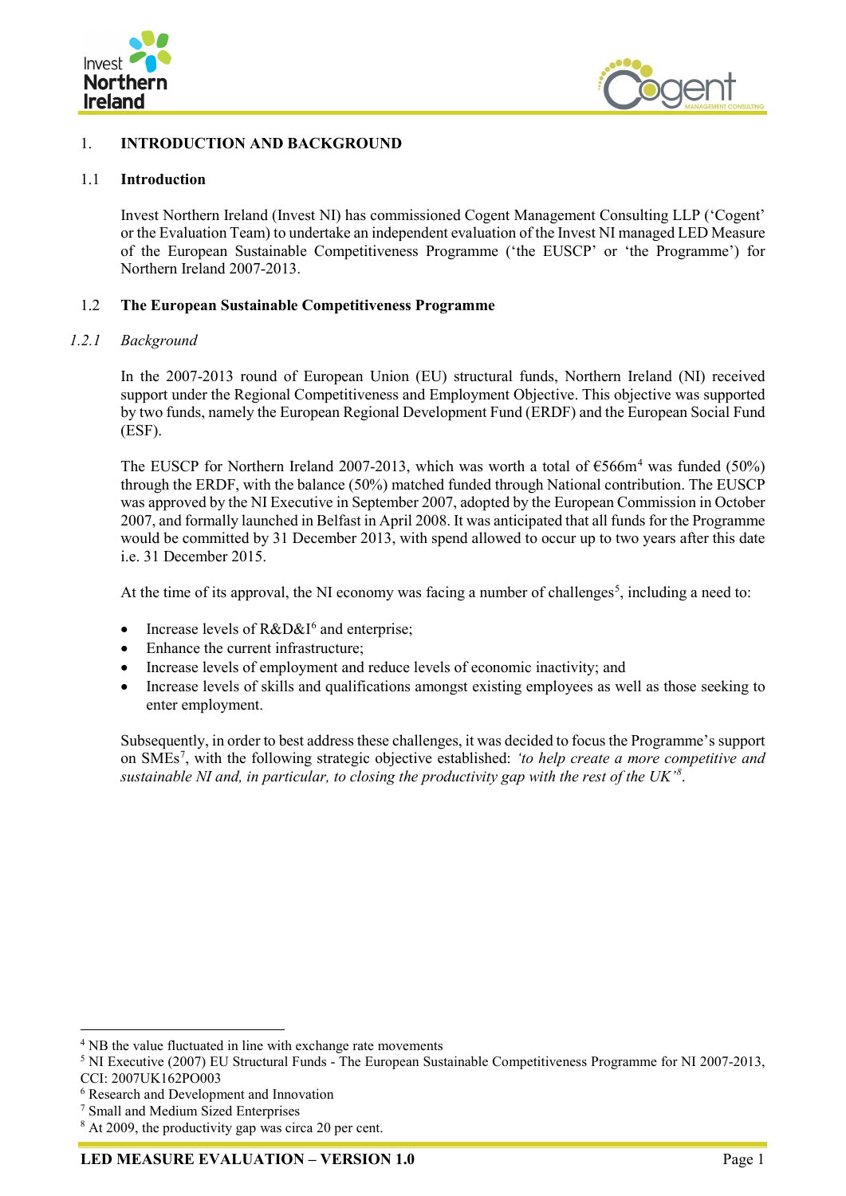# 1. INTRODUCTION AND BACKGROUND

## 1.1 Introduction

Invest Northern Ireland (Invest NI) has commissioned Cogent Management Consulting LLP ('Cogent' or the Evaluation Team) to undertake an independent evaluation of the Invest NI managed LED Measure of the European Sustainable Competitiveness Programme ('the EUSCP' or 'the Programme') for Northern Ireland 2007-2013.

## 1.2 The European Sustainable Competitiveness Programme

### *1.2.1 Background*

In the 2007-2013 round of European Union (EU) structural funds, Northern Ireland (NI) received support under the Regional Competitiveness and Employment Objective. This objective was supported by two funds, namely the European Regional Development Fund (ERDF) and the European Social Fund (ESF).

The EUSCP for Northern Ireland 2007-2013, which was worth a total of €566m[4] was funded (50%) through the ERDF, with the balance (50%) matched funded through National contribution. The EUSCP was approved by the NI Executive in September 2007, adopted by the European Commission in October 2007, and formally launched in Belfast in April 2008. It was anticipated that all funds for the Programme would be committed by 31 December 2013, with spend allowed to occur up to two years after this date i.e. 31 December 2015.

At the time of its approval, the NI economy was facing a number of challenges[5], including a need to:

- Increase levels of R&D&I[6] and enterprise;
- Enhance the current infrastructure;
- Increase levels of employment and reduce levels of economic inactivity; and
- Increase levels of skills and qualifications amongst existing employees as well as those seeking to enter employment.

Subsequently, in order to best address these challenges, it was decided to focus the Programme's support on SMEs[7], with the following strategic objective established: *'to help create a more competitive and sustainable NI and, in particular, to closing the productivity gap with the rest of the UK'*[8].

---

[4] NB the value fluctuated in line with exchange rate movements

[5] NI Executive (2007) EU Structural Funds - The European Sustainable Competitiveness Programme for NI 2007-2013, CCI: 2007UK162PO003

[6] Research and Development and Innovation

[7] Small and Medium Sized Enterprises

[8] At 2009, the productivity gap was circa 20 per cent.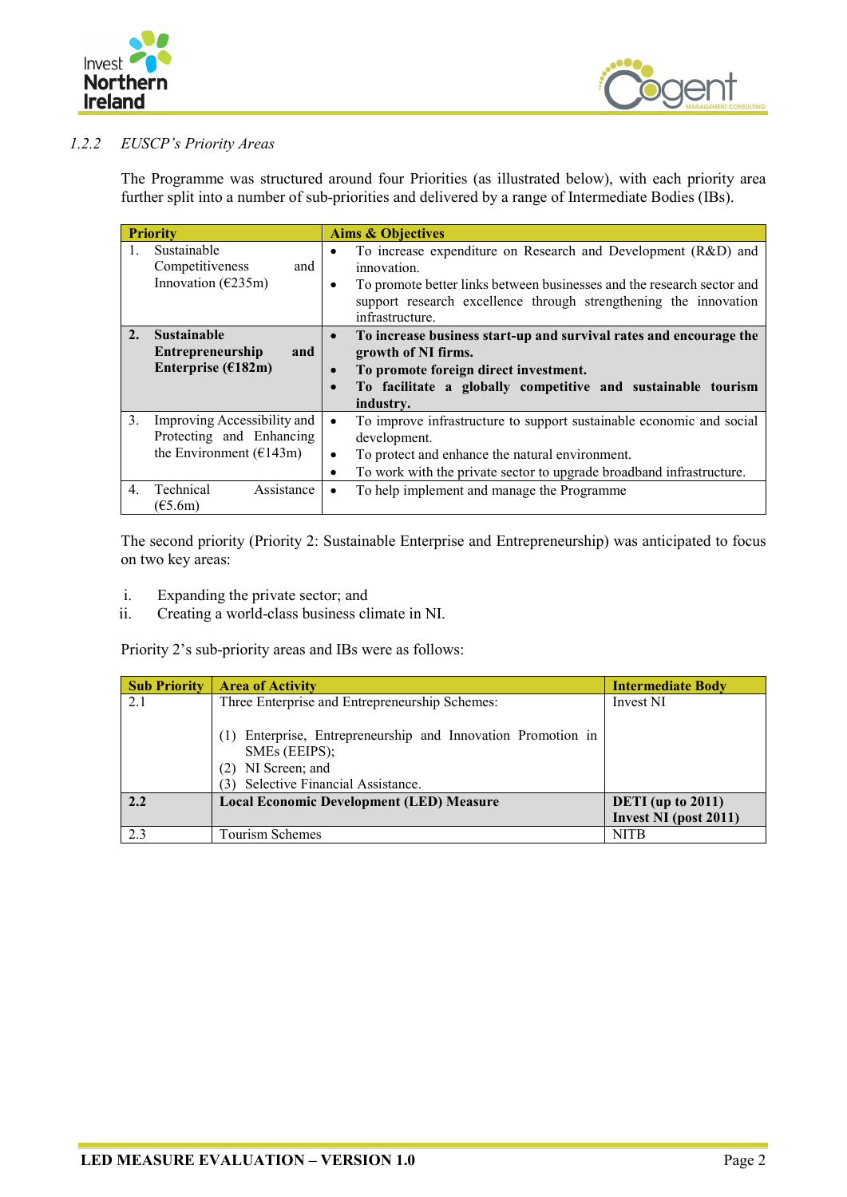### 1.2.2 *EUSCP's Priority Areas*

The Programme was structured around four Priorities (as illustrated below), with each priority area further split into a number of sub-priorities and delivered by a range of Intermediate Bodies (IBs).

| Priority | Aims & Objectives |
|---|---|
| 1. Sustainable Competitiveness and Innovation (€235m) | • To increase expenditure on Research and Development (R&D) and innovation.<br>• To promote better links between businesses and the research sector and support research excellence through strengthening the innovation infrastructure. |
| **2. Sustainable Entrepreneurship and Enterprise (€182m)** | • **To increase business start-up and survival rates and encourage the growth of NI firms.**<br>• **To promote foreign direct investment.**<br>• **To facilitate a globally competitive and sustainable tourism industry.** |
| 3. Improving Accessibility and Protecting and Enhancing the Environment (€143m) | • To improve infrastructure to support sustainable economic and social development.<br>• To protect and enhance the natural environment.<br>• To work with the private sector to upgrade broadband infrastructure. |
| 4. Technical Assistance (€5.6m) | • To help implement and manage the Programme |

The second priority (Priority 2: Sustainable Enterprise and Entrepreneurship) was anticipated to focus on two key areas:

i. Expanding the private sector; and
ii. Creating a world-class business climate in NI.

Priority 2's sub-priority areas and IBs were as follows:

| Sub Priority | Area of Activity | Intermediate Body |
|---|---|---|
| 2.1 | Three Enterprise and Entrepreneurship Schemes:<br><br>(1) Enterprise, Entrepreneurship and Innovation Promotion in SMEs (EEIPS);<br>(2) NI Screen; and<br>(3) Selective Financial Assistance. | Invest NI |
| **2.2** | **Local Economic Development (LED) Measure** | **DETI (up to 2011)**<br>**Invest NI (post 2011)** |
| 2.3 | Tourism Schemes | NITB |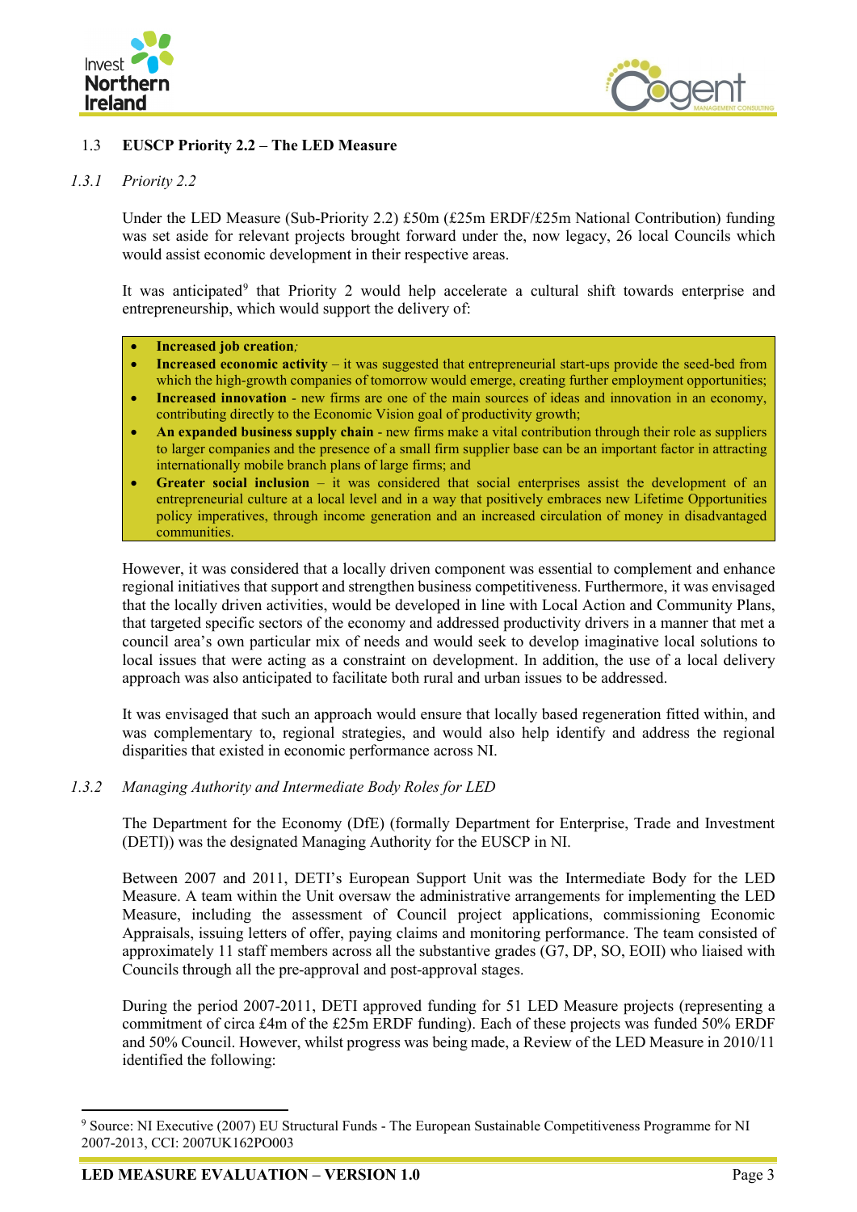## 1.3 EUSCP Priority 2.2 – The LED Measure

### *1.3.1 Priority 2.2*

Under the LED Measure (Sub-Priority 2.2) £50m (£25m ERDF/£25m National Contribution) funding was set aside for relevant projects brought forward under the, now legacy, 26 local Councils which would assist economic development in their respective areas.

It was anticipated[9] that Priority 2 would help accelerate a cultural shift towards enterprise and entrepreneurship, which would support the delivery of:

- **Increased job creation***;*
- **Increased economic activity** – it was suggested that entrepreneurial start-ups provide the seed-bed from which the high-growth companies of tomorrow would emerge, creating further employment opportunities;
- **Increased innovation** - new firms are one of the main sources of ideas and innovation in an economy, contributing directly to the Economic Vision goal of productivity growth;
- **An expanded business supply chain** - new firms make a vital contribution through their role as suppliers to larger companies and the presence of a small firm supplier base can be an important factor in attracting internationally mobile branch plans of large firms; and
- **Greater social inclusion** – it was considered that social enterprises assist the development of an entrepreneurial culture at a local level and in a way that positively embraces new Lifetime Opportunities policy imperatives, through income generation and an increased circulation of money in disadvantaged communities.

However, it was considered that a locally driven component was essential to complement and enhance regional initiatives that support and strengthen business competitiveness. Furthermore, it was envisaged that the locally driven activities, would be developed in line with Local Action and Community Plans, that targeted specific sectors of the economy and addressed productivity drivers in a manner that met a council area's own particular mix of needs and would seek to develop imaginative local solutions to local issues that were acting as a constraint on development. In addition, the use of a local delivery approach was also anticipated to facilitate both rural and urban issues to be addressed.

It was envisaged that such an approach would ensure that locally based regeneration fitted within, and was complementary to, regional strategies, and would also help identify and address the regional disparities that existed in economic performance across NI.

### *1.3.2 Managing Authority and Intermediate Body Roles for LED*

The Department for the Economy (DfE) (formally Department for Enterprise, Trade and Investment (DETI)) was the designated Managing Authority for the EUSCP in NI.

Between 2007 and 2011, DETI's European Support Unit was the Intermediate Body for the LED Measure. A team within the Unit oversaw the administrative arrangements for implementing the LED Measure, including the assessment of Council project applications, commissioning Economic Appraisals, issuing letters of offer, paying claims and monitoring performance. The team consisted of approximately 11 staff members across all the substantive grades (G7, DP, SO, EOII) who liaised with Councils through all the pre-approval and post-approval stages.

During the period 2007-2011, DETI approved funding for 51 LED Measure projects (representing a commitment of circa £4m of the £25m ERDF funding). Each of these projects was funded 50% ERDF and 50% Council. However, whilst progress was being made, a Review of the LED Measure in 2010/11 identified the following:

[9] Source: NI Executive (2007) EU Structural Funds - The European Sustainable Competitiveness Programme for NI 2007-2013, CCI: 2007UK162PO003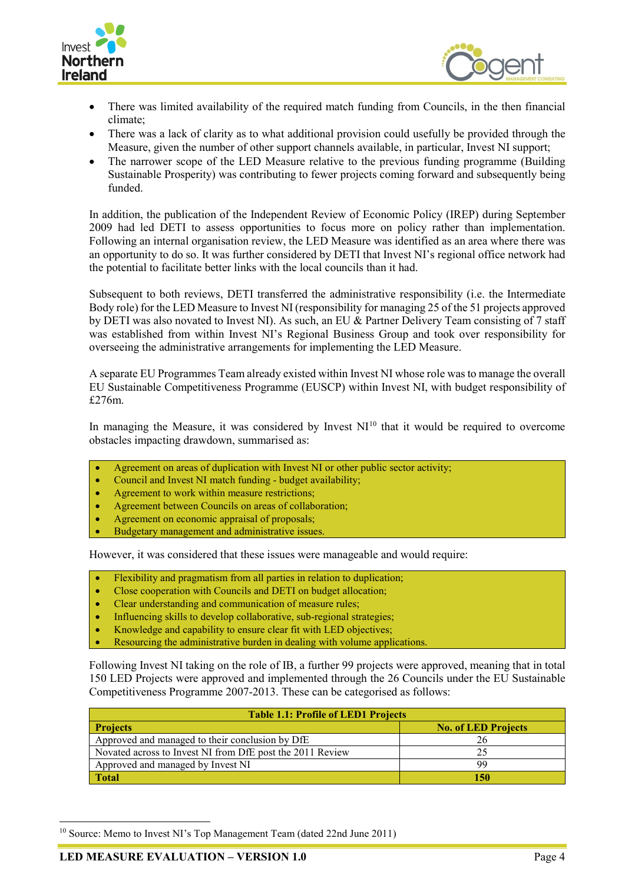- There was limited availability of the required match funding from Councils, in the then financial climate;
- There was a lack of clarity as to what additional provision could usefully be provided through the Measure, given the number of other support channels available, in particular, Invest NI support;
- The narrower scope of the LED Measure relative to the previous funding programme (Building Sustainable Prosperity) was contributing to fewer projects coming forward and subsequently being funded.

In addition, the publication of the Independent Review of Economic Policy (IREP) during September 2009 had led DETI to assess opportunities to focus more on policy rather than implementation. Following an internal organisation review, the LED Measure was identified as an area where there was an opportunity to do so. It was further considered by DETI that Invest NI's regional office network had the potential to facilitate better links with the local councils than it had.

Subsequent to both reviews, DETI transferred the administrative responsibility (i.e. the Intermediate Body role) for the LED Measure to Invest NI (responsibility for managing 25 of the 51 projects approved by DETI was also novated to Invest NI). As such, an EU & Partner Delivery Team consisting of 7 staff was established from within Invest NI's Regional Business Group and took over responsibility for overseeing the administrative arrangements for implementing the LED Measure.

A separate EU Programmes Team already existed within Invest NI whose role was to manage the overall EU Sustainable Competitiveness Programme (EUSCP) within Invest NI, with budget responsibility of £276m.

In managing the Measure, it was considered by Invest NI[10] that it would be required to overcome obstacles impacting drawdown, summarised as:

- Agreement on areas of duplication with Invest NI or other public sector activity;
- Council and Invest NI match funding - budget availability;
- Agreement to work within measure restrictions;
- Agreement between Councils on areas of collaboration;
- Agreement on economic appraisal of proposals;
- Budgetary management and administrative issues.

However, it was considered that these issues were manageable and would require:

- Flexibility and pragmatism from all parties in relation to duplication;
- Close cooperation with Councils and DETI on budget allocation;
- Clear understanding and communication of measure rules;
- Influencing skills to develop collaborative, sub-regional strategies;
- Knowledge and capability to ensure clear fit with LED objectives;
- Resourcing the administrative burden in dealing with volume applications.

Following Invest NI taking on the role of IB, a further 99 projects were approved, meaning that in total 150 LED Projects were approved and implemented through the 26 Councils under the EU Sustainable Competitiveness Programme 2007-2013. These can be categorised as follows:

| Table 1.1: Profile of LED1 Projects | |
|---|---|
| **Projects** | **No. of LED Projects** |
| Approved and managed to their conclusion by DfE | 26 |
| Novated across to Invest NI from DfE post the 2011 Review | 25 |
| Approved and managed by Invest NI | 99 |
| **Total** | **150** |

[10] Source: Memo to Invest NI's Top Management Team (dated 22nd June 2011)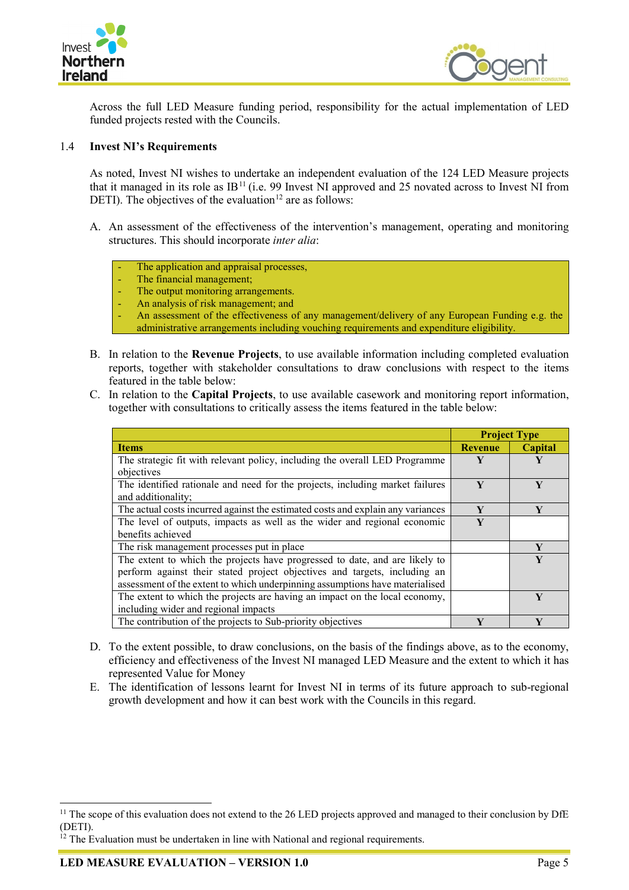Across the full LED Measure funding period, responsibility for the actual implementation of LED funded projects rested with the Councils.

## 1.4 Invest NI's Requirements

As noted, Invest NI wishes to undertake an independent evaluation of the 124 LED Measure projects that it managed in its role as IB[11] (i.e. 99 Invest NI approved and 25 novated across to Invest NI from DETI). The objectives of the evaluation[12] are as follows:

A. An assessment of the effectiveness of the intervention's management, operating and monitoring structures. This should incorporate *inter alia*:

- The application and appraisal processes,
- The financial management;
- The output monitoring arrangements.
- An analysis of risk management; and
- An assessment of the effectiveness of any management/delivery of any European Funding e.g. the administrative arrangements including vouching requirements and expenditure eligibility.

B. In relation to the **Revenue Projects**, to use available information including completed evaluation reports, together with stakeholder consultations to draw conclusions with respect to the items featured in the table below:

C. In relation to the **Capital Projects**, to use available casework and monitoring report information, together with consultations to critically assess the items featured in the table below:

| | Project Type | |
|---|---|---|
| **Items** | **Revenue** | **Capital** |
| The strategic fit with relevant policy, including the overall LED Programme objectives | Y | Y |
| The identified rationale and need for the projects, including market failures and additionality; | Y | Y |
| The actual costs incurred against the estimated costs and explain any variances | Y | Y |
| The level of outputs, impacts as well as the wider and regional economic benefits achieved | Y | |
| The risk management processes put in place | | Y |
| The extent to which the projects have progressed to date, and are likely to perform against their stated project objectives and targets, including an assessment of the extent to which underpinning assumptions have materialised | | Y |
| The extent to which the projects are having an impact on the local economy, including wider and regional impacts | | Y |
| The contribution of the projects to Sub-priority objectives | Y | Y |

D. To the extent possible, to draw conclusions, on the basis of the findings above, as to the economy, efficiency and effectiveness of the Invest NI managed LED Measure and the extent to which it has represented Value for Money

E. The identification of lessons learnt for Invest NI in terms of its future approach to sub-regional growth development and how it can best work with the Councils in this regard.

---

[11] The scope of this evaluation does not extend to the 26 LED projects approved and managed to their conclusion by DfE (DETI).

[12] The Evaluation must be undertaken in line with National and regional requirements.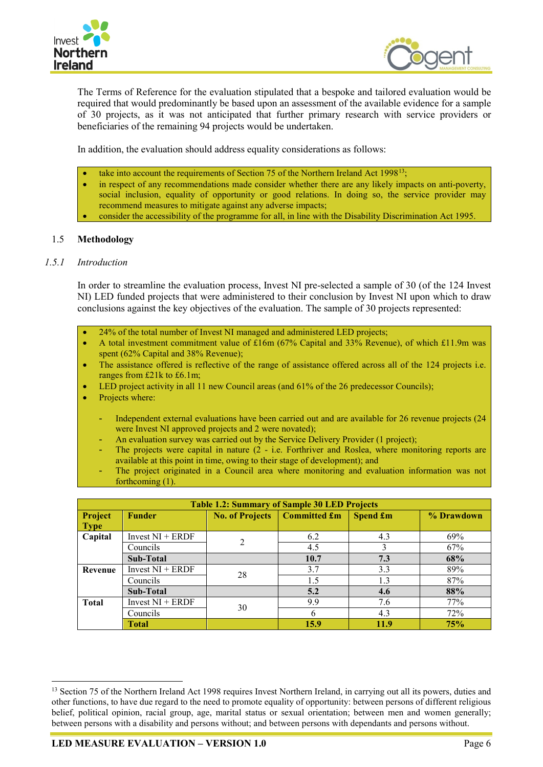The Terms of Reference for the evaluation stipulated that a bespoke and tailored evaluation would be required that would predominantly be based upon an assessment of the available evidence for a sample of 30 projects, as it was not anticipated that further primary research with service providers or beneficiaries of the remaining 94 projects would be undertaken.

In addition, the evaluation should address equality considerations as follows:

- take into account the requirements of Section 75 of the Northern Ireland Act 1998[13];
- in respect of any recommendations made consider whether there are any likely impacts on anti-poverty, social inclusion, equality of opportunity or good relations. In doing so, the service provider may recommend measures to mitigate against any adverse impacts;
- consider the accessibility of the programme for all, in line with the Disability Discrimination Act 1995.

## 1.5 Methodology

### *1.5.1 Introduction*

In order to streamline the evaluation process, Invest NI pre-selected a sample of 30 (of the 124 Invest NI) LED funded projects that were administered to their conclusion by Invest NI upon which to draw conclusions against the key objectives of the evaluation. The sample of 30 projects represented:

- 24% of the total number of Invest NI managed and administered LED projects;
- A total investment commitment value of £16m (67% Capital and 33% Revenue), of which £11.9m was spent (62% Capital and 38% Revenue);
- The assistance offered is reflective of the range of assistance offered across all of the 124 projects i.e. ranges from £21k to £6.1m;
- LED project activity in all 11 new Council areas (and 61% of the 26 predecessor Councils);
- Projects where:
  - Independent external evaluations have been carried out and are available for 26 revenue projects (24 were Invest NI approved projects and 2 were novated);
  - An evaluation survey was carried out by the Service Delivery Provider (1 project);
  - The projects were capital in nature (2 - i.e. Forthriver and Roslea, where monitoring reports are available at this point in time, owing to their stage of development); and
  - The project originated in a Council area where monitoring and evaluation information was not forthcoming (1).

| Table 1.2: Summary of Sample 30 LED Projects | | | | | |
|---|---|---|---|---|---|
| **Project Type** | **Funder** | **No. of Projects** | **Committed £m** | **Spend £m** | **% Drawdown** |
| **Capital** | Invest NI + ERDF | 2 | 6.2 | 4.3 | 69% |
| | Councils | | 4.5 | 3 | 67% |
| | **Sub-Total** | | **10.7** | **7.3** | **68%** |
| **Revenue** | Invest NI + ERDF | 28 | 3.7 | 3.3 | 89% |
| | Councils | | 1.5 | 1.3 | 87% |
| | **Sub-Total** | | **5.2** | **4.6** | **88%** |
| **Total** | Invest NI + ERDF | 30 | 9.9 | 7.6 | 77% |
| | Councils | | 6 | 4.3 | 72% |
| | **Total** | | **15.9** | **11.9** | **75%** |

[13] Section 75 of the Northern Ireland Act 1998 requires Invest Northern Ireland, in carrying out all its powers, duties and other functions, to have due regard to the need to promote equality of opportunity: between persons of different religious belief, political opinion, racial group, age, marital status or sexual orientation; between men and women generally; between persons with a disability and persons without; and between persons with dependants and persons without.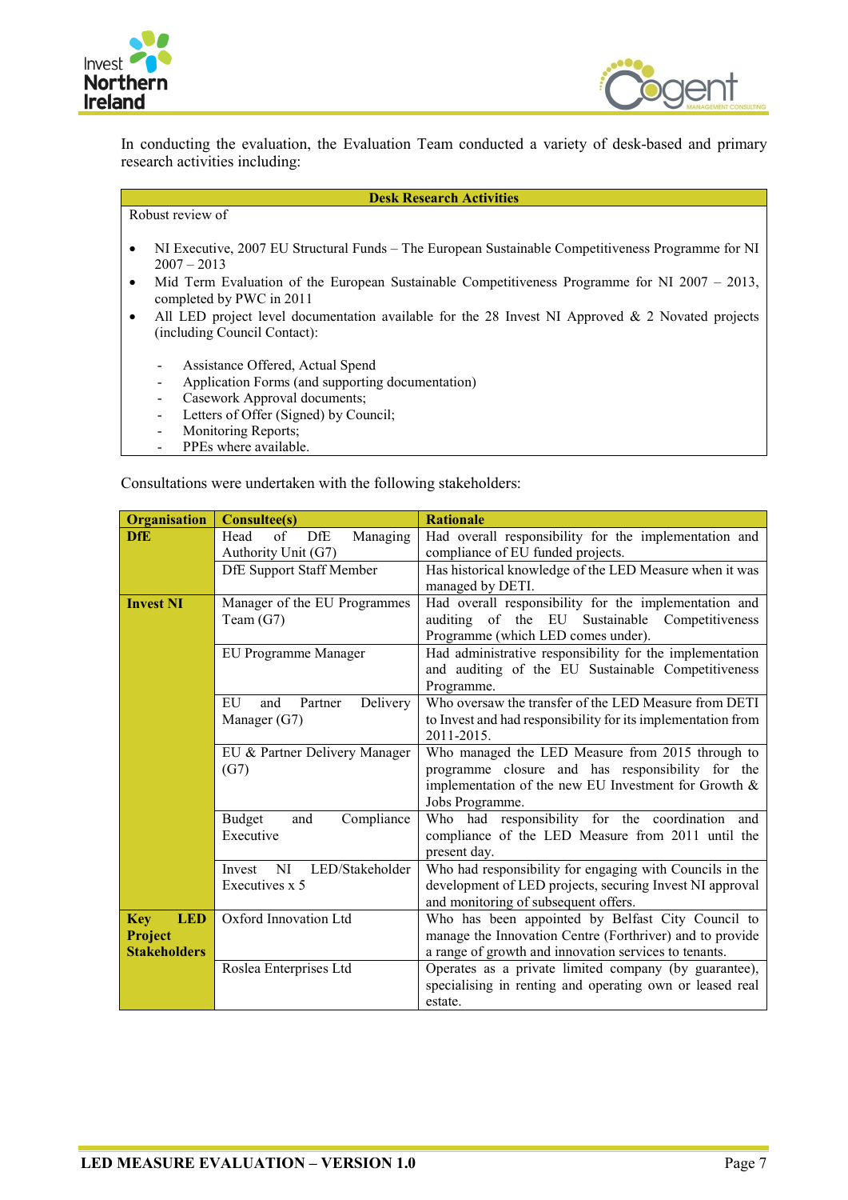In conducting the evaluation, the Evaluation Team conducted a variety of desk-based and primary research activities including:

| Desk Research Activities |
| --- |
| Robust review of<br><br>• NI Executive, 2007 EU Structural Funds – The European Sustainable Competitiveness Programme for NI 2007 – 2013<br>• Mid Term Evaluation of the European Sustainable Competitiveness Programme for NI 2007 – 2013, completed by PWC in 2011<br>• All LED project level documentation available for the 28 Invest NI Approved & 2 Novated projects (including Council Contact):<br><br>- Assistance Offered, Actual Spend<br>- Application Forms (and supporting documentation)<br>- Casework Approval documents;<br>- Letters of Offer (Signed) by Council;<br>- Monitoring Reports;<br>- PPEs where available. |

Consultations were undertaken with the following stakeholders:

| Organisation | Consultee(s) | Rationale |
| --- | --- | --- |
| **DfE** | Head of DfE Managing Authority Unit (G7) | Had overall responsibility for the implementation and compliance of EU funded projects. |
| | DfE Support Staff Member | Has historical knowledge of the LED Measure when it was managed by DETI. |
| **Invest NI** | Manager of the EU Programmes Team (G7) | Had overall responsibility for the implementation and auditing of the EU Sustainable Competitiveness Programme (which LED comes under). |
| | EU Programme Manager | Had administrative responsibility for the implementation and auditing of the EU Sustainable Competitiveness Programme. |
| | EU and Partner Delivery Manager (G7) | Who oversaw the transfer of the LED Measure from DETI to Invest and had responsibility for its implementation from 2011-2015. |
| | EU & Partner Delivery Manager (G7) | Who managed the LED Measure from 2015 through to programme closure and has responsibility for the implementation of the new EU Investment for Growth & Jobs Programme. |
| | Budget and Compliance Executive | Who had responsibility for the coordination and compliance of the LED Measure from 2011 until the present day. |
| | Invest NI LED/Stakeholder Executives x 5 | Who had responsibility for engaging with Councils in the development of LED projects, securing Invest NI approval and monitoring of subsequent offers. |
| **Key LED Project Stakeholders** | Oxford Innovation Ltd | Who has been appointed by Belfast City Council to manage the Innovation Centre (Forthriver) and to provide a range of growth and innovation services to tenants. |
| | Roslea Enterprises Ltd | Operates as a private limited company (by guarantee), specialising in renting and operating own or leased real estate. |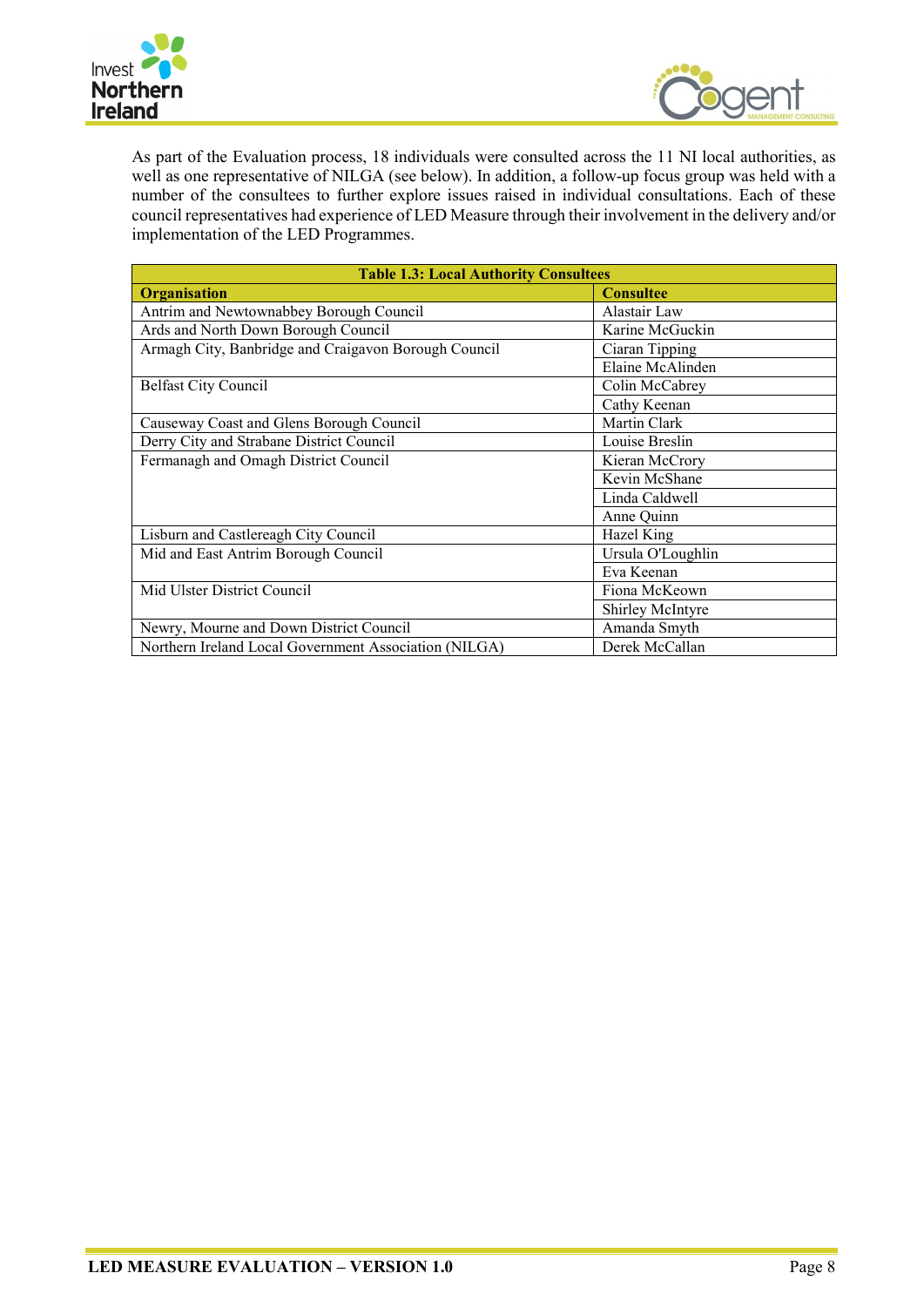As part of the Evaluation process, 18 individuals were consulted across the 11 NI local authorities, as well as one representative of NILGA (see below). In addition, a follow-up focus group was held with a number of the consultees to further explore issues raised in individual consultations. Each of these council representatives had experience of LED Measure through their involvement in the delivery and/or implementation of the LED Programmes.

**Table 1.3: Local Authority Consultees**

| Organisation | Consultee |
|---|---|
| Antrim and Newtownabbey Borough Council | Alastair Law |
| Ards and North Down Borough Council | Karine McGuckin |
| Armagh City, Banbridge and Craigavon Borough Council | Ciaran Tipping |
| | Elaine McAlinden |
| Belfast City Council | Colin McCabrey |
| | Cathy Keenan |
| Causeway Coast and Glens Borough Council | Martin Clark |
| Derry City and Strabane District Council | Louise Breslin |
| Fermanagh and Omagh District Council | Kieran McCrory |
| | Kevin McShane |
| | Linda Caldwell |
| | Anne Quinn |
| Lisburn and Castlereagh City Council | Hazel King |
| Mid and East Antrim Borough Council | Ursula O'Loughlin |
| | Eva Keenan |
| Mid Ulster District Council | Fiona McKeown |
| | Shirley McIntyre |
| Newry, Mourne and Down District Council | Amanda Smyth |
| Northern Ireland Local Government Association (NILGA) | Derek McCallan |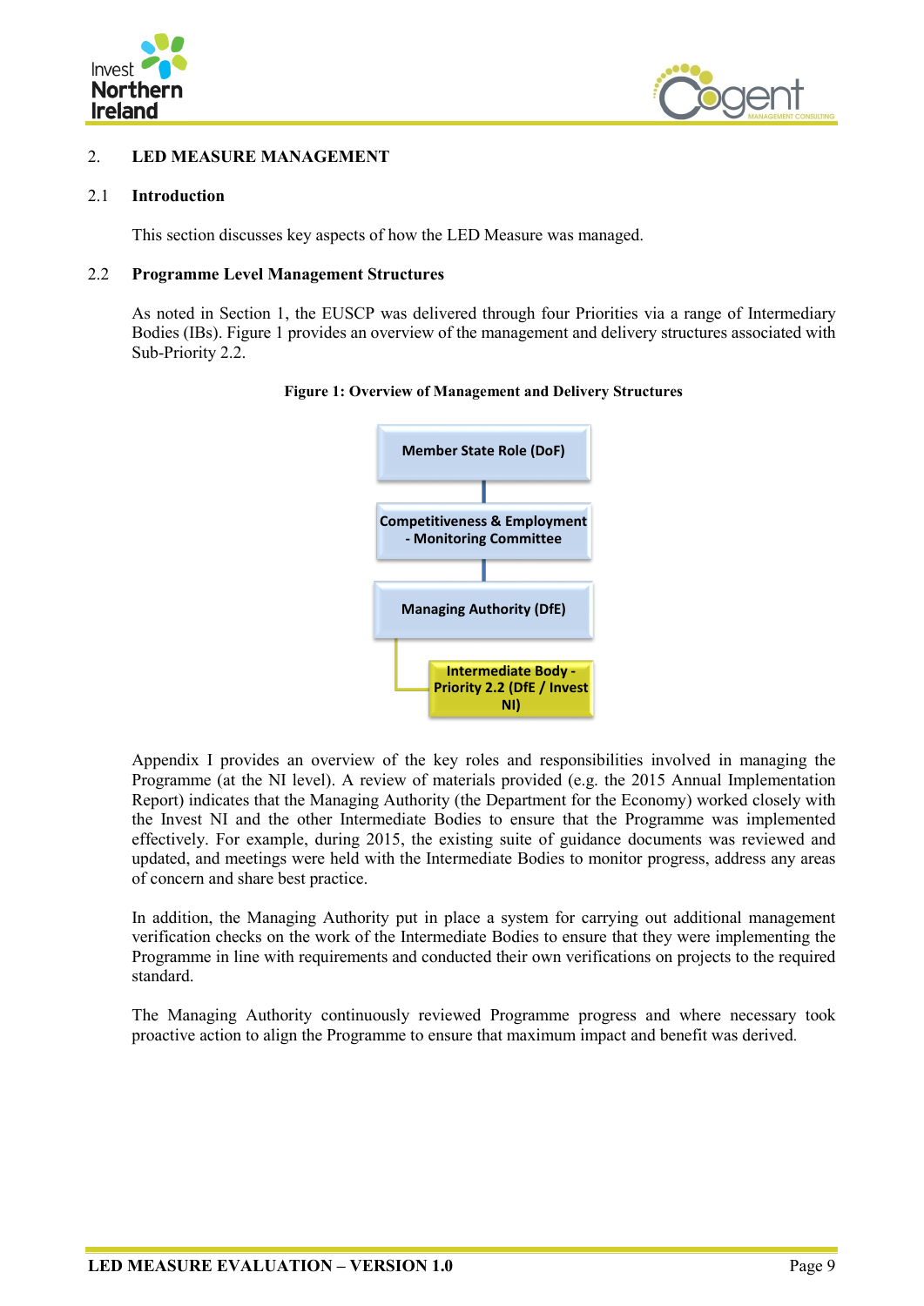## 2. LED MEASURE MANAGEMENT

### 2.1 Introduction

This section discusses key aspects of how the LED Measure was managed.

### 2.2 Programme Level Management Structures

As noted in Section 1, the EUSCP was delivered through four Priorities via a range of Intermediary Bodies (IBs). Figure 1 provides an overview of the management and delivery structures associated with Sub-Priority 2.2.

**Figure 1: Overview of Management and Delivery Structures**

Member State Role (DoF)

Competitiveness & Employment - Monitoring Committee

Managing Authority (DfE)

Intermediate Body - Priority 2.2 (DfE / Invest NI)

Appendix I provides an overview of the key roles and responsibilities involved in managing the Programme (at the NI level). A review of materials provided (e.g. the 2015 Annual Implementation Report) indicates that the Managing Authority (the Department for the Economy) worked closely with the Invest NI and the other Intermediate Bodies to ensure that the Programme was implemented effectively. For example, during 2015, the existing suite of guidance documents was reviewed and updated, and meetings were held with the Intermediate Bodies to monitor progress, address any areas of concern and share best practice.

In addition, the Managing Authority put in place a system for carrying out additional management verification checks on the work of the Intermediate Bodies to ensure that they were implementing the Programme in line with requirements and conducted their own verifications on projects to the required standard.

The Managing Authority continuously reviewed Programme progress and where necessary took proactive action to align the Programme to ensure that maximum impact and benefit was derived.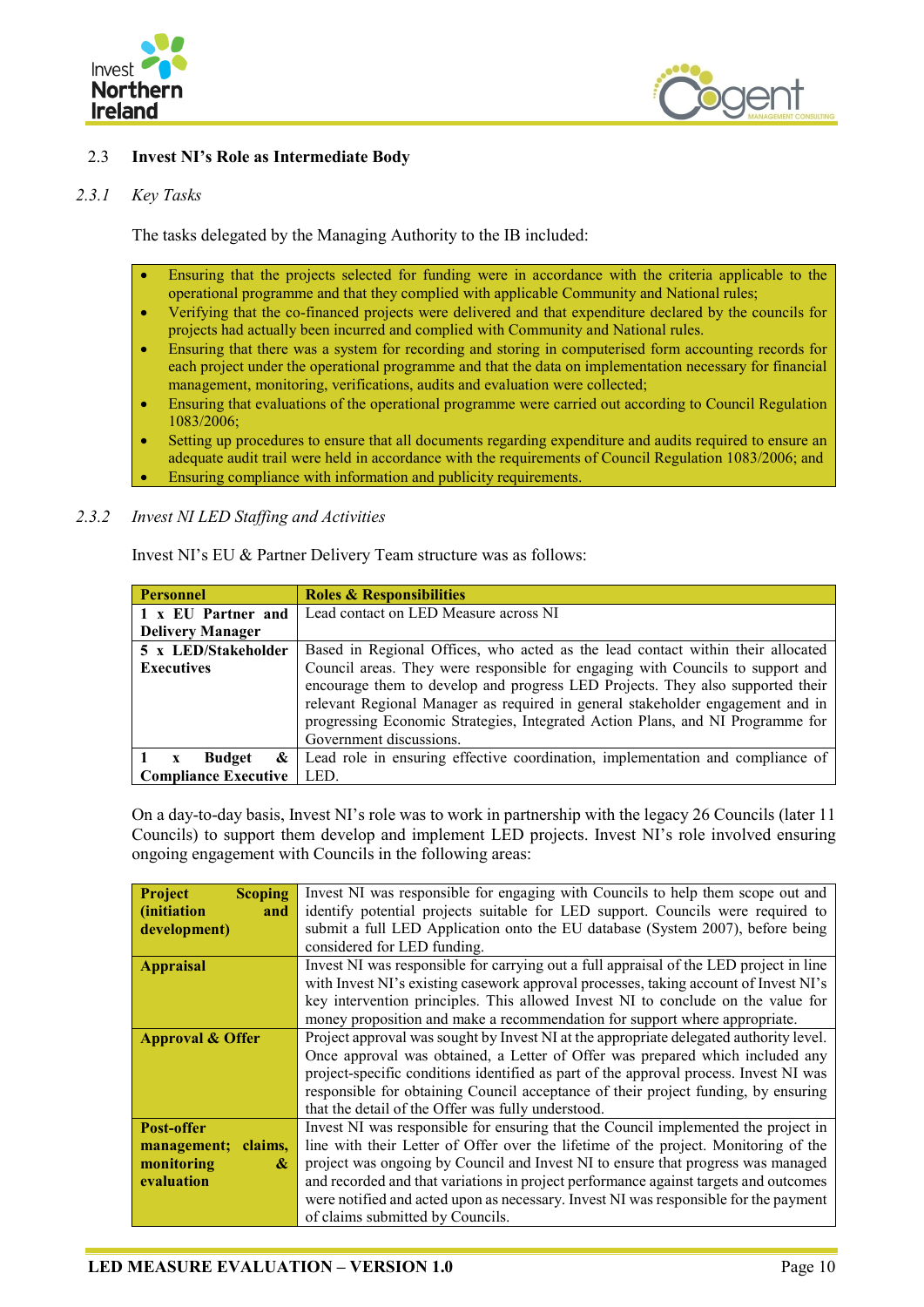## 2.3 Invest NI's Role as Intermediate Body

### *2.3.1 Key Tasks*

The tasks delegated by the Managing Authority to the IB included:

- Ensuring that the projects selected for funding were in accordance with the criteria applicable to the operational programme and that they complied with applicable Community and National rules;
- Verifying that the co-financed projects were delivered and that expenditure declared by the councils for projects had actually been incurred and complied with Community and National rules.
- Ensuring that there was a system for recording and storing in computerised form accounting records for each project under the operational programme and that the data on implementation necessary for financial management, monitoring, verifications, audits and evaluation were collected;
- Ensuring that evaluations of the operational programme were carried out according to Council Regulation 1083/2006;
- Setting up procedures to ensure that all documents regarding expenditure and audits required to ensure an adequate audit trail were held in accordance with the requirements of Council Regulation 1083/2006; and
- Ensuring compliance with information and publicity requirements.

### *2.3.2 Invest NI LED Staffing and Activities*

Invest NI's EU & Partner Delivery Team structure was as follows:

| Personnel | Roles & Responsibilities |
|---|---|
| **1 x EU Partner and Delivery Manager** | Lead contact on LED Measure across NI |
| **5 x LED/Stakeholder Executives** | Based in Regional Offices, who acted as the lead contact within their allocated Council areas. They were responsible for engaging with Councils to support and encourage them to develop and progress LED Projects. They also supported their relevant Regional Manager as required in general stakeholder engagement and in progressing Economic Strategies, Integrated Action Plans, and NI Programme for Government discussions. |
| **1 x Budget & Compliance Executive** | Lead role in ensuring effective coordination, implementation and compliance of LED. |

On a day-to-day basis, Invest NI's role was to work in partnership with the legacy 26 Councils (later 11 Councils) to support them develop and implement LED projects. Invest NI's role involved ensuring ongoing engagement with Councils in the following areas:

| | |
|---|---|
| **Project Scoping (initiation and development)** | Invest NI was responsible for engaging with Councils to help them scope out and identify potential projects suitable for LED support. Councils were required to submit a full LED Application onto the EU database (System 2007), before being considered for LED funding. |
| **Appraisal** | Invest NI was responsible for carrying out a full appraisal of the LED project in line with Invest NI's existing casework approval processes, taking account of Invest NI's key intervention principles. This allowed Invest NI to conclude on the value for money proposition and make a recommendation for support where appropriate. |
| **Approval & Offer** | Project approval was sought by Invest NI at the appropriate delegated authority level. Once approval was obtained, a Letter of Offer was prepared which included any project-specific conditions identified as part of the approval process. Invest NI was responsible for obtaining Council acceptance of their project funding, by ensuring that the detail of the Offer was fully understood. |
| **Post-offer management; claims, monitoring & evaluation** | Invest NI was responsible for ensuring that the Council implemented the project in line with their Letter of Offer over the lifetime of the project. Monitoring of the project was ongoing by Council and Invest NI to ensure that progress was managed and recorded and that variations in project performance against targets and outcomes were notified and acted upon as necessary. Invest NI was responsible for the payment of claims submitted by Councils. |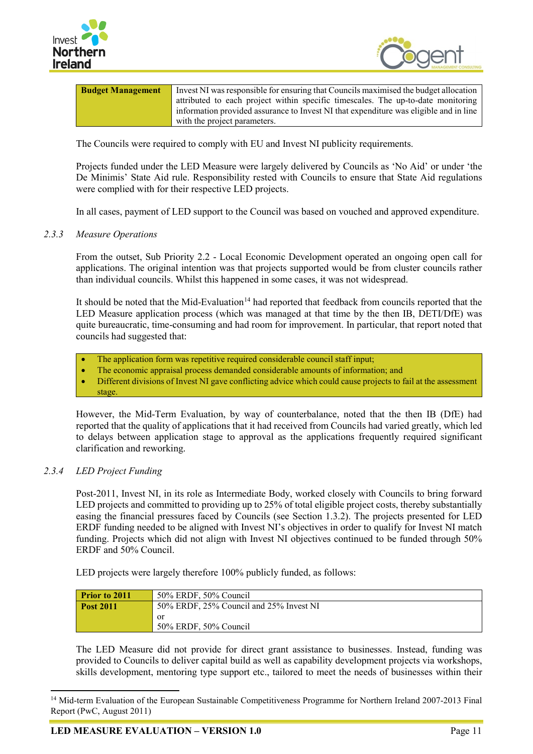| Budget Management | Invest NI was responsible for ensuring that Councils maximised the budget allocation attributed to each project within specific timescales. The up-to-date monitoring information provided assurance to Invest NI that expenditure was eligible and in line with the project parameters. |
|---|---|

The Councils were required to comply with EU and Invest NI publicity requirements.

Projects funded under the LED Measure were largely delivered by Councils as 'No Aid' or under 'the De Minimis' State Aid rule. Responsibility rested with Councils to ensure that State Aid regulations were complied with for their respective LED projects.

In all cases, payment of LED support to the Council was based on vouched and approved expenditure.

### 2.3.3 *Measure Operations*

From the outset, Sub Priority 2.2 - Local Economic Development operated an ongoing open call for applications. The original intention was that projects supported would be from cluster councils rather than individual councils. Whilst this happened in some cases, it was not widespread.

It should be noted that the Mid-Evaluation[14] had reported that feedback from councils reported that the LED Measure application process (which was managed at that time by the then IB, DETI/DfE) was quite bureaucratic, time-consuming and had room for improvement. In particular, that report noted that councils had suggested that:

- The application form was repetitive required considerable council staff input;
- The economic appraisal process demanded considerable amounts of information; and
- Different divisions of Invest NI gave conflicting advice which could cause projects to fail at the assessment stage.

However, the Mid-Term Evaluation, by way of counterbalance, noted that the then IB (DfE) had reported that the quality of applications that it had received from Councils had varied greatly, which led to delays between application stage to approval as the applications frequently required significant clarification and reworking.

### 2.3.4 *LED Project Funding*

Post-2011, Invest NI, in its role as Intermediate Body, worked closely with Councils to bring forward LED projects and committed to providing up to 25% of total eligible project costs, thereby substantially easing the financial pressures faced by Councils (see Section 1.3.2). The projects presented for LED ERDF funding needed to be aligned with Invest NI's objectives in order to qualify for Invest NI match funding. Projects which did not align with Invest NI objectives continued to be funded through 50% ERDF and 50% Council.

LED projects were largely therefore 100% publicly funded, as follows:

| Prior to 2011 | 50% ERDF, 50% Council |
|---|---|
| Post 2011 | 50% ERDF, 25% Council and 25% Invest NI<br>or<br>50% ERDF, 50% Council |

The LED Measure did not provide for direct grant assistance to businesses. Instead, funding was provided to Councils to deliver capital build as well as capability development projects via workshops, skills development, mentoring type support etc., tailored to meet the needs of businesses within their

[14] Mid-term Evaluation of the European Sustainable Competitiveness Programme for Northern Ireland 2007-2013 Final Report (PwC, August 2011)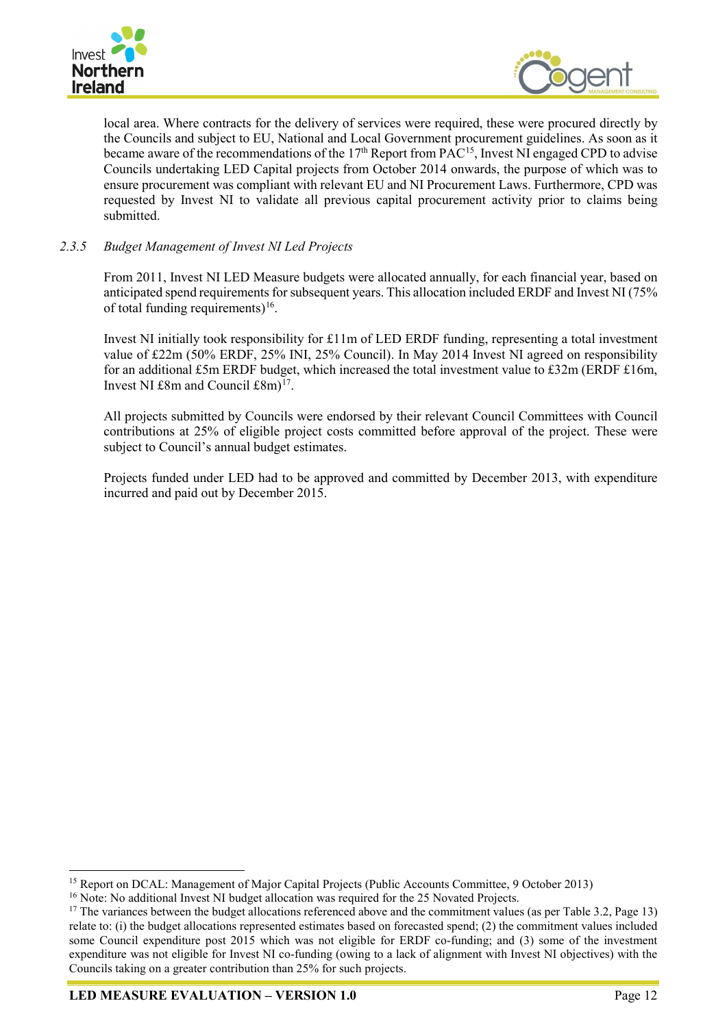local area. Where contracts for the delivery of services were required, these were procured directly by the Councils and subject to EU, National and Local Government procurement guidelines. As soon as it became aware of the recommendations of the 17th Report from PAC[15], Invest NI engaged CPD to advise Councils undertaking LED Capital projects from October 2014 onwards, the purpose of which was to ensure procurement was compliant with relevant EU and NI Procurement Laws. Furthermore, CPD was requested by Invest NI to validate all previous capital procurement activity prior to claims being submitted.

### *2.3.5 Budget Management of Invest NI Led Projects*

From 2011, Invest NI LED Measure budgets were allocated annually, for each financial year, based on anticipated spend requirements for subsequent years. This allocation included ERDF and Invest NI (75% of total funding requirements)[16].

Invest NI initially took responsibility for £11m of LED ERDF funding, representing a total investment value of £22m (50% ERDF, 25% INI, 25% Council). In May 2014 Invest NI agreed on responsibility for an additional £5m ERDF budget, which increased the total investment value to £32m (ERDF £16m, Invest NI £8m and Council £8m)[17].

All projects submitted by Councils were endorsed by their relevant Council Committees with Council contributions at 25% of eligible project costs committed before approval of the project. These were subject to Council's annual budget estimates.

Projects funded under LED had to be approved and committed by December 2013, with expenditure incurred and paid out by December 2015.

---

[15] Report on DCAL: Management of Major Capital Projects (Public Accounts Committee, 9 October 2013)

[16] Note: No additional Invest NI budget allocation was required for the 25 Novated Projects.

[17] The variances between the budget allocations referenced above and the commitment values (as per Table 3.2, Page 13) relate to: (i) the budget allocations represented estimates based on forecasted spend; (2) the commitment values included some Council expenditure post 2015 which was not eligible for ERDF co-funding; and (3) some of the investment expenditure was not eligible for Invest NI co-funding (owing to a lack of alignment with Invest NI objectives) with the Councils taking on a greater contribution than 25% for such projects.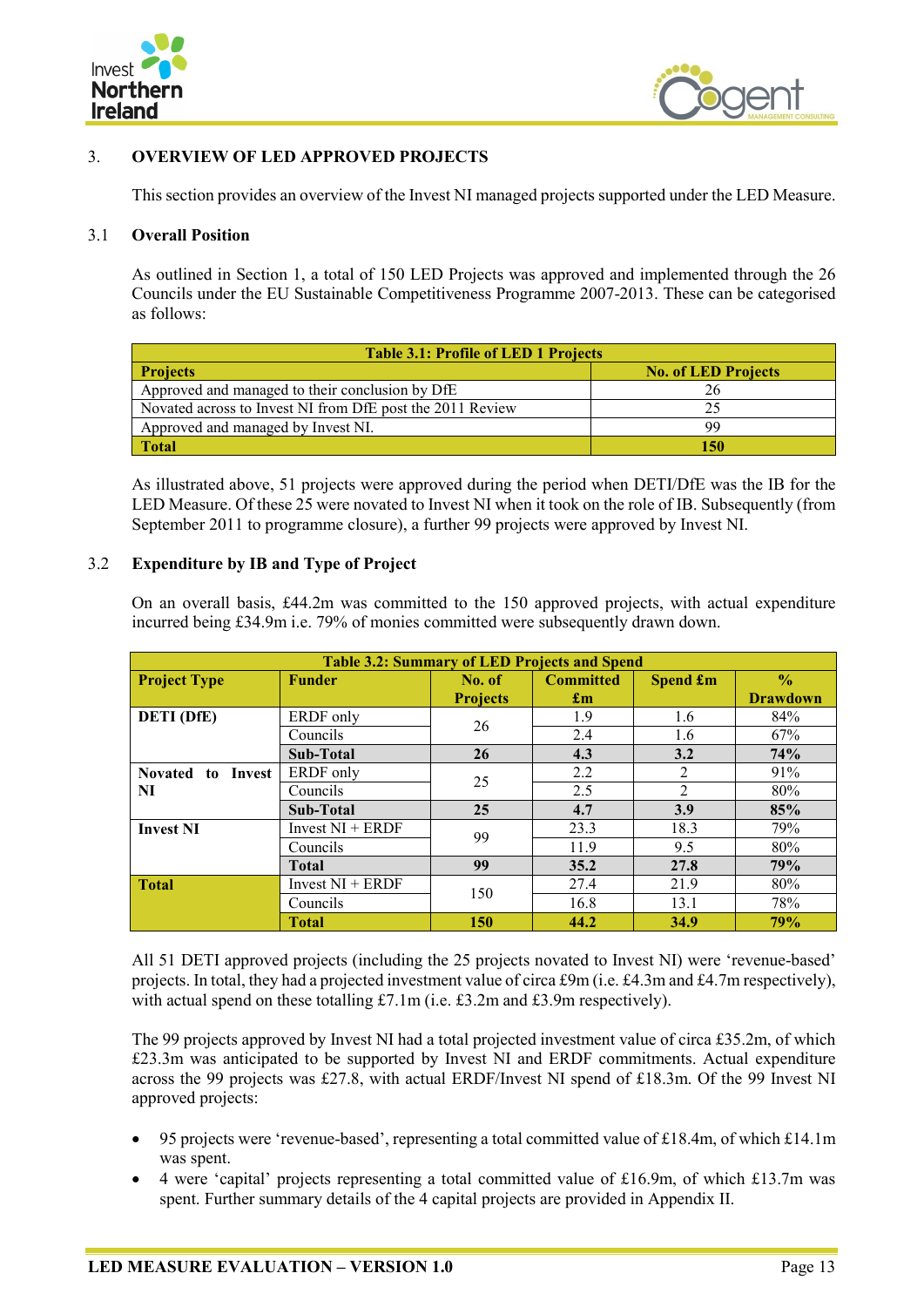## 3. OVERVIEW OF LED APPROVED PROJECTS

This section provides an overview of the Invest NI managed projects supported under the LED Measure.

### 3.1 Overall Position

As outlined in Section 1, a total of 150 LED Projects was approved and implemented through the 26 Councils under the EU Sustainable Competitiveness Programme 2007-2013. These can be categorised as follows:

**Table 3.1: Profile of LED 1 Projects**

| Projects | No. of LED Projects |
|---|---|
| Approved and managed to their conclusion by DfE | 26 |
| Novated across to Invest NI from DfE post the 2011 Review | 25 |
| Approved and managed by Invest NI. | 99 |
| **Total** | **150** |

As illustrated above, 51 projects were approved during the period when DETI/DfE was the IB for the LED Measure. Of these 25 were novated to Invest NI when it took on the role of IB. Subsequently (from September 2011 to programme closure), a further 99 projects were approved by Invest NI.

### 3.2 Expenditure by IB and Type of Project

On an overall basis, £44.2m was committed to the 150 approved projects, with actual expenditure incurred being £34.9m i.e. 79% of monies committed were subsequently drawn down.

**Table 3.2: Summary of LED Projects and Spend**

| Project Type | Funder | No. of Projects | Committed £m | Spend £m | % Drawdown |
|---|---|---|---|---|---|
| **DETI (DfE)** | ERDF only | 26 | 1.9 | 1.6 | 84% |
| | Councils | | 2.4 | 1.6 | 67% |
| | **Sub-Total** | **26** | **4.3** | **3.2** | **74%** |
| **Novated to Invest NI** | ERDF only | 25 | 2.2 | 2 | 91% |
| | Councils | | 2.5 | 2 | 80% |
| | **Sub-Total** | **25** | **4.7** | **3.9** | **85%** |
| **Invest NI** | Invest NI + ERDF | 99 | 23.3 | 18.3 | 79% |
| | Councils | | 11.9 | 9.5 | 80% |
| | **Total** | **99** | **35.2** | **27.8** | **79%** |
| **Total** | Invest NI + ERDF | 150 | 27.4 | 21.9 | 80% |
| | Councils | | 16.8 | 13.1 | 78% |
| | **Total** | **150** | **44.2** | **34.9** | **79%** |

All 51 DETI approved projects (including the 25 projects novated to Invest NI) were 'revenue-based' projects. In total, they had a projected investment value of circa £9m (i.e. £4.3m and £4.7m respectively), with actual spend on these totalling £7.1m (i.e. £3.2m and £3.9m respectively).

The 99 projects approved by Invest NI had a total projected investment value of circa £35.2m, of which £23.3m was anticipated to be supported by Invest NI and ERDF commitments. Actual expenditure across the 99 projects was £27.8, with actual ERDF/Invest NI spend of £18.3m. Of the 99 Invest NI approved projects:

- 95 projects were 'revenue-based', representing a total committed value of £18.4m, of which £14.1m was spent.
- 4 were 'capital' projects representing a total committed value of £16.9m, of which £13.7m was spent. Further summary details of the 4 capital projects are provided in Appendix II.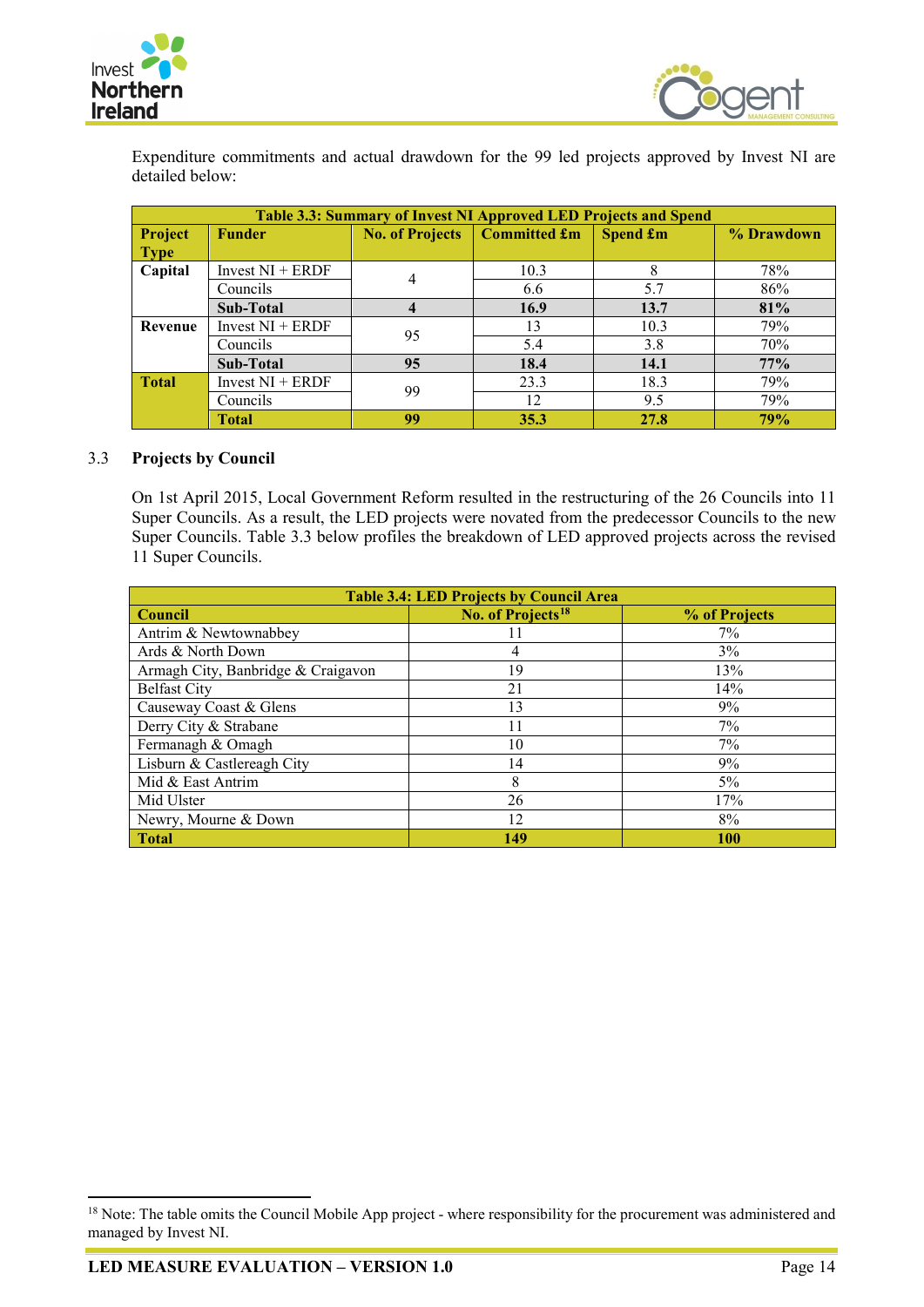Expenditure commitments and actual drawdown for the 99 led projects approved by Invest NI are detailed below:

| Table 3.3: Summary of Invest NI Approved LED Projects and Spend | | | | | |
|---|---|---|---|---|---|
| **Project Type** | **Funder** | **No. of Projects** | **Committed £m** | **Spend £m** | **% Drawdown** |
| **Capital** | Invest NI + ERDF | 4 | 10.3 | 8 | 78% |
| | Councils | | 6.6 | 5.7 | 86% |
| | **Sub-Total** | **4** | **16.9** | **13.7** | **81%** |
| **Revenue** | Invest NI + ERDF | 95 | 13 | 10.3 | 79% |
| | Councils | | 5.4 | 3.8 | 70% |
| | **Sub-Total** | **95** | **18.4** | **14.1** | **77%** |
| **Total** | Invest NI + ERDF | 99 | 23.3 | 18.3 | 79% |
| | Councils | | 12 | 9.5 | 79% |
| | **Total** | **99** | **35.3** | **27.8** | **79%** |

## 3.3 Projects by Council

On 1st April 2015, Local Government Reform resulted in the restructuring of the 26 Councils into 11 Super Councils. As a result, the LED projects were novated from the predecessor Councils to the new Super Councils. Table 3.3 below profiles the breakdown of LED approved projects across the revised 11 Super Councils.

| Table 3.4: LED Projects by Council Area | | |
|---|---|---|
| **Council** | **No. of Projects[18]** | **% of Projects** |
| Antrim & Newtownabbey | 11 | 7% |
| Ards & North Down | 4 | 3% |
| Armagh City, Banbridge & Craigavon | 19 | 13% |
| Belfast City | 21 | 14% |
| Causeway Coast & Glens | 13 | 9% |
| Derry City & Strabane | 11 | 7% |
| Fermanagh & Omagh | 10 | 7% |
| Lisburn & Castlereagh City | 14 | 9% |
| Mid & East Antrim | 8 | 5% |
| Mid Ulster | 26 | 17% |
| Newry, Mourne & Down | 12 | 8% |
| **Total** | **149** | **100** |

[18] Note: The table omits the Council Mobile App project - where responsibility for the procurement was administered and managed by Invest NI.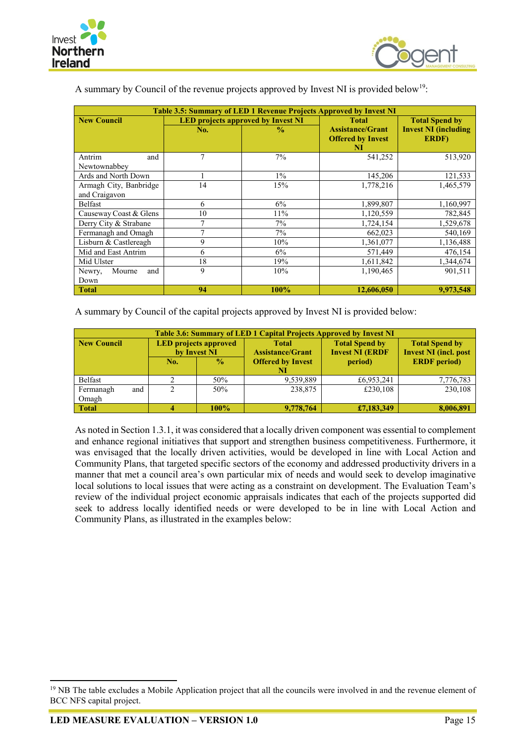A summary by Council of the revenue projects approved by Invest NI is provided below[19]:

| Table 3.5: Summary of LED 1 Revenue Projects Approved by Invest NI | | | | |
|---|---|---|---|---|
| **New Council** | **LED projects approved by Invest NI** | | **Total Assistance/Grant Offered by Invest NI** | **Total Spend by Invest NI (including ERDF)** |
| | **No.** | **%** | | |
| Antrim and Newtownabbey | 7 | 7% | 541,252 | 513,920 |
| Ards and North Down | 1 | 1% | 145,206 | 121,533 |
| Armagh City, Banbridge and Craigavon | 14 | 15% | 1,778,216 | 1,465,579 |
| Belfast | 6 | 6% | 1,899,807 | 1,160,997 |
| Causeway Coast & Glens | 10 | 11% | 1,120,559 | 782,845 |
| Derry City & Strabane | 7 | 7% | 1,724,154 | 1,529,678 |
| Fermanagh and Omagh | 7 | 7% | 662,023 | 540,169 |
| Lisburn & Castlereagh | 9 | 10% | 1,361,077 | 1,136,488 |
| Mid and East Antrim | 6 | 6% | 571,449 | 476,154 |
| Mid Ulster | 18 | 19% | 1,611,842 | 1,344,674 |
| Newry, Mourne and Down | 9 | 10% | 1,190,465 | 901,511 |
| **Total** | **94** | **100%** | **12,606,050** | **9,973,548** |

A summary by Council of the capital projects approved by Invest NI is provided below:

| Table 3.6: Summary of LED 1 Capital Projects Approved by Invest NI | | | | | |
|---|---|---|---|---|---|
| **New Council** | **LED projects approved by Invest NI** | | **Total Assistance/Grant Offered by Invest NI** | **Total Spend by Invest NI (ERDF period)** | **Total Spend by Invest NI (incl. post ERDF period)** |
| | **No.** | **%** | | | |
| Belfast | 2 | 50% | 9,539,889 | £6,953,241 | 7,776,783 |
| Fermanagh and Omagh | 2 | 50% | 238,875 | £230,108 | 230,108 |
| **Total** | **4** | **100%** | **9,778,764** | **£7,183,349** | **8,006,891** |

As noted in Section 1.3.1, it was considered that a locally driven component was essential to complement and enhance regional initiatives that support and strengthen business competitiveness. Furthermore, it was envisaged that the locally driven activities, would be developed in line with Local Action and Community Plans, that targeted specific sectors of the economy and addressed productivity drivers in a manner that met a council area's own particular mix of needs and would seek to develop imaginative local solutions to local issues that were acting as a constraint on development. The Evaluation Team's review of the individual project economic appraisals indicates that each of the projects supported did seek to address locally identified needs or were developed to be in line with Local Action and Community Plans, as illustrated in the examples below:

[19] NB The table excludes a Mobile Application project that all the councils were involved in and the revenue element of BCC NFS capital project.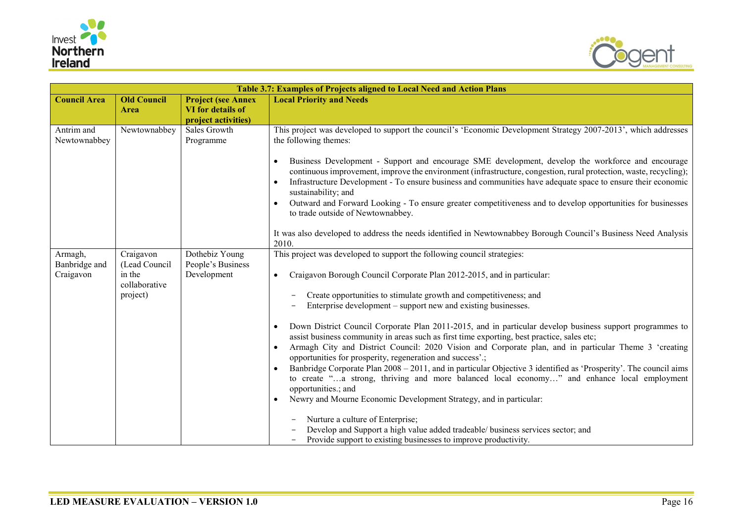| Table 3.7: Examples of Projects aligned to Local Need and Action Plans | | | |
|---|---|---|---|
| **Council Area** | **Old Council Area** | **Project (see Annex VI for details of project activities)** | **Local Priority and Needs** |
| Antrim and Newtownabbey | Newtownabbey | Sales Growth Programme | This project was developed to support the council's 'Economic Development Strategy 2007-2013', which addresses the following themes:<br><br>• Business Development - Support and encourage SME development, develop the workforce and encourage continuous improvement, improve the environment (infrastructure, congestion, rural protection, waste, recycling);<br>• Infrastructure Development - To ensure business and communities have adequate space to ensure their economic sustainability; and<br>• Outward and Forward Looking - To ensure greater competitiveness and to develop opportunities for businesses to trade outside of Newtownabbey.<br><br>It was also developed to address the needs identified in Newtownabbey Borough Council's Business Need Analysis 2010. |
| Armagh, Banbridge and Craigavon | Craigavon (Lead Council in the collaborative project) | Dothebiz Young People's Business Development | This project was developed to support the following council strategies:<br><br>• Craigavon Borough Council Corporate Plan 2012-2015, and in particular:<br>  – Create opportunities to stimulate growth and competitiveness; and<br>  – Enterprise development – support new and existing businesses.<br><br>• Down District Council Corporate Plan 2011-2015, and in particular develop business support programmes to assist business community in areas such as first time exporting, best practice, sales etc;<br>• Armagh City and District Council: 2020 Vision and Corporate plan, and in particular Theme 3 'creating opportunities for prosperity, regeneration and success'.;<br>• Banbridge Corporate Plan 2008 – 2011, and in particular Objective 3 identified as 'Prosperity'. The council aims to create "…a strong, thriving and more balanced local economy…" and enhance local employment opportunities.; and<br>• Newry and Mourne Economic Development Strategy, and in particular:<br>  – Nurture a culture of Enterprise;<br>  – Develop and Support a high value added tradeable/ business services sector; and<br>  – Provide support to existing businesses to improve productivity. |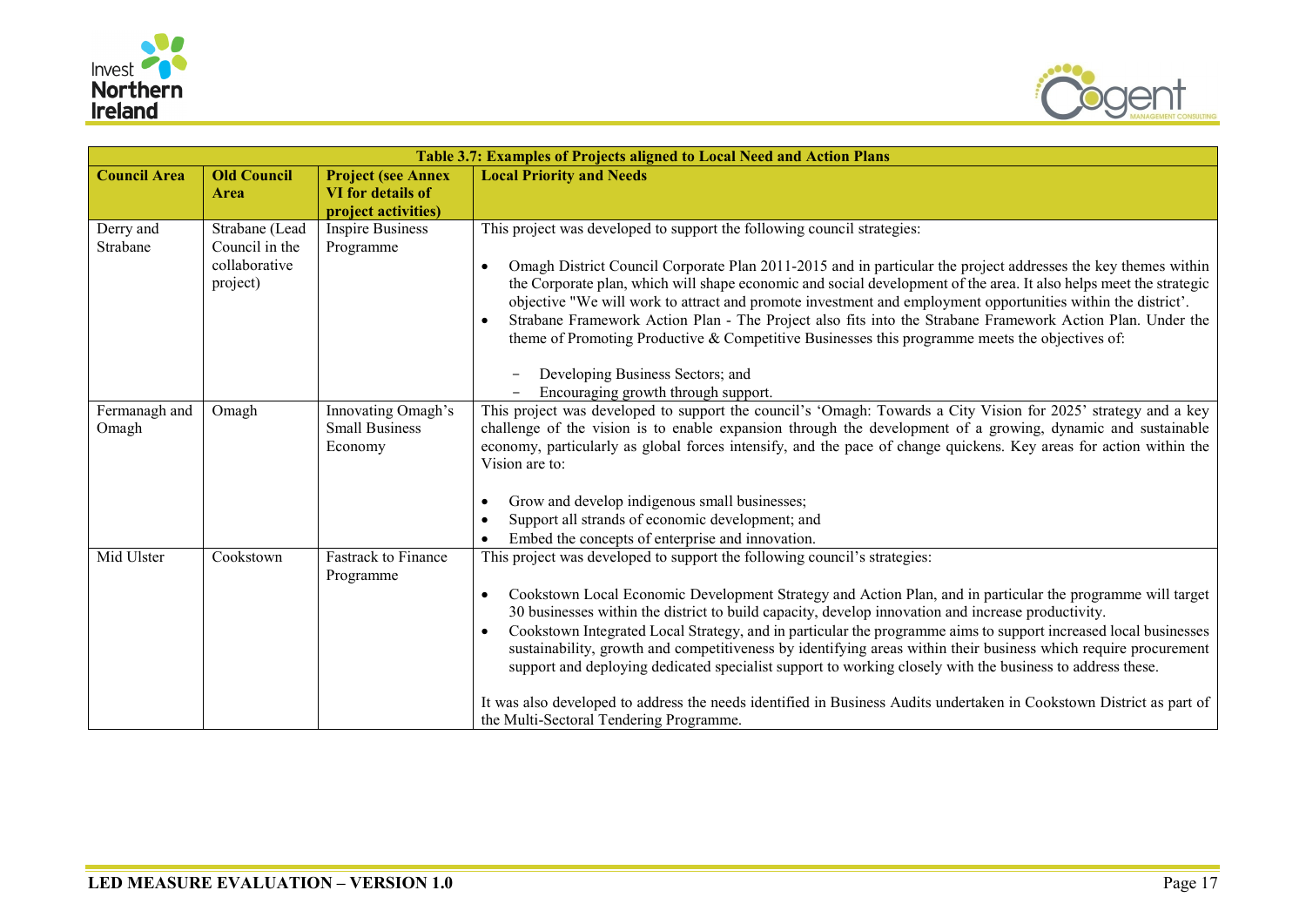**Table 3.7: Examples of Projects aligned to Local Need and Action Plans**

| Council Area | Old Council Area | Project (see Annex VI for details of project activities) | Local Priority and Needs |
|---|---|---|---|
| Derry and Strabane | Strabane (Lead Council in the collaborative project) | Inspire Business Programme | This project was developed to support the following council strategies:<br><br>• Omagh District Council Corporate Plan 2011-2015 and in particular the project addresses the key themes within the Corporate plan, which will shape economic and social development of the area. It also helps meet the strategic objective "We will work to attract and promote investment and employment opportunities within the district'.<br>• Strabane Framework Action Plan - The Project also fits into the Strabane Framework Action Plan. Under the theme of Promoting Productive & Competitive Businesses this programme meets the objectives of:<br><br>– Developing Business Sectors; and<br>– Encouraging growth through support. |
| Fermanagh and Omagh | Omagh | Innovating Omagh's Small Business Economy | This project was developed to support the council's 'Omagh: Towards a City Vision for 2025' strategy and a key challenge of the vision is to enable expansion through the development of a growing, dynamic and sustainable economy, particularly as global forces intensify, and the pace of change quickens. Key areas for action within the Vision are to:<br><br>• Grow and develop indigenous small businesses;<br>• Support all strands of economic development; and<br>• Embed the concepts of enterprise and innovation. |
| Mid Ulster | Cookstown | Fastrack to Finance Programme | This project was developed to support the following council's strategies:<br><br>• Cookstown Local Economic Development Strategy and Action Plan, and in particular the programme will target 30 businesses within the district to build capacity, develop innovation and increase productivity.<br>• Cookstown Integrated Local Strategy, and in particular the programme aims to support increased local businesses sustainability, growth and competitiveness by identifying areas within their business which require procurement support and deploying dedicated specialist support to working closely with the business to address these.<br><br>It was also developed to address the needs identified in Business Audits undertaken in Cookstown District as part of the Multi-Sectoral Tendering Programme. |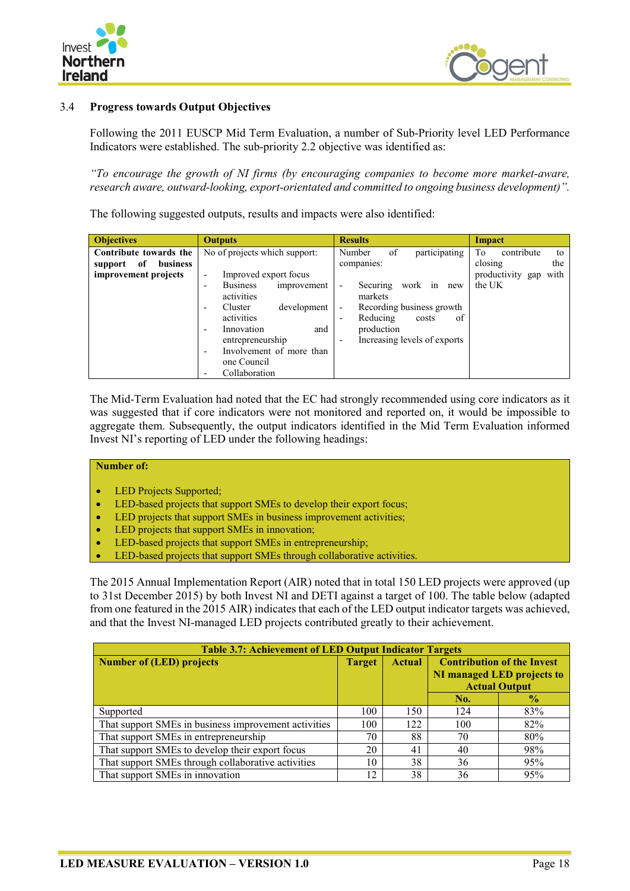## 3.4 Progress towards Output Objectives

Following the 2011 EUSCP Mid Term Evaluation, a number of Sub-Priority level LED Performance Indicators were established. The sub-priority 2.2 objective was identified as:

*"To encourage the growth of NI firms (by encouraging companies to become more market-aware, research aware, outward-looking, export-orientated and committed to ongoing business development)".*

The following suggested outputs, results and impacts were also identified:

| Objectives | Outputs | Results | Impact |
|---|---|---|---|
| **Contribute towards the support of business improvement projects** | No of projects which support:<br>- Improved export focus<br>- Business improvement activities<br>- Cluster development activities<br>- Innovation and entrepreneurship<br>- Involvement of more than one Council<br>- Collaboration | Number of participating companies:<br>- Securing work in new markets<br>- Recording business growth<br>- Reducing costs of production<br>- Increasing levels of exports | To contribute to closing the productivity gap with the UK |

The Mid-Term Evaluation had noted that the EC had strongly recommended using core indicators as it was suggested that if core indicators were not monitored and reported on, it would be impossible to aggregate them. Subsequently, the output indicators identified in the Mid Term Evaluation informed Invest NI's reporting of LED under the following headings:

**Number of:**

- LED Projects Supported;
- LED-based projects that support SMEs to develop their export focus;
- LED projects that support SMEs in business improvement activities;
- LED projects that support SMEs in innovation;
- LED-based projects that support SMEs in entrepreneurship;
- LED-based projects that support SMEs through collaborative activities.

The 2015 Annual Implementation Report (AIR) noted that in total 150 LED projects were approved (up to 31st December 2015) by both Invest NI and DETI against a target of 100. The table below (adapted from one featured in the 2015 AIR) indicates that each of the LED output indicator targets was achieved, and that the Invest NI-managed LED projects contributed greatly to their achievement.

**Table 3.7: Achievement of LED Output Indicator Targets**

| Number of (LED) projects | Target | Actual | Contribution of the Invest NI managed LED projects to Actual Output | |
|---|---|---|---|---|
| | | | **No.** | **%** |
| Supported | 100 | 150 | 124 | 83% |
| That support SMEs in business improvement activities | 100 | 122 | 100 | 82% |
| That support SMEs in entrepreneurship | 70 | 88 | 70 | 80% |
| That support SMEs to develop their export focus | 20 | 41 | 40 | 98% |
| That support SMEs through collaborative activities | 10 | 38 | 36 | 95% |
| That support SMEs in innovation | 12 | 38 | 36 | 95% |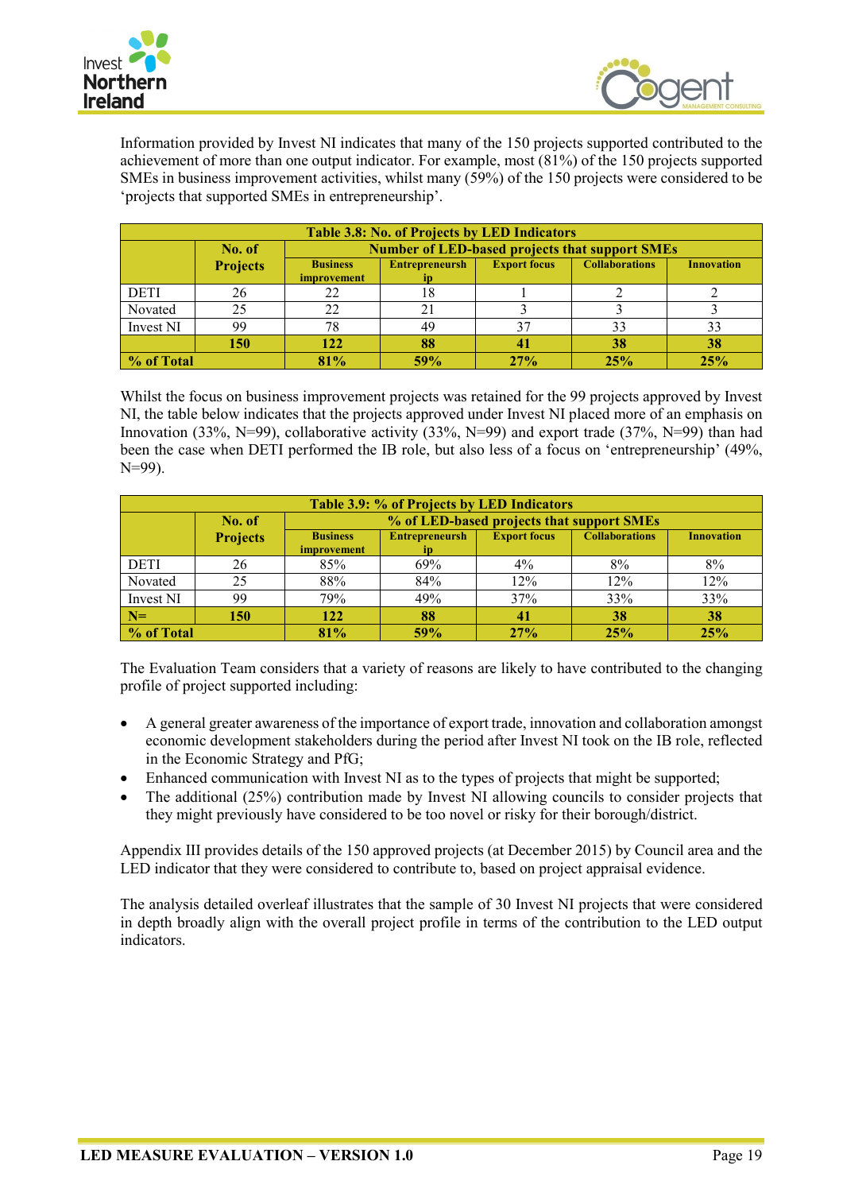Information provided by Invest NI indicates that many of the 150 projects supported contributed to the achievement of more than one output indicator. For example, most (81%) of the 150 projects supported SMEs in business improvement activities, whilst many (59%) of the 150 projects were considered to be 'projects that supported SMEs in entrepreneurship'.

| Table 3.8: No. of Projects by LED Indicators | | | | | | |
|---|---|---|---|---|---|---|
| | No. of Projects | Number of LED-based projects that support SMEs | | | | |
| | | Business improvement | Entrepreneurship | Export focus | Collaborations | Innovation |
| DETI | 26 | 22 | 18 | 1 | 2 | 2 |
| Novated | 25 | 22 | 21 | 3 | 3 | 3 |
| Invest NI | 99 | 78 | 49 | 37 | 33 | 33 |
| | **150** | **122** | **88** | **41** | **38** | **38** |
| **% of Total** | | **81%** | **59%** | **27%** | **25%** | **25%** |

Whilst the focus on business improvement projects was retained for the 99 projects approved by Invest NI, the table below indicates that the projects approved under Invest NI placed more of an emphasis on Innovation (33%, N=99), collaborative activity (33%, N=99) and export trade (37%, N=99) than had been the case when DETI performed the IB role, but also less of a focus on 'entrepreneurship' (49%, N=99).

| Table 3.9: % of Projects by LED Indicators | | | | | | |
|---|---|---|---|---|---|---|
| | No. of Projects | % of LED-based projects that support SMEs | | | | |
| | | Business improvement | Entrepreneurship | Export focus | Collaborations | Innovation |
| DETI | 26 | 85% | 69% | 4% | 8% | 8% |
| Novated | 25 | 88% | 84% | 12% | 12% | 12% |
| Invest NI | 99 | 79% | 49% | 37% | 33% | 33% |
| **N=** | **150** | **122** | **88** | **41** | **38** | **38** |
| **% of Total** | | **81%** | **59%** | **27%** | **25%** | **25%** |

The Evaluation Team considers that a variety of reasons are likely to have contributed to the changing profile of project supported including:

- A general greater awareness of the importance of export trade, innovation and collaboration amongst economic development stakeholders during the period after Invest NI took on the IB role, reflected in the Economic Strategy and PfG;
- Enhanced communication with Invest NI as to the types of projects that might be supported;
- The additional (25%) contribution made by Invest NI allowing councils to consider projects that they might previously have considered to be too novel or risky for their borough/district.

Appendix III provides details of the 150 approved projects (at December 2015) by Council area and the LED indicator that they were considered to contribute to, based on project appraisal evidence.

The analysis detailed overleaf illustrates that the sample of 30 Invest NI projects that were considered in depth broadly align with the overall project profile in terms of the contribution to the LED output indicators.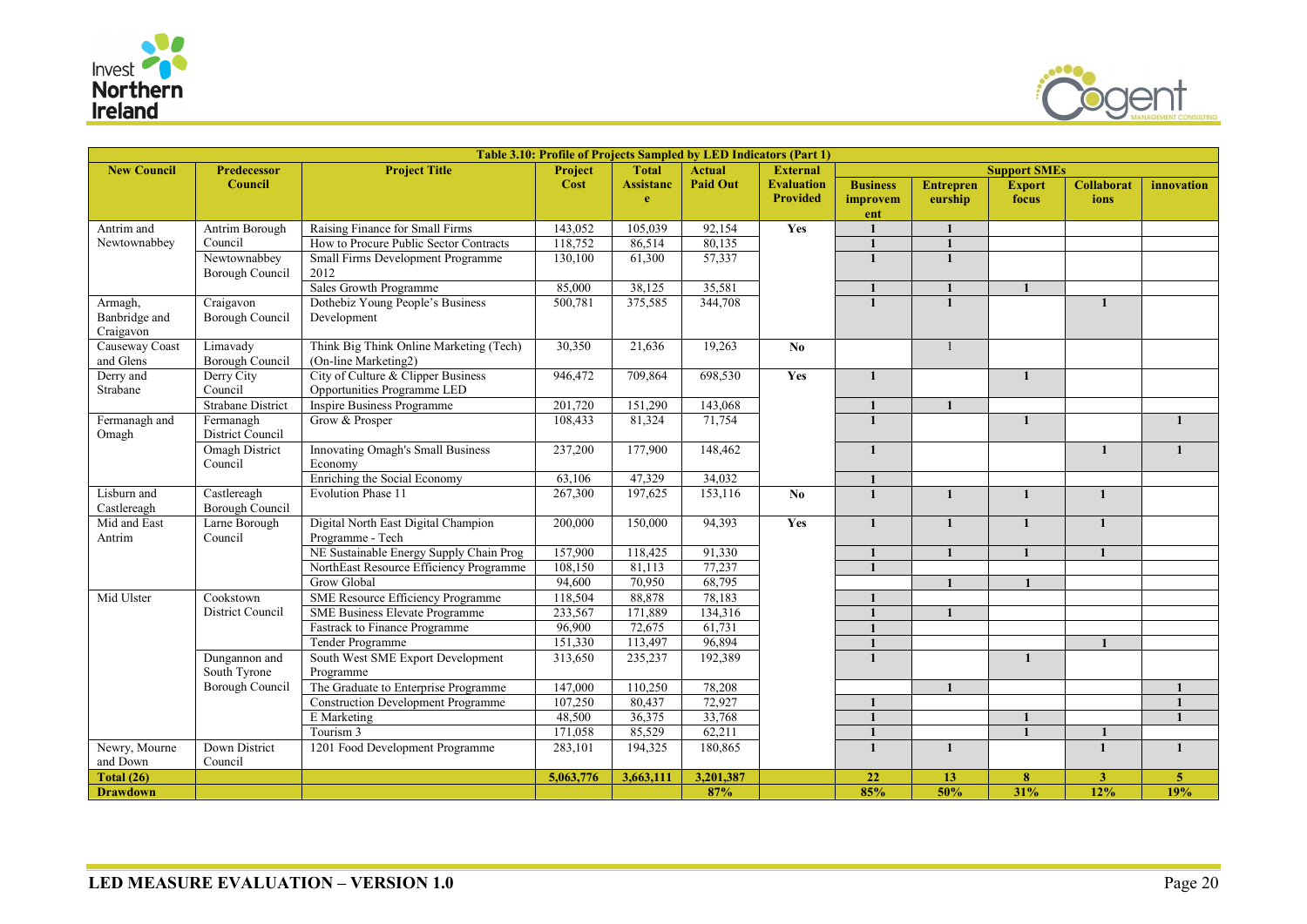| Table 3.10: Profile of Projects Sampled by LED Indicators (Part 1) | | | | | | | | | | | |
|---|---|---|---|---|---|---|---|---|---|---|---|
| **New Council** | **Predecessor Council** | **Project Title** | **Project Cost** | **Total Assistance** | **Actual Paid Out** | **External Evaluation Provided** | **Support SMEs** | | | | |
| | | | | | | | **Business improvement** | **Entrepreneurship** | **Export focus** | **Collaborations** | **innovation** |
| Antrim and Newtownabbey | Antrim Borough Council | Raising Finance for Small Firms | 143,052 | 105,039 | 92,154 | **Yes** | 1 | 1 | | | |
| | | How to Procure Public Sector Contracts | 118,752 | 86,514 | 80,135 | | 1 | 1 | | | |
| | Newtownabbey Borough Council | Small Firms Development Programme 2012 | 130,100 | 61,300 | 57,337 | | 1 | 1 | | | |
| | | Sales Growth Programme | 85,000 | 38,125 | 35,581 | | 1 | 1 | 1 | | |
| Armagh, Banbridge and Craigavon | Craigavon Borough Council | Dothebiz Young People's Business Development | 500,781 | 375,585 | 344,708 | | 1 | 1 | | 1 | |
| Causeway Coast and Glens | Limavady Borough Council | Think Big Think Online Marketing (Tech) (On-line Marketing2) | 30,350 | 21,636 | 19,263 | **No** | | 1 | | | |
| Derry and Strabane | Derry City Council | City of Culture & Clipper Business Opportunities Programme LED | 946,472 | 709,864 | 698,530 | **Yes** | 1 | | 1 | | |
| | Strabane District | Inspire Business Programme | 201,720 | 151,290 | 143,068 | | 1 | 1 | | | |
| Fermanagh and Omagh | Fermanagh District Council | Grow & Prosper | 108,433 | 81,324 | 71,754 | | 1 | | 1 | | 1 |
| | Omagh District Council | Innovating Omagh's Small Business Economy | 237,200 | 177,900 | 148,462 | | 1 | | | 1 | 1 |
| | | Enriching the Social Economy | 63,106 | 47,329 | 34,032 | | 1 | | | | |
| Lisburn and Castlereagh | Castlereagh Borough Council | Evolution Phase 11 | 267,300 | 197,625 | 153,116 | **No** | 1 | 1 | 1 | 1 | |
| Mid and East Antrim | Larne Borough Council | Digital North East Digital Champion Programme - Tech | 200,000 | 150,000 | 94,393 | **Yes** | 1 | 1 | 1 | 1 | |
| | | NE Sustainable Energy Supply Chain Prog | 157,900 | 118,425 | 91,330 | | 1 | 1 | 1 | 1 | |
| | | NorthEast Resource Efficiency Programme | 108,150 | 81,113 | 77,237 | | 1 | | | | |
| | | Grow Global | 94,600 | 70,950 | 68,795 | | | 1 | 1 | | |
| Mid Ulster | Cookstown District Council | SME Resource Efficiency Programme | 118,504 | 88,878 | 78,183 | | 1 | | | | |
| | | SME Business Elevate Programme | 233,567 | 171,889 | 134,316 | | 1 | 1 | | | |
| | | Fastrack to Finance Programme | 96,900 | 72,675 | 61,731 | | 1 | | | | |
| | | Tender Programme | 151,330 | 113,497 | 96,894 | | 1 | | | 1 | |
| | Dungannon and South Tyrone Borough Council | South West SME Export Development Programme | 313,650 | 235,237 | 192,389 | | 1 | | 1 | | |
| | | The Graduate to Enterprise Programme | 147,000 | 110,250 | 78,208 | | | 1 | | | 1 |
| | | Construction Development Programme | 107,250 | 80,437 | 72,927 | | 1 | | | | 1 |
| | | E Marketing | 48,500 | 36,375 | 33,768 | | 1 | | 1 | | 1 |
| | | Tourism 3 | 171,058 | 85,529 | 62,211 | | 1 | | 1 | 1 | |
| Newry, Mourne and Down | Down District Council | 1201 Food Development Programme | 283,101 | 194,325 | 180,865 | | 1 | 1 | | 1 | 1 |
| **Total (26)** | | | **5,063,776** | **3,663,111** | **3,201,387** | | **22** | **13** | **8** | **3** | **5** |
| **Drawdown** | | | | | **87%** | | **85%** | **50%** | **31%** | **12%** | **19%** |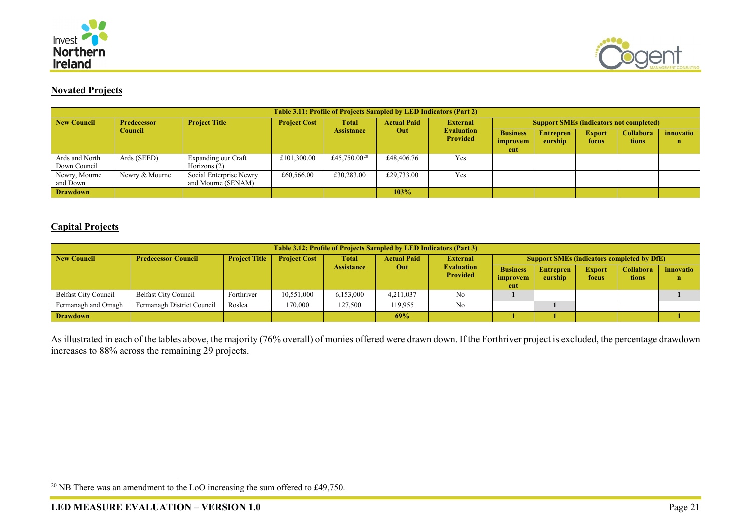## Novated Projects

| Table 3.11: Profile of Projects Sampled by LED Indicators (Part 2) | | | | | | | | | | | |
|---|---|---|---|---|---|---|---|---|---|---|---|
| New Council | Predecessor Council | Project Title | Project Cost | Total Assistance | Actual Paid Out | External Evaluation Provided | Support SMEs (indicators not completed) | | | | |
| | | | | | | | Business improvement | Entrepreneurship | Export focus | Collaborations | innovation |
| Ards and North Down Council | Ards (SEED) | Expanding our Craft Horizons (2) | £101,300.00 | £45,750.00[20] | £48,406.76 | Yes | | | | | |
| Newry, Mourne and Down | Newry & Mourne | Social Enterprise Newry and Mourne (SENAM) | £60,566.00 | £30,283.00 | £29,733.00 | Yes | | | | | |
| **Drawdown** | | | | | **103%** | | | | | | |

## Capital Projects

| Table 3.12: Profile of Projects Sampled by LED Indicators (Part 3) | | | | | | | | | | | |
|---|---|---|---|---|---|---|---|---|---|---|---|
| New Council | Predecessor Council | Project Title | Project Cost | Total Assistance | Actual Paid Out | External Evaluation Provided | Support SMEs (indicators completed by DfE) | | | | |
| | | | | | | | Business improvement | Entrepreneurship | Export focus | Collaborations | innovation |
| Belfast City Council | Belfast City Council | Forthriver | 10,551,000 | 6,153,000 | 4,211,037 | No | 1 | | | | 1 |
| Fermanagh and Omagh | Fermanagh District Council | Roslea | 170,000 | 127,500 | 119,955 | No | | 1 | | | |
| **Drawdown** | | | | | **69%** | | **1** | **1** | | | **1** |

As illustrated in each of the tables above, the majority (76% overall) of monies offered were drawn down. If the Forthriver project is excluded, the percentage drawdown increases to 88% across the remaining 29 projects.

[20] NB There was an amendment to the LoO increasing the sum offered to £49,750.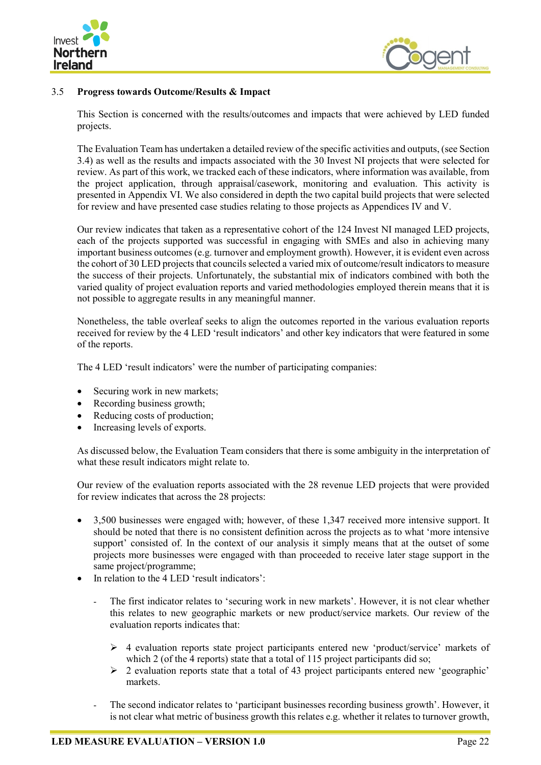### 3.5 Progress towards Outcome/Results & Impact

This Section is concerned with the results/outcomes and impacts that were achieved by LED funded projects.

The Evaluation Team has undertaken a detailed review of the specific activities and outputs, (see Section 3.4) as well as the results and impacts associated with the 30 Invest NI projects that were selected for review. As part of this work, we tracked each of these indicators, where information was available, from the project application, through appraisal/casework, monitoring and evaluation. This activity is presented in Appendix VI. We also considered in depth the two capital build projects that were selected for review and have presented case studies relating to those projects as Appendices IV and V.

Our review indicates that taken as a representative cohort of the 124 Invest NI managed LED projects, each of the projects supported was successful in engaging with SMEs and also in achieving many important business outcomes (e.g. turnover and employment growth). However, it is evident even across the cohort of 30 LED projects that councils selected a varied mix of outcome/result indicators to measure the success of their projects. Unfortunately, the substantial mix of indicators combined with both the varied quality of project evaluation reports and varied methodologies employed therein means that it is not possible to aggregate results in any meaningful manner.

Nonetheless, the table overleaf seeks to align the outcomes reported in the various evaluation reports received for review by the 4 LED 'result indicators' and other key indicators that were featured in some of the reports.

The 4 LED 'result indicators' were the number of participating companies:

- Securing work in new markets;
- Recording business growth;
- Reducing costs of production;
- Increasing levels of exports.

As discussed below, the Evaluation Team considers that there is some ambiguity in the interpretation of what these result indicators might relate to.

Our review of the evaluation reports associated with the 28 revenue LED projects that were provided for review indicates that across the 28 projects:

- 3,500 businesses were engaged with; however, of these 1,347 received more intensive support. It should be noted that there is no consistent definition across the projects as to what 'more intensive support' consisted of. In the context of our analysis it simply means that at the outset of some projects more businesses were engaged with than proceeded to receive later stage support in the same project/programme;
- In relation to the 4 LED 'result indicators':
  - The first indicator relates to 'securing work in new markets'. However, it is not clear whether this relates to new geographic markets or new product/service markets. Our review of the evaluation reports indicates that:
    - ➢ 4 evaluation reports state project participants entered new 'product/service' markets of which 2 (of the 4 reports) state that a total of 115 project participants did so;
    - ➢ 2 evaluation reports state that a total of 43 project participants entered new 'geographic' markets.
  - The second indicator relates to 'participant businesses recording business growth'. However, it is not clear what metric of business growth this relates e.g. whether it relates to turnover growth,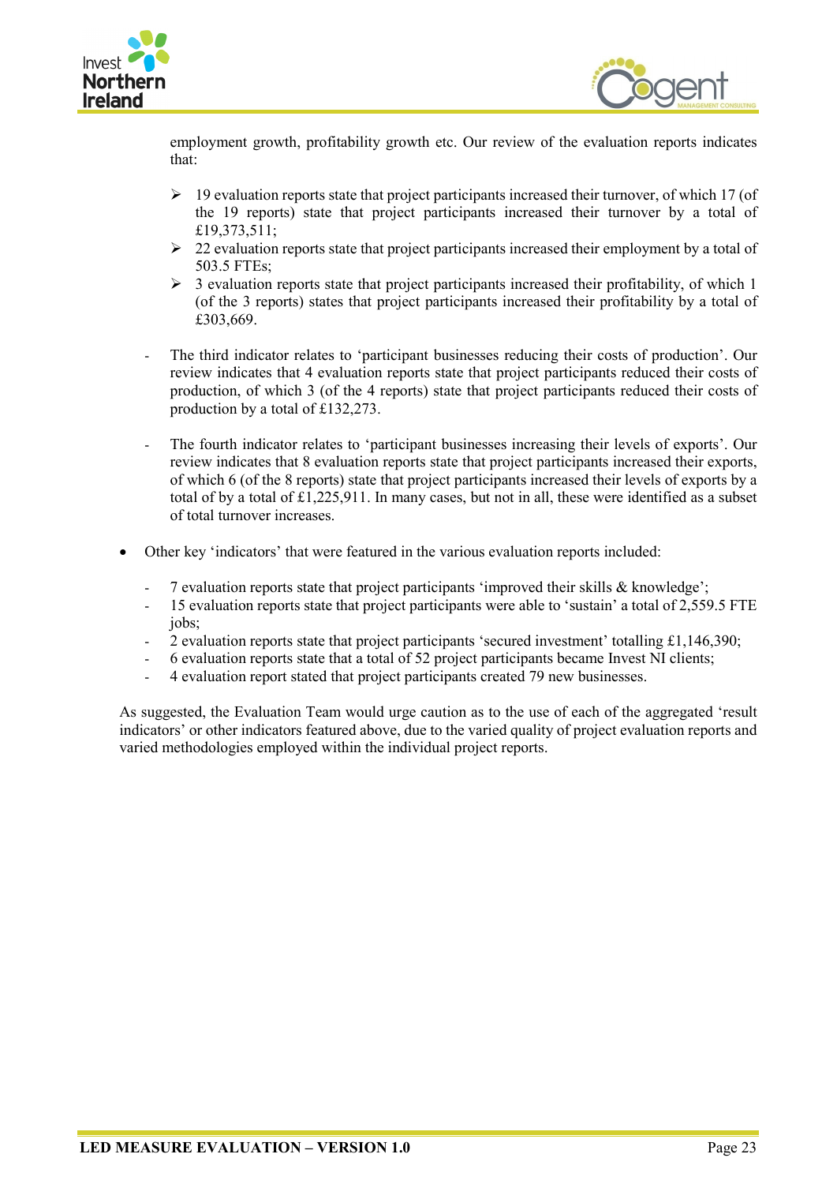employment growth, profitability growth etc. Our review of the evaluation reports indicates that:

- 19 evaluation reports state that project participants increased their turnover, of which 17 (of the 19 reports) state that project participants increased their turnover by a total of £19,373,511;
- 22 evaluation reports state that project participants increased their employment by a total of 503.5 FTEs;
- 3 evaluation reports state that project participants increased their profitability, of which 1 (of the 3 reports) states that project participants increased their profitability by a total of £303,669.

- The third indicator relates to 'participant businesses reducing their costs of production'. Our review indicates that 4 evaluation reports state that project participants reduced their costs of production, of which 3 (of the 4 reports) state that project participants reduced their costs of production by a total of £132,273.

- The fourth indicator relates to 'participant businesses increasing their levels of exports'. Our review indicates that 8 evaluation reports state that project participants increased their exports, of which 6 (of the 8 reports) state that project participants increased their levels of exports by a total of by a total of £1,225,911. In many cases, but not in all, these were identified as a subset of total turnover increases.

- Other key 'indicators' that were featured in the various evaluation reports included:
  - 7 evaluation reports state that project participants 'improved their skills & knowledge';
  - 15 evaluation reports state that project participants were able to 'sustain' a total of 2,559.5 FTE jobs;
  - 2 evaluation reports state that project participants 'secured investment' totalling £1,146,390;
  - 6 evaluation reports state that a total of 52 project participants became Invest NI clients;
  - 4 evaluation report stated that project participants created 79 new businesses.

As suggested, the Evaluation Team would urge caution as to the use of each of the aggregated 'result indicators' or other indicators featured above, due to the varied quality of project evaluation reports and varied methodologies employed within the individual project reports.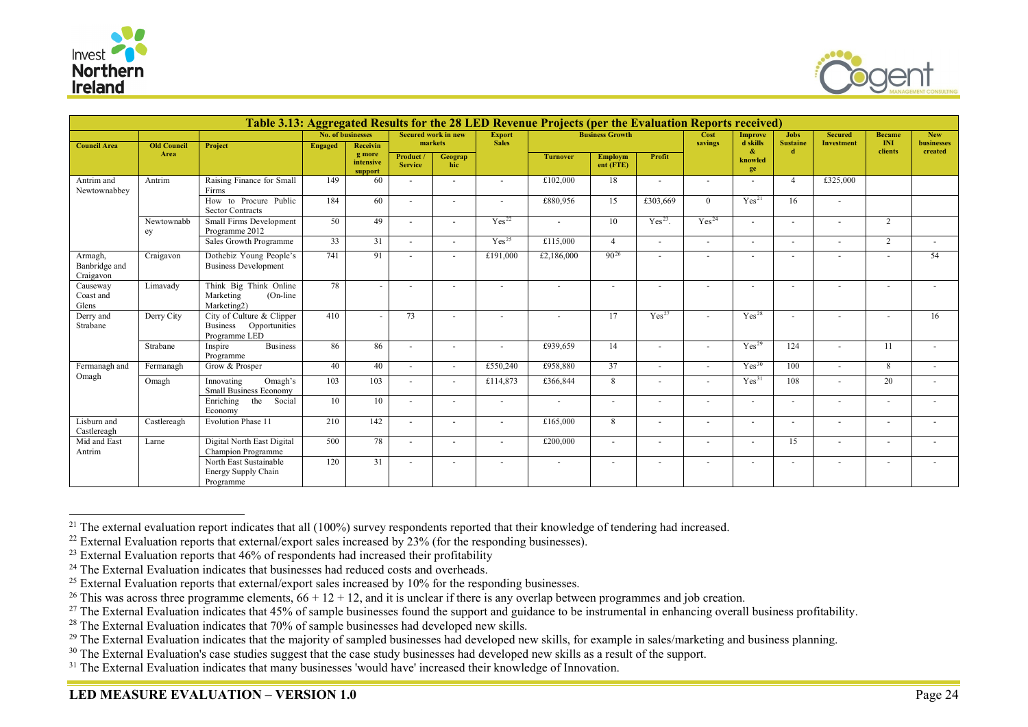| Table 3.13: Aggregated Results for the 28 LED Revenue Projects (per the Evaluation Reports received) | | | | | | | | | | | | | | | | | |
|---|---|---|---|---|---|---|---|---|---|---|---|---|---|---|---|---|---|
| Council Area | Old Council Area | Project | No. of businesses | | Secured work in new markets | | Export Sales | Business Growth | | | Cost savings | Improved skills & knowledge | Jobs Sustained | Secured Investment | Became INI clients | New businesses created |
| | | | Engaged | Receiving more intensive support | Product / Service | Geographic | | Turnover | Employment (FTE) | Profit | | | | | | |
| Antrim and Newtownabbey | Antrim | Raising Finance for Small Firms | 149 | 60 | - | - | - | £102,000 | 18 | - | - | - | 4 | £325,000 | | |
| | | How to Procure Public Sector Contracts | 184 | 60 | - | - | - | £880,956 | 15 | £303,669 | 0 | Yes[21] | 16 | - | | |
| | Newtownabbey | Small Firms Development Programme 2012 | 50 | 49 | - | - | Yes[22] | - | 10 | Yes[23]. | Yes[24] | - | - | - | 2 | |
| | | Sales Growth Programme | 33 | 31 | - | - | Yes[25] | £115,000 | 4 | - | - | - | - | - | 2 | - |
| Armagh, Banbridge and Craigavon | Craigavon | Dothebiz Young People's Business Development | 741 | 91 | - | - | £191,000 | £2,186,000 | 90[26] | - | - | - | - | - | - | 54 |
| Causeway Coast and Glens | Limavady | Think Big Think Online Marketing (On-line Marketing2) | 78 | - | - | - | - | - | - | - | - | - | - | - | - | - |
| Derry and Strabane | Derry City | City of Culture & Clipper Business Opportunities Programme LED | 410 | - | 73 | - | - | - | 17 | Yes[27] | - | Yes[28] | - | - | - | 16 |
| | Strabane | Inspire Business Programme | 86 | 86 | - | - | - | £939,659 | 14 | - | - | Yes[29] | 124 | - | 11 | - |
| Fermanagh and Omagh | Fermanagh | Grow & Prosper | 40 | 40 | - | - | £550,240 | £958,880 | 37 | - | - | Yes[30] | 100 | - | 8 | - |
| | Omagh | Innovating Omagh's Small Business Economy | 103 | 103 | - | - | £114,873 | £366,844 | 8 | - | - | Yes[31] | 108 | - | 20 | - |
| | | Enriching the Social Economy | 10 | 10 | - | - | - | - | - | - | - | - | - | - | - | - |
| Lisburn and Castlereagh | Castlereagh | Evolution Phase 11 | 210 | 142 | - | - | - | £165,000 | 8 | - | - | - | - | - | - | - |
| Mid and East Antrim | Larne | Digital North East Digital Champion Programme | 500 | 78 | - | - | - | £200,000 | - | - | - | - | 15 | - | - | - |
| | | North East Sustainable Energy Supply Chain Programme | 120 | 31 | - | - | - | - | - | - | - | - | - | - | - | - |

[21] The external evaluation report indicates that all (100%) survey respondents reported that their knowledge of tendering had increased.

[22] External Evaluation reports that external/export sales increased by 23% (for the responding businesses).

[23] External Evaluation reports that 46% of respondents had increased their profitability

[24] The External Evaluation indicates that businesses had reduced costs and overheads.

[25] External Evaluation reports that external/export sales increased by 10% for the responding businesses.

[26] This was across three programme elements, 66 + 12 + 12, and it is unclear if there is any overlap between programmes and job creation.

[27] The External Evaluation indicates that 45% of sample businesses found the support and guidance to be instrumental in enhancing overall business profitability.

[28] The External Evaluation indicates that 70% of sample businesses had developed new skills.

[29] The External Evaluation indicates that the majority of sampled businesses had developed new skills, for example in sales/marketing and business planning.

[30] The External Evaluation's case studies suggest that the case study businesses had developed new skills as a result of the support.

[31] The External Evaluation indicates that many businesses 'would have' increased their knowledge of Innovation.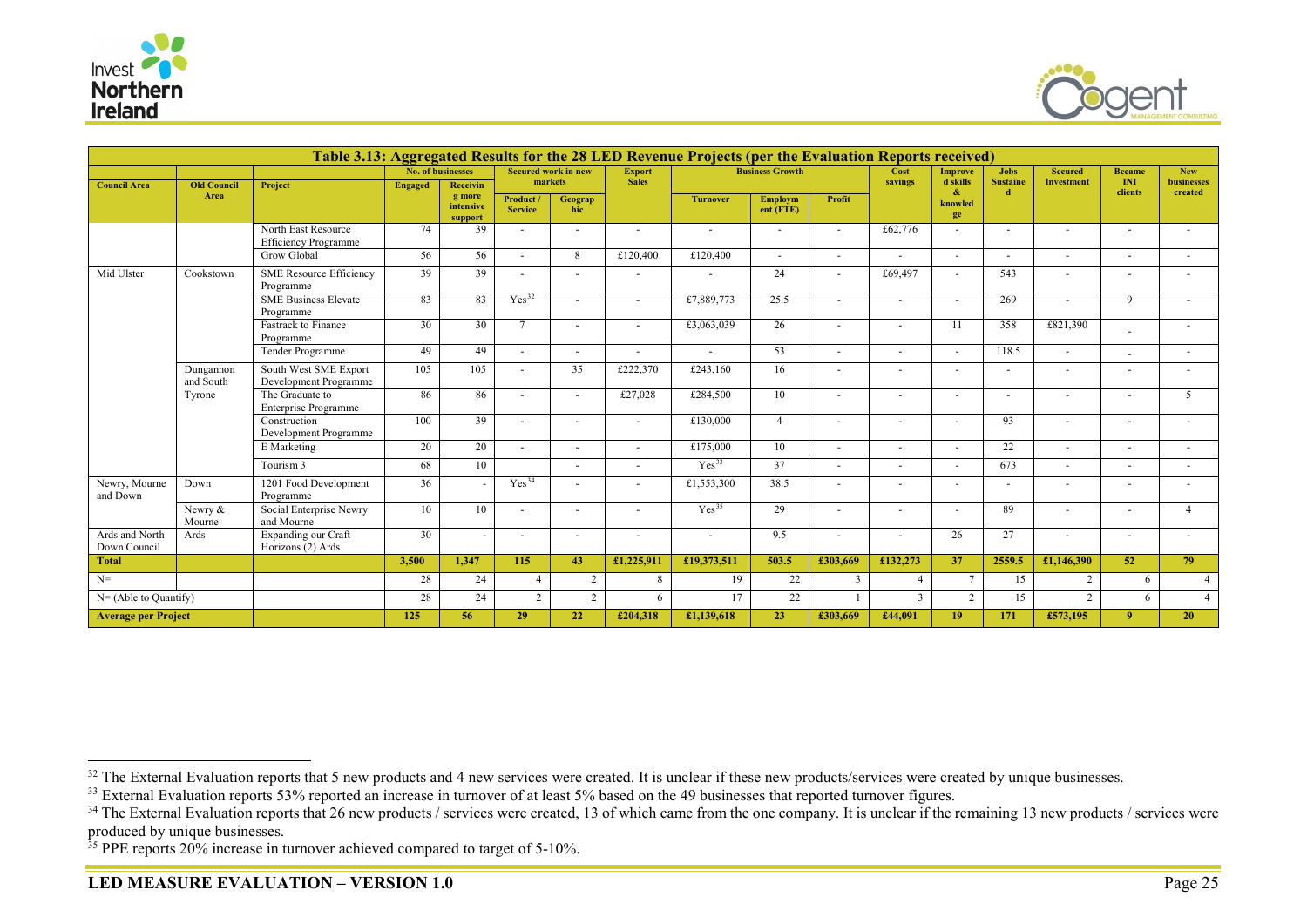| Table 3.13: Aggregated Results for the 28 LED Revenue Projects (per the Evaluation Reports received) | | | | | | | | | | | | | | | | | | |
|---|---|---|---|---|---|---|---|---|---|---|---|---|---|---|---|---|---|---|
| Council Area | Old Council Area | Project | No. of businesses | | Secured work in new markets | | Export Sales | Business Growth | | | Cost savings | Improved skills & knowledge | Jobs Sustained | Secured Investment | Became INI clients | New businesses created |
| | | | Engaged | Receiving more intensive support | Product / Service | Geographic | | Turnover | Employment (FTE) | Profit | | | | | | |
| | | North East Resource Efficiency Programme | 74 | 39 | - | - | - | - | - | - | £62,776 | - | - | - | - | - |
| | | Grow Global | 56 | 56 | - | 8 | £120,400 | £120,400 | - | - | - | - | - | - | - | - |
| Mid Ulster | Cookstown | SME Resource Efficiency Programme | 39 | 39 | - | - | - | - | 24 | - | £69,497 | - | 543 | - | - | - |
| | | SME Business Elevate Programme | 83 | 83 | Yes[32] | - | - | £7,889,773 | 25.5 | - | - | - | 269 | - | 9 | - |
| | | Fastrack to Finance Programme | 30 | 30 | 7 | - | - | £3,063,039 | 26 | - | - | 11 | 358 | £821,390 | - | - |
| | | Tender Programme | 49 | 49 | - | - | - | - | 53 | - | - | - | 118.5 | - | - | - |
| | Dungannon and South Tyrone | South West SME Export Development Programme | 105 | 105 | - | 35 | £222,370 | £243,160 | 16 | - | - | - | - | - | - | - |
| | | The Graduate to Enterprise Programme | 86 | 86 | - | - | £27,028 | £284,500 | 10 | - | - | - | - | - | - | 5 |
| | | Construction Development Programme | 100 | 39 | - | - | - | £130,000 | 4 | - | - | - | 93 | - | - | - |
| | | E Marketing | 20 | 20 | - | - | - | £175,000 | 10 | - | - | - | 22 | - | - | - |
| | | Tourism 3 | 68 | 10 | | - | - | Yes[33] | 37 | - | - | - | 673 | - | - | - |
| Newry, Mourne and Down | Down | 1201 Food Development Programme | 36 | - | Yes[34] | - | - | £1,553,300 | 38.5 | - | - | - | - | - | - | - |
| | Newry & Mourne | Social Enterprise Newry and Mourne | 10 | 10 | - | - | - | Yes[35] | 29 | - | - | - | 89 | - | - | 4 |
| Ards and North Down Council | Ards | Expanding our Craft Horizons (2) Ards | 30 | - | - | - | - | - | 9.5 | - | - | 26 | 27 | - | - | - |
| **Total** | | | **3,500** | **1,347** | **115** | **43** | **£1,225,911** | **£19,373,511** | **503.5** | **£303,669** | **£132,273** | **37** | **2559.5** | **£1,146,390** | **52** | **79** |
| N= | | | 28 | 24 | 4 | 2 | 8 | 19 | 22 | 3 | 4 | 7 | 15 | 2 | 6 | 4 |
| N= (Able to Quantify) | | | 28 | 24 | 2 | 2 | 6 | 17 | 22 | 1 | 3 | 2 | 15 | 2 | 6 | 4 |
| **Average per Project** | | | **125** | **56** | **29** | **22** | **£204,318** | **£1,139,618** | **23** | **£303,669** | **£44,091** | **19** | **171** | **£573,195** | **9** | **20** |

[32] The External Evaluation reports that 5 new products and 4 new services were created. It is unclear if these new products/services were created by unique businesses.

[33] External Evaluation reports 53% reported an increase in turnover of at least 5% based on the 49 businesses that reported turnover figures.

[34] The External Evaluation reports that 26 new products / services were created, 13 of which came from the one company. It is unclear if the remaining 13 new products / services were produced by unique businesses.

[35] PPE reports 20% increase in turnover achieved compared to target of 5-10%.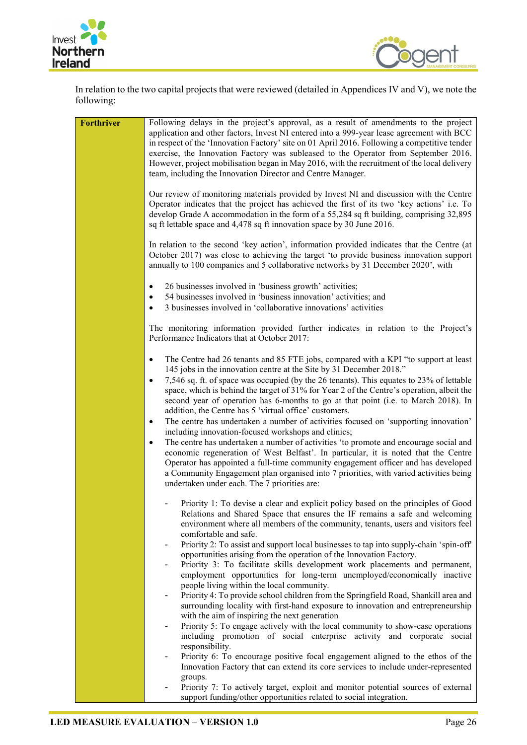In relation to the two capital projects that were reviewed (detailed in Appendices IV and V), we note the following:

| **Forthriver** | Following delays in the project's approval, as a result of amendments to the project application and other factors, Invest NI entered into a 999-year lease agreement with BCC in respect of the 'Innovation Factory' site on 01 April 2016. Following a competitive tender exercise, the Innovation Factory was subleased to the Operator from September 2016. However, project mobilisation began in May 2016, with the recruitment of the local delivery team, including the Innovation Director and Centre Manager.<br><br>Our review of monitoring materials provided by Invest NI and discussion with the Centre Operator indicates that the project has achieved the first of its two 'key actions' i.e. To develop Grade A accommodation in the form of a 55,284 sq ft building, comprising 32,895 sq ft lettable space and 4,478 sq ft innovation space by 30 June 2016.<br><br>In relation to the second 'key action', information provided indicates that the Centre (at October 2017) was close to achieving the target 'to provide business innovation support annually to 100 companies and 5 collaborative networks by 31 December 2020', with<br><br>• 26 businesses involved in 'business growth' activities;<br>• 54 businesses involved in 'business innovation' activities; and<br>• 3 businesses involved in 'collaborative innovations' activities<br><br>The monitoring information provided further indicates in relation to the Project's Performance Indicators that at October 2017:<br><br>• The Centre had 26 tenants and 85 FTE jobs, compared with a KPI "to support at least 145 jobs in the innovation centre at the Site by 31 December 2018."<br>• 7,546 sq. ft. of space was occupied (by the 26 tenants). This equates to 23% of lettable space, which is behind the target of 31% for Year 2 of the Centre's operation, albeit the second year of operation has 6-months to go at that point (i.e. to March 2018). In addition, the Centre has 5 'virtual office' customers.<br>• The centre has undertaken a number of activities focused on 'supporting innovation' including innovation-focused workshops and clinics;<br>• The centre has undertaken a number of activities 'to promote and encourage social and economic regeneration of West Belfast'. In particular, it is noted that the Centre Operator has appointed a full-time community engagement officer and has developed a Community Engagement plan organised into 7 priorities, with varied activities being undertaken under each. The 7 priorities are:<br><br>- Priority 1: To devise a clear and explicit policy based on the principles of Good Relations and Shared Space that ensures the IF remains a safe and welcoming environment where all members of the community, tenants, users and visitors feel comfortable and safe.<br>- Priority 2: To assist and support local businesses to tap into supply-chain 'spin-off' opportunities arising from the operation of the Innovation Factory.<br>- Priority 3: To facilitate skills development work placements and permanent, employment opportunities for long-term unemployed/economically inactive people living within the local community.<br>- Priority 4: To provide school children from the Springfield Road, Shankill area and surrounding locality with first-hand exposure to innovation and entrepreneurship with the aim of inspiring the next generation<br>- Priority 5: To engage actively with the local community to show-case operations including promotion of social enterprise activity and corporate social responsibility.<br>- Priority 6: To encourage positive focal engagement aligned to the ethos of the Innovation Factory that can extend its core services to include under-represented groups.<br>- Priority 7: To actively target, exploit and monitor potential sources of external support funding/other opportunities related to social integration. |
|---|---|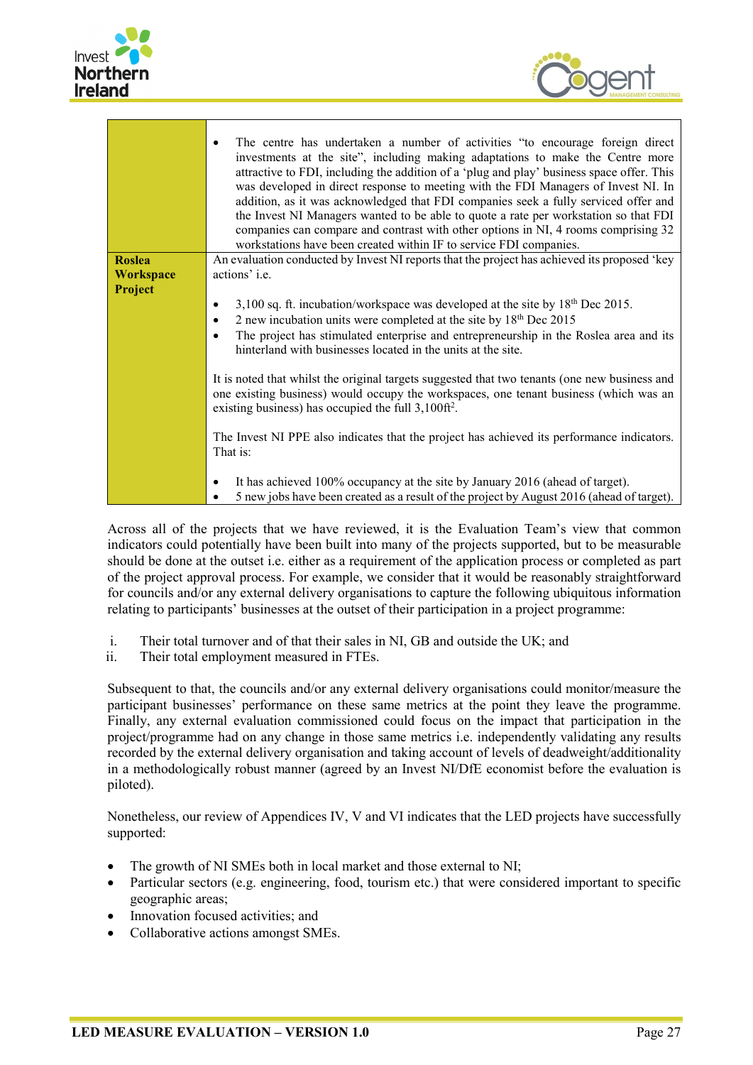| | |
|---|---|
| | • The centre has undertaken a number of activities "to encourage foreign direct investments at the site", including making adaptations to make the Centre more attractive to FDI, including the addition of a 'plug and play' business space offer. This was developed in direct response to meeting with the FDI Managers of Invest NI. In addition, as it was acknowledged that FDI companies seek a fully serviced offer and the Invest NI Managers wanted to be able to quote a rate per workstation so that FDI companies can compare and contrast with other options in NI, 4 rooms comprising 32 workstations have been created within IF to service FDI companies. |
| **Roslea Workspace Project** | An evaluation conducted by Invest NI reports that the project has achieved its proposed 'key actions' i.e.<br><br>• 3,100 sq. ft. incubation/workspace was developed at the site by 18th Dec 2015.<br>• 2 new incubation units were completed at the site by 18th Dec 2015<br>• The project has stimulated enterprise and entrepreneurship in the Roslea area and its hinterland with businesses located in the units at the site.<br><br>It is noted that whilst the original targets suggested that two tenants (one new business and one existing business) would occupy the workspaces, one tenant business (which was an existing business) has occupied the full 3,100ft$^2$.<br><br>The Invest NI PPE also indicates that the project has achieved its performance indicators. That is:<br><br>• It has achieved 100% occupancy at the site by January 2016 (ahead of target).<br>• 5 new jobs have been created as a result of the project by August 2016 (ahead of target). |

Across all of the projects that we have reviewed, it is the Evaluation Team's view that common indicators could potentially have been built into many of the projects supported, but to be measurable should be done at the outset i.e. either as a requirement of the application process or completed as part of the project approval process. For example, we consider that it would be reasonably straightforward for councils and/or any external delivery organisations to capture the following ubiquitous information relating to participants' businesses at the outset of their participation in a project programme:

i. Their total turnover and of that their sales in NI, GB and outside the UK; and
ii. Their total employment measured in FTEs.

Subsequent to that, the councils and/or any external delivery organisations could monitor/measure the participant businesses' performance on these same metrics at the point they leave the programme. Finally, any external evaluation commissioned could focus on the impact that participation in the project/programme had on any change in those same metrics i.e. independently validating any results recorded by the external delivery organisation and taking account of levels of deadweight/additionality in a methodologically robust manner (agreed by an Invest NI/DfE economist before the evaluation is piloted).

Nonetheless, our review of Appendices IV, V and VI indicates that the LED projects have successfully supported:

- The growth of NI SMEs both in local market and those external to NI;
- Particular sectors (e.g. engineering, food, tourism etc.) that were considered important to specific geographic areas;
- Innovation focused activities; and
- Collaborative actions amongst SMEs.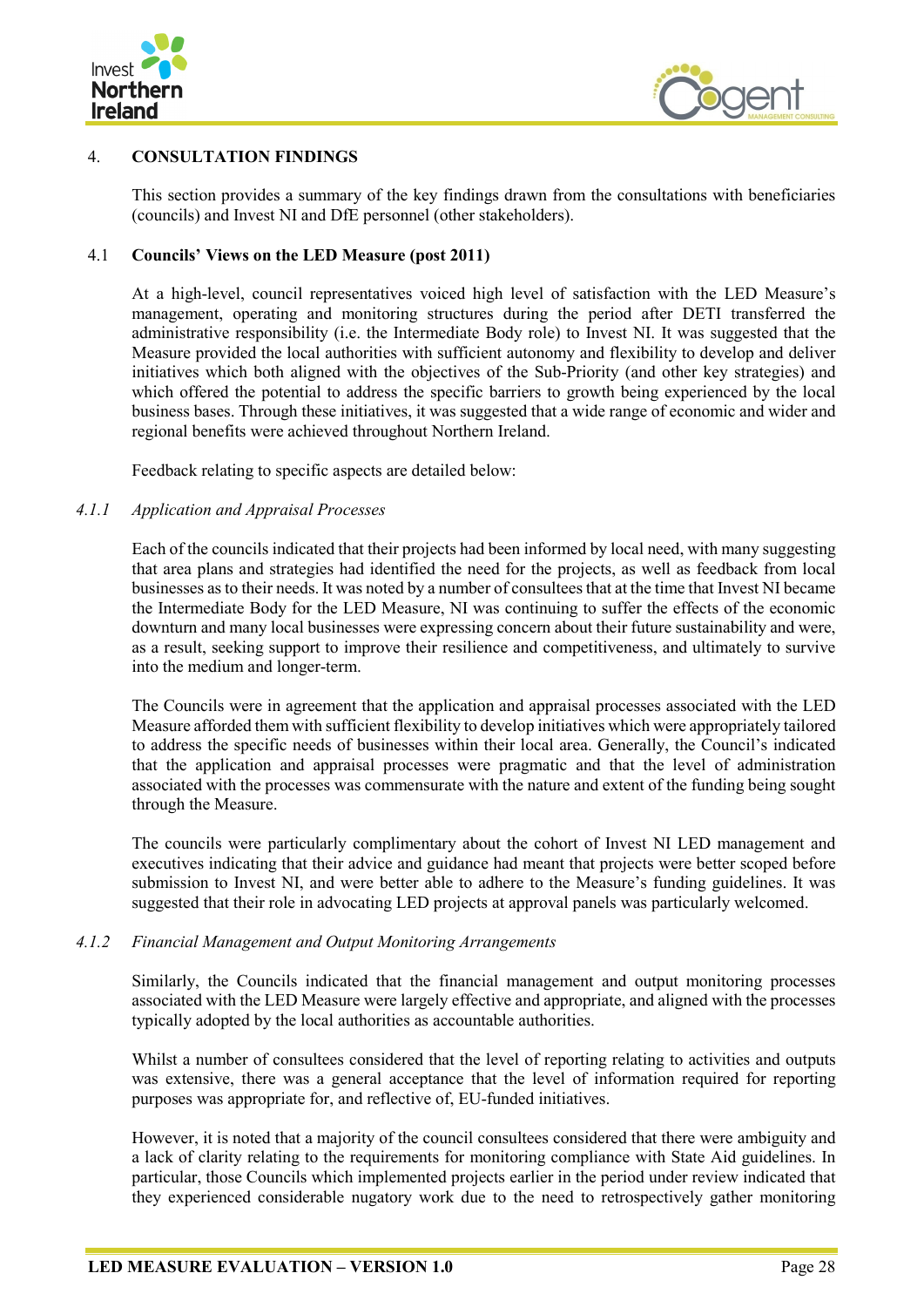## 4. CONSULTATION FINDINGS

This section provides a summary of the key findings drawn from the consultations with beneficiaries (councils) and Invest NI and DfE personnel (other stakeholders).

### 4.1 Councils' Views on the LED Measure (post 2011)

At a high-level, council representatives voiced high level of satisfaction with the LED Measure's management, operating and monitoring structures during the period after DETI transferred the administrative responsibility (i.e. the Intermediate Body role) to Invest NI. It was suggested that the Measure provided the local authorities with sufficient autonomy and flexibility to develop and deliver initiatives which both aligned with the objectives of the Sub-Priority (and other key strategies) and which offered the potential to address the specific barriers to growth being experienced by the local business bases. Through these initiatives, it was suggested that a wide range of economic and wider and regional benefits were achieved throughout Northern Ireland.

Feedback relating to specific aspects are detailed below:

#### *4.1.1 Application and Appraisal Processes*

Each of the councils indicated that their projects had been informed by local need, with many suggesting that area plans and strategies had identified the need for the projects, as well as feedback from local businesses as to their needs. It was noted by a number of consultees that at the time that Invest NI became the Intermediate Body for the LED Measure, NI was continuing to suffer the effects of the economic downturn and many local businesses were expressing concern about their future sustainability and were, as a result, seeking support to improve their resilience and competitiveness, and ultimately to survive into the medium and longer-term.

The Councils were in agreement that the application and appraisal processes associated with the LED Measure afforded them with sufficient flexibility to develop initiatives which were appropriately tailored to address the specific needs of businesses within their local area. Generally, the Council's indicated that the application and appraisal processes were pragmatic and that the level of administration associated with the processes was commensurate with the nature and extent of the funding being sought through the Measure.

The councils were particularly complimentary about the cohort of Invest NI LED management and executives indicating that their advice and guidance had meant that projects were better scoped before submission to Invest NI, and were better able to adhere to the Measure's funding guidelines. It was suggested that their role in advocating LED projects at approval panels was particularly welcomed.

#### *4.1.2 Financial Management and Output Monitoring Arrangements*

Similarly, the Councils indicated that the financial management and output monitoring processes associated with the LED Measure were largely effective and appropriate, and aligned with the processes typically adopted by the local authorities as accountable authorities.

Whilst a number of consultees considered that the level of reporting relating to activities and outputs was extensive, there was a general acceptance that the level of information required for reporting purposes was appropriate for, and reflective of, EU-funded initiatives.

However, it is noted that a majority of the council consultees considered that there were ambiguity and a lack of clarity relating to the requirements for monitoring compliance with State Aid guidelines. In particular, those Councils which implemented projects earlier in the period under review indicated that they experienced considerable nugatory work due to the need to retrospectively gather monitoring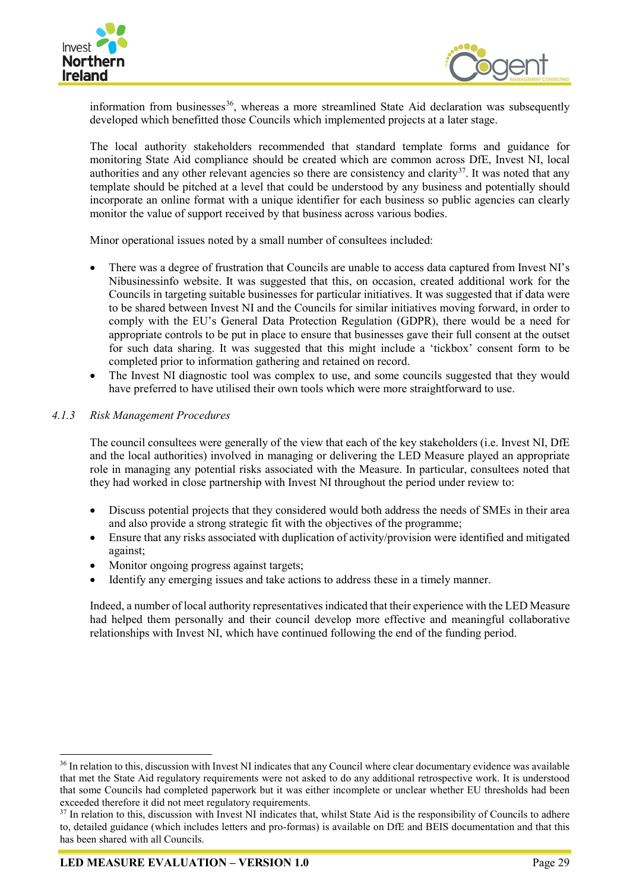information from businesses[36], whereas a more streamlined State Aid declaration was subsequently developed which benefitted those Councils which implemented projects at a later stage.

The local authority stakeholders recommended that standard template forms and guidance for monitoring State Aid compliance should be created which are common across DfE, Invest NI, local authorities and any other relevant agencies so there are consistency and clarity[37]. It was noted that any template should be pitched at a level that could be understood by any business and potentially should incorporate an online format with a unique identifier for each business so public agencies can clearly monitor the value of support received by that business across various bodies.

Minor operational issues noted by a small number of consultees included:

- There was a degree of frustration that Councils are unable to access data captured from Invest NI's Nibusinessinfo website. It was suggested that this, on occasion, created additional work for the Councils in targeting suitable businesses for particular initiatives. It was suggested that if data were to be shared between Invest NI and the Councils for similar initiatives moving forward, in order to comply with the EU's General Data Protection Regulation (GDPR), there would be a need for appropriate controls to be put in place to ensure that businesses gave their full consent at the outset for such data sharing. It was suggested that this might include a 'tickbox' consent form to be completed prior to information gathering and retained on record.
- The Invest NI diagnostic tool was complex to use, and some councils suggested that they would have preferred to have utilised their own tools which were more straightforward to use.

#### *4.1.3 Risk Management Procedures*

The council consultees were generally of the view that each of the key stakeholders (i.e. Invest NI, DfE and the local authorities) involved in managing or delivering the LED Measure played an appropriate role in managing any potential risks associated with the Measure. In particular, consultees noted that they had worked in close partnership with Invest NI throughout the period under review to:

- Discuss potential projects that they considered would both address the needs of SMEs in their area and also provide a strong strategic fit with the objectives of the programme;
- Ensure that any risks associated with duplication of activity/provision were identified and mitigated against;
- Monitor ongoing progress against targets;
- Identify any emerging issues and take actions to address these in a timely manner.

Indeed, a number of local authority representatives indicated that their experience with the LED Measure had helped them personally and their council develop more effective and meaningful collaborative relationships with Invest NI, which have continued following the end of the funding period.

---

[36] In relation to this, discussion with Invest NI indicates that any Council where clear documentary evidence was available that met the State Aid regulatory requirements were not asked to do any additional retrospective work. It is understood that some Councils had completed paperwork but it was either incomplete or unclear whether EU thresholds had been exceeded therefore it did not meet regulatory requirements.

[37] In relation to this, discussion with Invest NI indicates that, whilst State Aid is the responsibility of Councils to adhere to, detailed guidance (which includes letters and pro-formas) is available on DfE and BEIS documentation and that this has been shared with all Councils.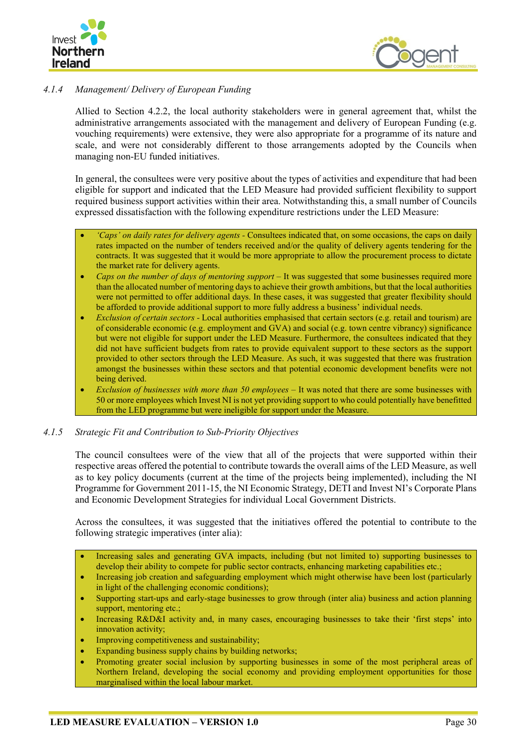#### *4.1.4 Management/ Delivery of European Funding*

Allied to Section 4.2.2, the local authority stakeholders were in general agreement that, whilst the administrative arrangements associated with the management and delivery of European Funding (e.g. vouching requirements) were extensive, they were also appropriate for a programme of its nature and scale, and were not considerably different to those arrangements adopted by the Councils when managing non-EU funded initiatives.

In general, the consultees were very positive about the types of activities and expenditure that had been eligible for support and indicated that the LED Measure had provided sufficient flexibility to support required business support activities within their area. Notwithstanding this, a small number of Councils expressed dissatisfaction with the following expenditure restrictions under the LED Measure:

- *'Caps' on daily rates for delivery agents* - Consultees indicated that, on some occasions, the caps on daily rates impacted on the number of tenders received and/or the quality of delivery agents tendering for the contracts. It was suggested that it would be more appropriate to allow the procurement process to dictate the market rate for delivery agents.
- *Caps on the number of days of mentoring support* – It was suggested that some businesses required more than the allocated number of mentoring days to achieve their growth ambitions, but that the local authorities were not permitted to offer additional days. In these cases, it was suggested that greater flexibility should be afforded to provide additional support to more fully address a business' individual needs.
- *Exclusion of certain sectors* - Local authorities emphasised that certain sectors (e.g. retail and tourism) are of considerable economic (e.g. employment and GVA) and social (e.g. town centre vibrancy) significance but were not eligible for support under the LED Measure. Furthermore, the consultees indicated that they did not have sufficient budgets from rates to provide equivalent support to these sectors as the support provided to other sectors through the LED Measure. As such, it was suggested that there was frustration amongst the businesses within these sectors and that potential economic development benefits were not being derived.
- *Exclusion of businesses with more than 50 employees* – It was noted that there are some businesses with 50 or more employees which Invest NI is not yet providing support to who could potentially have benefitted from the LED programme but were ineligible for support under the Measure.

#### *4.1.5 Strategic Fit and Contribution to Sub-Priority Objectives*

The council consultees were of the view that all of the projects that were supported within their respective areas offered the potential to contribute towards the overall aims of the LED Measure, as well as to key policy documents (current at the time of the projects being implemented), including the NI Programme for Government 2011-15, the NI Economic Strategy, DETI and Invest NI's Corporate Plans and Economic Development Strategies for individual Local Government Districts.

Across the consultees, it was suggested that the initiatives offered the potential to contribute to the following strategic imperatives (inter alia):

- Increasing sales and generating GVA impacts, including (but not limited to) supporting businesses to develop their ability to compete for public sector contracts, enhancing marketing capabilities etc.;
- Increasing job creation and safeguarding employment which might otherwise have been lost (particularly in light of the challenging economic conditions);
- Supporting start-ups and early-stage businesses to grow through (inter alia) business and action planning support, mentoring etc.;
- Increasing R&D&I activity and, in many cases, encouraging businesses to take their 'first steps' into innovation activity;
- Improving competitiveness and sustainability;
- Expanding business supply chains by building networks;
- Promoting greater social inclusion by supporting businesses in some of the most peripheral areas of Northern Ireland, developing the social economy and providing employment opportunities for those marginalised within the local labour market.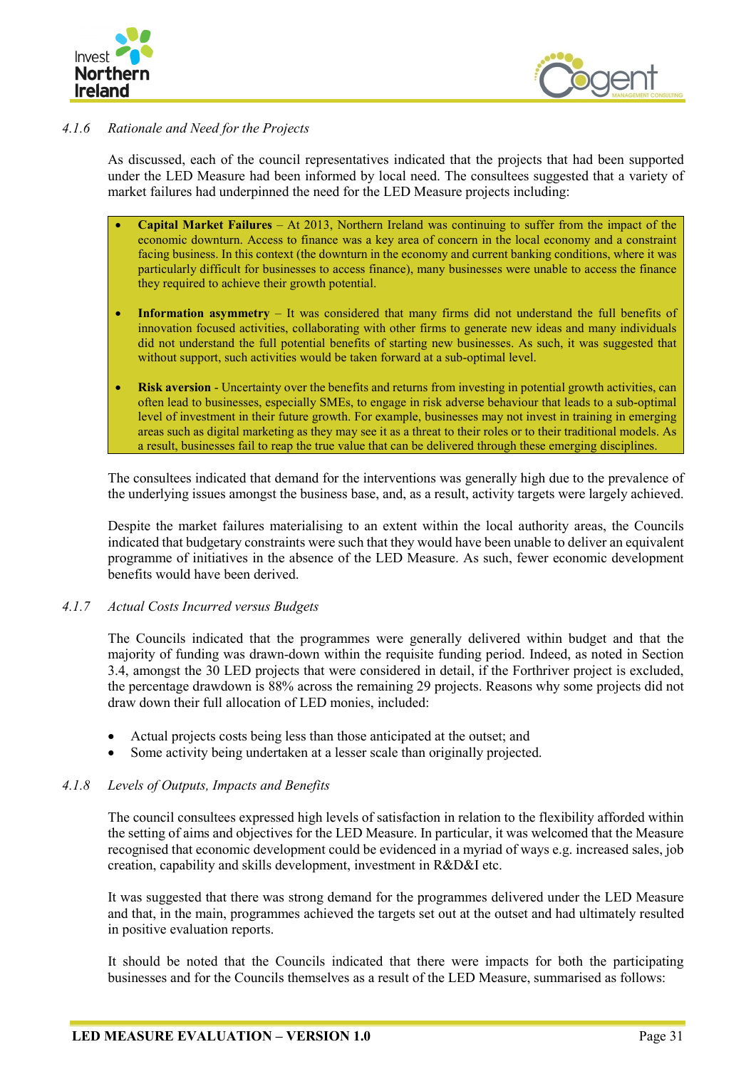#### *4.1.6 Rationale and Need for the Projects*

As discussed, each of the council representatives indicated that the projects that had been supported under the LED Measure had been informed by local need. The consultees suggested that a variety of market failures had underpinned the need for the LED Measure projects including:

- **Capital Market Failures** – At 2013, Northern Ireland was continuing to suffer from the impact of the economic downturn. Access to finance was a key area of concern in the local economy and a constraint facing business. In this context (the downturn in the economy and current banking conditions, where it was particularly difficult for businesses to access finance), many businesses were unable to access the finance they required to achieve their growth potential.
- **Information asymmetry** – It was considered that many firms did not understand the full benefits of innovation focused activities, collaborating with other firms to generate new ideas and many individuals did not understand the full potential benefits of starting new businesses. As such, it was suggested that without support, such activities would be taken forward at a sub-optimal level.
- **Risk aversion** - Uncertainty over the benefits and returns from investing in potential growth activities, can often lead to businesses, especially SMEs, to engage in risk adverse behaviour that leads to a sub-optimal level of investment in their future growth. For example, businesses may not invest in training in emerging areas such as digital marketing as they may see it as a threat to their roles or to their traditional models. As a result, businesses fail to reap the true value that can be delivered through these emerging disciplines.

The consultees indicated that demand for the interventions was generally high due to the prevalence of the underlying issues amongst the business base, and, as a result, activity targets were largely achieved.

Despite the market failures materialising to an extent within the local authority areas, the Councils indicated that budgetary constraints were such that they would have been unable to deliver an equivalent programme of initiatives in the absence of the LED Measure. As such, fewer economic development benefits would have been derived.

#### *4.1.7 Actual Costs Incurred versus Budgets*

The Councils indicated that the programmes were generally delivered within budget and that the majority of funding was drawn-down within the requisite funding period. Indeed, as noted in Section 3.4, amongst the 30 LED projects that were considered in detail, if the Forthriver project is excluded, the percentage drawdown is 88% across the remaining 29 projects. Reasons why some projects did not draw down their full allocation of LED monies, included:

- Actual projects costs being less than those anticipated at the outset; and
- Some activity being undertaken at a lesser scale than originally projected.

#### *4.1.8 Levels of Outputs, Impacts and Benefits*

The council consultees expressed high levels of satisfaction in relation to the flexibility afforded within the setting of aims and objectives for the LED Measure. In particular, it was welcomed that the Measure recognised that economic development could be evidenced in a myriad of ways e.g. increased sales, job creation, capability and skills development, investment in R&D&I etc.

It was suggested that there was strong demand for the programmes delivered under the LED Measure and that, in the main, programmes achieved the targets set out at the outset and had ultimately resulted in positive evaluation reports.

It should be noted that the Councils indicated that there were impacts for both the participating businesses and for the Councils themselves as a result of the LED Measure, summarised as follows: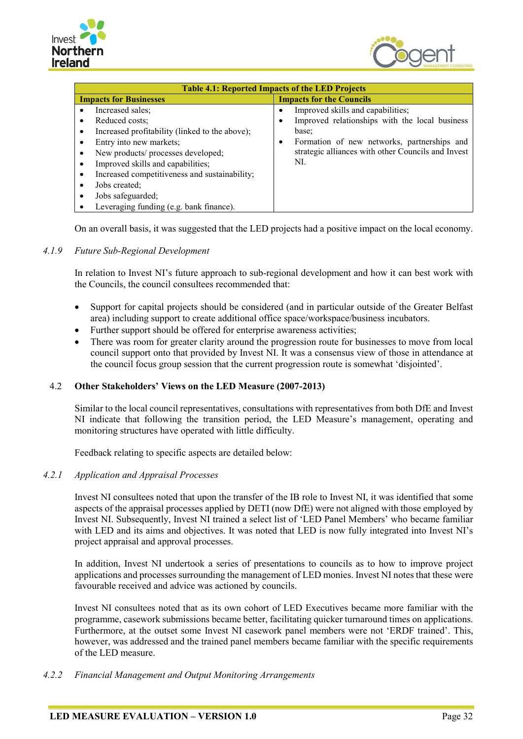| Table 4.1: Reported Impacts of the LED Projects | |
|---|---|
| **Impacts for Businesses** | **Impacts for the Councils** |
| • Increased sales;<br>• Reduced costs;<br>• Increased profitability (linked to the above);<br>• Entry into new markets;<br>• New products/ processes developed;<br>• Improved skills and capabilities;<br>• Increased competitiveness and sustainability;<br>• Jobs created;<br>• Jobs safeguarded;<br>• Leveraging funding (e.g. bank finance). | • Improved skills and capabilities;<br>• Improved relationships with the local business base;<br>• Formation of new networks, partnerships and strategic alliances with other Councils and Invest NI. |

On an overall basis, it was suggested that the LED projects had a positive impact on the local economy.

#### *4.1.9 Future Sub-Regional Development*

In relation to Invest NI's future approach to sub-regional development and how it can best work with the Councils, the council consultees recommended that:

- Support for capital projects should be considered (and in particular outside of the Greater Belfast area) including support to create additional office space/workspace/business incubators.
- Further support should be offered for enterprise awareness activities;
- There was room for greater clarity around the progression route for businesses to move from local council support onto that provided by Invest NI. It was a consensus view of those in attendance at the council focus group session that the current progression route is somewhat 'disjointed'.

### 4.2 Other Stakeholders' Views on the LED Measure (2007-2013)

Similar to the local council representatives, consultations with representatives from both DfE and Invest NI indicate that following the transition period, the LED Measure's management, operating and monitoring structures have operated with little difficulty.

Feedback relating to specific aspects are detailed below:

#### *4.2.1 Application and Appraisal Processes*

Invest NI consultees noted that upon the transfer of the IB role to Invest NI, it was identified that some aspects of the appraisal processes applied by DETI (now DfE) were not aligned with those employed by Invest NI. Subsequently, Invest NI trained a select list of 'LED Panel Members' who became familiar with LED and its aims and objectives. It was noted that LED is now fully integrated into Invest NI's project appraisal and approval processes.

In addition, Invest NI undertook a series of presentations to councils as to how to improve project applications and processes surrounding the management of LED monies. Invest NI notes that these were favourable received and advice was actioned by councils.

Invest NI consultees noted that as its own cohort of LED Executives became more familiar with the programme, casework submissions became better, facilitating quicker turnaround times on applications. Furthermore, at the outset some Invest NI casework panel members were not 'ERDF trained'. This, however, was addressed and the trained panel members became familiar with the specific requirements of the LED measure.

#### *4.2.2 Financial Management and Output Monitoring Arrangements*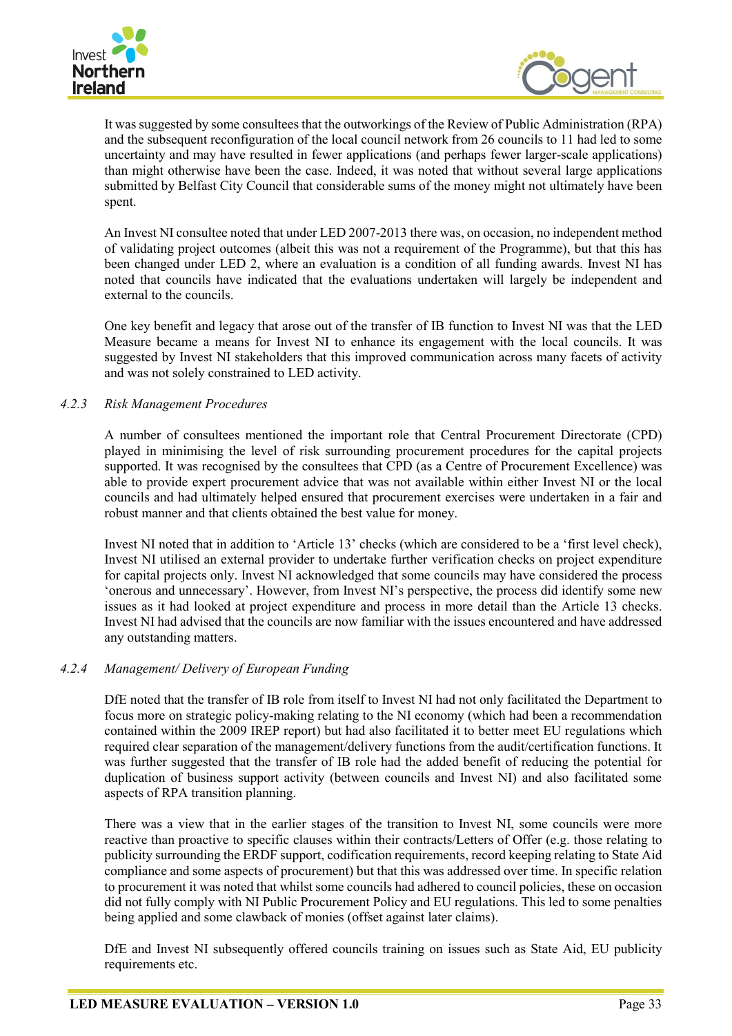It was suggested by some consultees that the outworkings of the Review of Public Administration (RPA) and the subsequent reconfiguration of the local council network from 26 councils to 11 had led to some uncertainty and may have resulted in fewer applications (and perhaps fewer larger-scale applications) than might otherwise have been the case. Indeed, it was noted that without several large applications submitted by Belfast City Council that considerable sums of the money might not ultimately have been spent.

An Invest NI consultee noted that under LED 2007-2013 there was, on occasion, no independent method of validating project outcomes (albeit this was not a requirement of the Programme), but that this has been changed under LED 2, where an evaluation is a condition of all funding awards. Invest NI has noted that councils have indicated that the evaluations undertaken will largely be independent and external to the councils.

One key benefit and legacy that arose out of the transfer of IB function to Invest NI was that the LED Measure became a means for Invest NI to enhance its engagement with the local councils. It was suggested by Invest NI stakeholders that this improved communication across many facets of activity and was not solely constrained to LED activity.

### *4.2.3 Risk Management Procedures*

A number of consultees mentioned the important role that Central Procurement Directorate (CPD) played in minimising the level of risk surrounding procurement procedures for the capital projects supported. It was recognised by the consultees that CPD (as a Centre of Procurement Excellence) was able to provide expert procurement advice that was not available within either Invest NI or the local councils and had ultimately helped ensured that procurement exercises were undertaken in a fair and robust manner and that clients obtained the best value for money.

Invest NI noted that in addition to 'Article 13' checks (which are considered to be a 'first level check), Invest NI utilised an external provider to undertake further verification checks on project expenditure for capital projects only. Invest NI acknowledged that some councils may have considered the process 'onerous and unnecessary'. However, from Invest NI's perspective, the process did identify some new issues as it had looked at project expenditure and process in more detail than the Article 13 checks. Invest NI had advised that the councils are now familiar with the issues encountered and have addressed any outstanding matters.

### *4.2.4 Management/ Delivery of European Funding*

DfE noted that the transfer of IB role from itself to Invest NI had not only facilitated the Department to focus more on strategic policy-making relating to the NI economy (which had been a recommendation contained within the 2009 IREP report) but had also facilitated it to better meet EU regulations which required clear separation of the management/delivery functions from the audit/certification functions. It was further suggested that the transfer of IB role had the added benefit of reducing the potential for duplication of business support activity (between councils and Invest NI) and also facilitated some aspects of RPA transition planning.

There was a view that in the earlier stages of the transition to Invest NI, some councils were more reactive than proactive to specific clauses within their contracts/Letters of Offer (e.g. those relating to publicity surrounding the ERDF support, codification requirements, record keeping relating to State Aid compliance and some aspects of procurement) but that this was addressed over time. In specific relation to procurement it was noted that whilst some councils had adhered to council policies, these on occasion did not fully comply with NI Public Procurement Policy and EU regulations. This led to some penalties being applied and some clawback of monies (offset against later claims).

DfE and Invest NI subsequently offered councils training on issues such as State Aid, EU publicity requirements etc.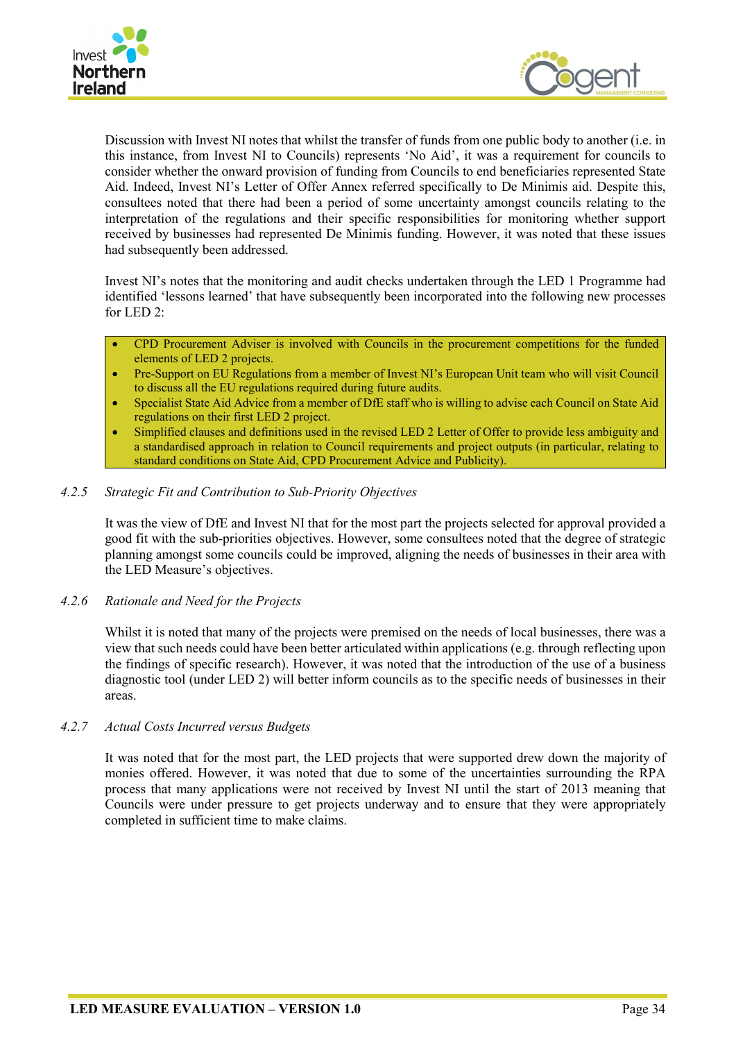Discussion with Invest NI notes that whilst the transfer of funds from one public body to another (i.e. in this instance, from Invest NI to Councils) represents 'No Aid', it was a requirement for councils to consider whether the onward provision of funding from Councils to end beneficiaries represented State Aid. Indeed, Invest NI's Letter of Offer Annex referred specifically to De Minimis aid. Despite this, consultees noted that there had been a period of some uncertainty amongst councils relating to the interpretation of the regulations and their specific responsibilities for monitoring whether support received by businesses had represented De Minimis funding. However, it was noted that these issues had subsequently been addressed.

Invest NI's notes that the monitoring and audit checks undertaken through the LED 1 Programme had identified 'lessons learned' that have subsequently been incorporated into the following new processes for LED 2:

- CPD Procurement Adviser is involved with Councils in the procurement competitions for the funded elements of LED 2 projects.
- Pre-Support on EU Regulations from a member of Invest NI's European Unit team who will visit Council to discuss all the EU regulations required during future audits.
- Specialist State Aid Advice from a member of DfE staff who is willing to advise each Council on State Aid regulations on their first LED 2 project.
- Simplified clauses and definitions used in the revised LED 2 Letter of Offer to provide less ambiguity and a standardised approach in relation to Council requirements and project outputs (in particular, relating to standard conditions on State Aid, CPD Procurement Advice and Publicity).

### 4.2.5 *Strategic Fit and Contribution to Sub-Priority Objectives*

It was the view of DfE and Invest NI that for the most part the projects selected for approval provided a good fit with the sub-priorities objectives. However, some consultees noted that the degree of strategic planning amongst some councils could be improved, aligning the needs of businesses in their area with the LED Measure's objectives.

### 4.2.6 *Rationale and Need for the Projects*

Whilst it is noted that many of the projects were premised on the needs of local businesses, there was a view that such needs could have been better articulated within applications (e.g. through reflecting upon the findings of specific research). However, it was noted that the introduction of the use of a business diagnostic tool (under LED 2) will better inform councils as to the specific needs of businesses in their areas.

### 4.2.7 *Actual Costs Incurred versus Budgets*

It was noted that for the most part, the LED projects that were supported drew down the majority of monies offered. However, it was noted that due to some of the uncertainties surrounding the RPA process that many applications were not received by Invest NI until the start of 2013 meaning that Councils were under pressure to get projects underway and to ensure that they were appropriately completed in sufficient time to make claims.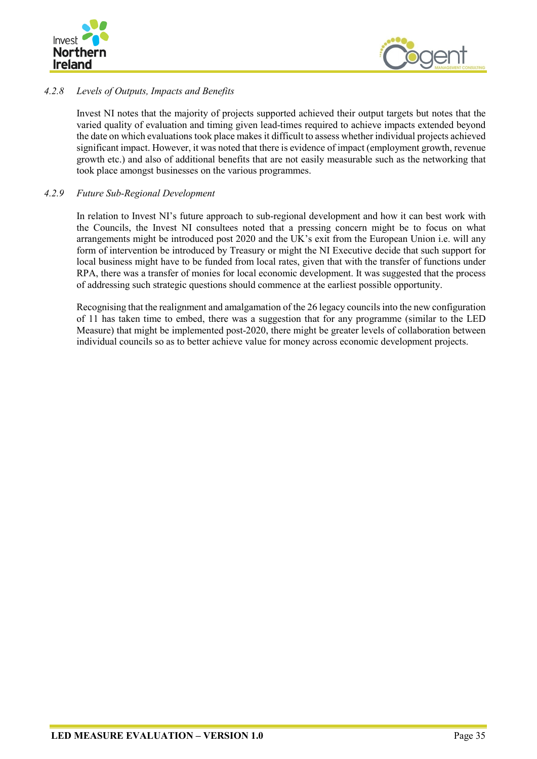#### *4.2.8 Levels of Outputs, Impacts and Benefits*

Invest NI notes that the majority of projects supported achieved their output targets but notes that the varied quality of evaluation and timing given lead-times required to achieve impacts extended beyond the date on which evaluations took place makes it difficult to assess whether individual projects achieved significant impact. However, it was noted that there is evidence of impact (employment growth, revenue growth etc.) and also of additional benefits that are not easily measurable such as the networking that took place amongst businesses on the various programmes.

#### *4.2.9 Future Sub-Regional Development*

In relation to Invest NI's future approach to sub-regional development and how it can best work with the Councils, the Invest NI consultees noted that a pressing concern might be to focus on what arrangements might be introduced post 2020 and the UK's exit from the European Union i.e. will any form of intervention be introduced by Treasury or might the NI Executive decide that such support for local business might have to be funded from local rates, given that with the transfer of functions under RPA, there was a transfer of monies for local economic development. It was suggested that the process of addressing such strategic questions should commence at the earliest possible opportunity.

Recognising that the realignment and amalgamation of the 26 legacy councils into the new configuration of 11 has taken time to embed, there was a suggestion that for any programme (similar to the LED Measure) that might be implemented post-2020, there might be greater levels of collaboration between individual councils so as to better achieve value for money across economic development projects.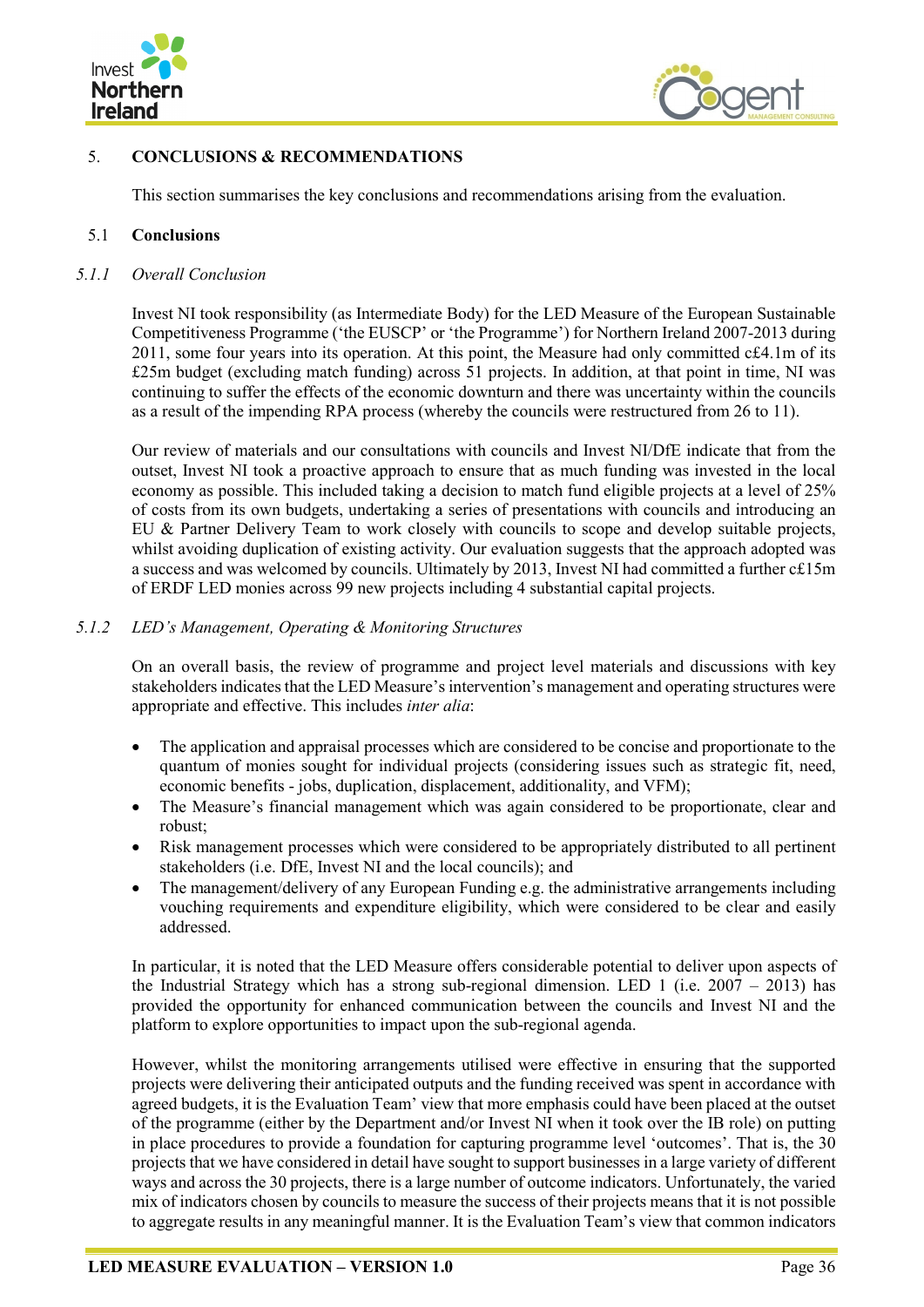## 5. CONCLUSIONS & RECOMMENDATIONS

This section summarises the key conclusions and recommendations arising from the evaluation.

### 5.1 Conclusions

#### *5.1.1 Overall Conclusion*

Invest NI took responsibility (as Intermediate Body) for the LED Measure of the European Sustainable Competitiveness Programme ('the EUSCP' or 'the Programme') for Northern Ireland 2007-2013 during 2011, some four years into its operation. At this point, the Measure had only committed c£4.1m of its £25m budget (excluding match funding) across 51 projects. In addition, at that point in time, NI was continuing to suffer the effects of the economic downturn and there was uncertainty within the councils as a result of the impending RPA process (whereby the councils were restructured from 26 to 11).

Our review of materials and our consultations with councils and Invest NI/DfE indicate that from the outset, Invest NI took a proactive approach to ensure that as much funding was invested in the local economy as possible. This included taking a decision to match fund eligible projects at a level of 25% of costs from its own budgets, undertaking a series of presentations with councils and introducing an EU & Partner Delivery Team to work closely with councils to scope and develop suitable projects, whilst avoiding duplication of existing activity. Our evaluation suggests that the approach adopted was a success and was welcomed by councils. Ultimately by 2013, Invest NI had committed a further c£15m of ERDF LED monies across 99 new projects including 4 substantial capital projects.

#### *5.1.2 LED's Management, Operating & Monitoring Structures*

On an overall basis, the review of programme and project level materials and discussions with key stakeholders indicates that the LED Measure's intervention's management and operating structures were appropriate and effective. This includes *inter alia*:

- The application and appraisal processes which are considered to be concise and proportionate to the quantum of monies sought for individual projects (considering issues such as strategic fit, need, economic benefits - jobs, duplication, displacement, additionality, and VFM);
- The Measure's financial management which was again considered to be proportionate, clear and robust;
- Risk management processes which were considered to be appropriately distributed to all pertinent stakeholders (i.e. DfE, Invest NI and the local councils); and
- The management/delivery of any European Funding e.g. the administrative arrangements including vouching requirements and expenditure eligibility, which were considered to be clear and easily addressed.

In particular, it is noted that the LED Measure offers considerable potential to deliver upon aspects of the Industrial Strategy which has a strong sub-regional dimension. LED 1 (i.e. 2007 – 2013) has provided the opportunity for enhanced communication between the councils and Invest NI and the platform to explore opportunities to impact upon the sub-regional agenda.

However, whilst the monitoring arrangements utilised were effective in ensuring that the supported projects were delivering their anticipated outputs and the funding received was spent in accordance with agreed budgets, it is the Evaluation Team' view that more emphasis could have been placed at the outset of the programme (either by the Department and/or Invest NI when it took over the IB role) on putting in place procedures to provide a foundation for capturing programme level 'outcomes'. That is, the 30 projects that we have considered in detail have sought to support businesses in a large variety of different ways and across the 30 projects, there is a large number of outcome indicators. Unfortunately, the varied mix of indicators chosen by councils to measure the success of their projects means that it is not possible to aggregate results in any meaningful manner. It is the Evaluation Team's view that common indicators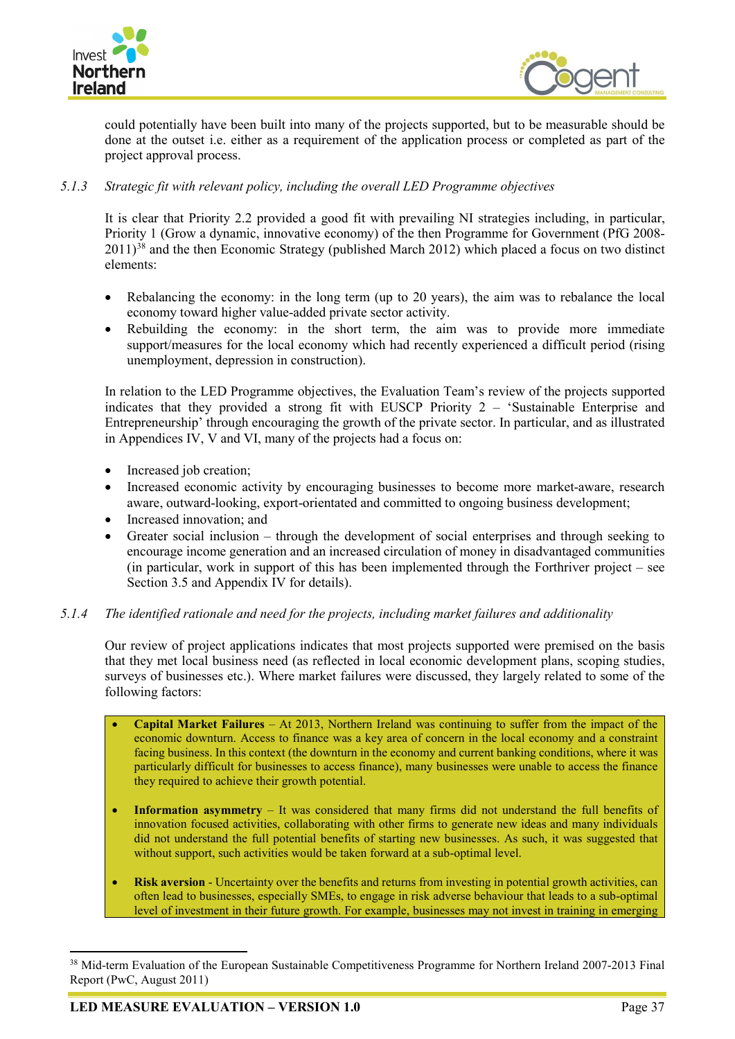could potentially have been built into many of the projects supported, but to be measurable should be done at the outset i.e. either as a requirement of the application process or completed as part of the project approval process.

### 5.1.3 *Strategic fit with relevant policy, including the overall LED Programme objectives*

It is clear that Priority 2.2 provided a good fit with prevailing NI strategies including, in particular, Priority 1 (Grow a dynamic, innovative economy) of the then Programme for Government (PfG 2008-2011)[38] and the then Economic Strategy (published March 2012) which placed a focus on two distinct elements:

- Rebalancing the economy: in the long term (up to 20 years), the aim was to rebalance the local economy toward higher value-added private sector activity.
- Rebuilding the economy: in the short term, the aim was to provide more immediate support/measures for the local economy which had recently experienced a difficult period (rising unemployment, depression in construction).

In relation to the LED Programme objectives, the Evaluation Team's review of the projects supported indicates that they provided a strong fit with EUSCP Priority 2 – 'Sustainable Enterprise and Entrepreneurship' through encouraging the growth of the private sector. In particular, and as illustrated in Appendices IV, V and VI, many of the projects had a focus on:

- Increased job creation;
- Increased economic activity by encouraging businesses to become more market-aware, research aware, outward-looking, export-orientated and committed to ongoing business development;
- Increased innovation; and
- Greater social inclusion – through the development of social enterprises and through seeking to encourage income generation and an increased circulation of money in disadvantaged communities (in particular, work in support of this has been implemented through the Forthriver project – see Section 3.5 and Appendix IV for details).

### 5.1.4 *The identified rationale and need for the projects, including market failures and additionality*

Our review of project applications indicates that most projects supported were premised on the basis that they met local business need (as reflected in local economic development plans, scoping studies, surveys of businesses etc.). Where market failures were discussed, they largely related to some of the following factors:

- **Capital Market Failures** – At 2013, Northern Ireland was continuing to suffer from the impact of the economic downturn. Access to finance was a key area of concern in the local economy and a constraint facing business. In this context (the downturn in the economy and current banking conditions, where it was particularly difficult for businesses to access finance), many businesses were unable to access the finance they required to achieve their growth potential.

- **Information asymmetry** – It was considered that many firms did not understand the full benefits of innovation focused activities, collaborating with other firms to generate new ideas and many individuals did not understand the full potential benefits of starting new businesses. As such, it was suggested that without support, such activities would be taken forward at a sub-optimal level.

- **Risk aversion** - Uncertainty over the benefits and returns from investing in potential growth activities, can often lead to businesses, especially SMEs, to engage in risk adverse behaviour that leads to a sub-optimal level of investment in their future growth. For example, businesses may not invest in training in emerging

[38] Mid-term Evaluation of the European Sustainable Competitiveness Programme for Northern Ireland 2007-2013 Final Report (PwC, August 2011)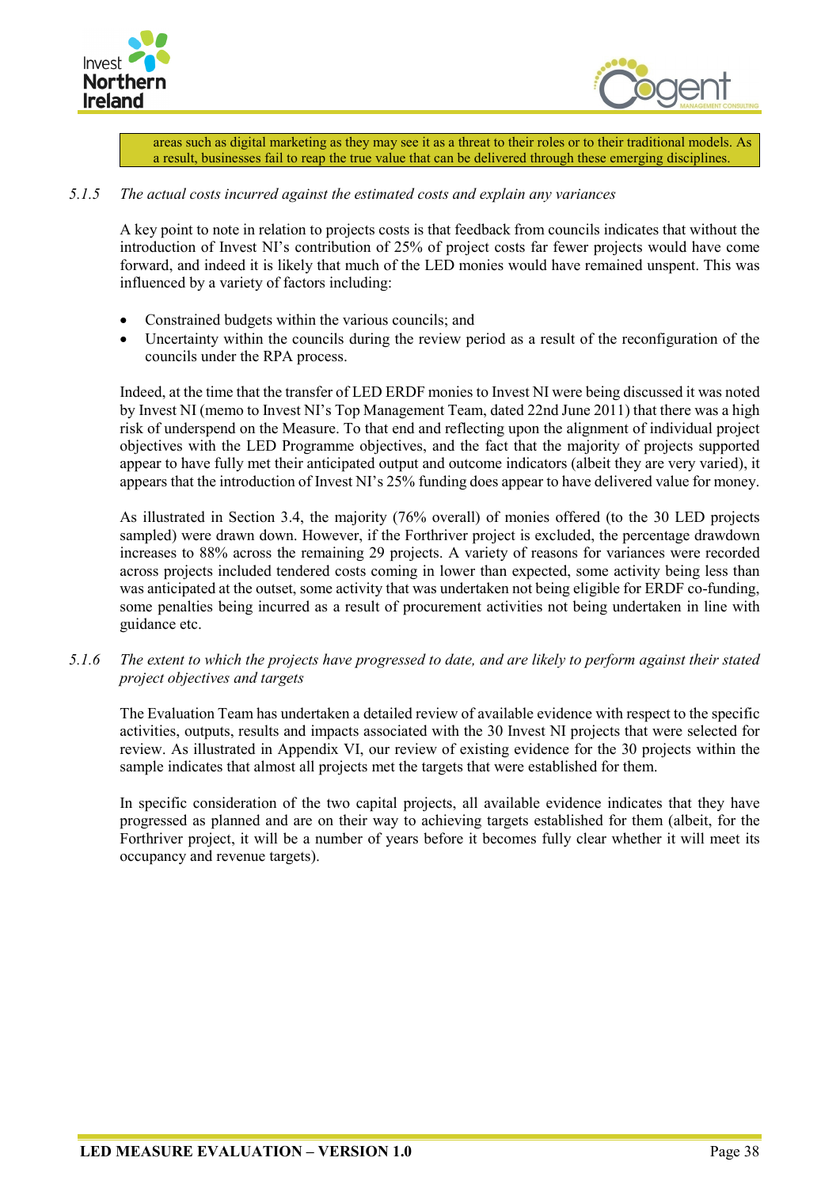areas such as digital marketing as they may see it as a threat to their roles or to their traditional models. As a result, businesses fail to reap the true value that can be delivered through these emerging disciplines.

*5.1.5 The actual costs incurred against the estimated costs and explain any variances*

A key point to note in relation to projects costs is that feedback from councils indicates that without the introduction of Invest NI's contribution of 25% of project costs far fewer projects would have come forward, and indeed it is likely that much of the LED monies would have remained unspent. This was influenced by a variety of factors including:

- Constrained budgets within the various councils; and
- Uncertainty within the councils during the review period as a result of the reconfiguration of the councils under the RPA process.

Indeed, at the time that the transfer of LED ERDF monies to Invest NI were being discussed it was noted by Invest NI (memo to Invest NI's Top Management Team, dated 22nd June 2011) that there was a high risk of underspend on the Measure. To that end and reflecting upon the alignment of individual project objectives with the LED Programme objectives, and the fact that the majority of projects supported appear to have fully met their anticipated output and outcome indicators (albeit they are very varied), it appears that the introduction of Invest NI's 25% funding does appear to have delivered value for money.

As illustrated in Section 3.4, the majority (76% overall) of monies offered (to the 30 LED projects sampled) were drawn down. However, if the Forthriver project is excluded, the percentage drawdown increases to 88% across the remaining 29 projects. A variety of reasons for variances were recorded across projects included tendered costs coming in lower than expected, some activity being less than was anticipated at the outset, some activity that was undertaken not being eligible for ERDF co-funding, some penalties being incurred as a result of procurement activities not being undertaken in line with guidance etc.

*5.1.6 The extent to which the projects have progressed to date, and are likely to perform against their stated project objectives and targets*

The Evaluation Team has undertaken a detailed review of available evidence with respect to the specific activities, outputs, results and impacts associated with the 30 Invest NI projects that were selected for review. As illustrated in Appendix VI, our review of existing evidence for the 30 projects within the sample indicates that almost all projects met the targets that were established for them.

In specific consideration of the two capital projects, all available evidence indicates that they have progressed as planned and are on their way to achieving targets established for them (albeit, for the Forthriver project, it will be a number of years before it becomes fully clear whether it will meet its occupancy and revenue targets).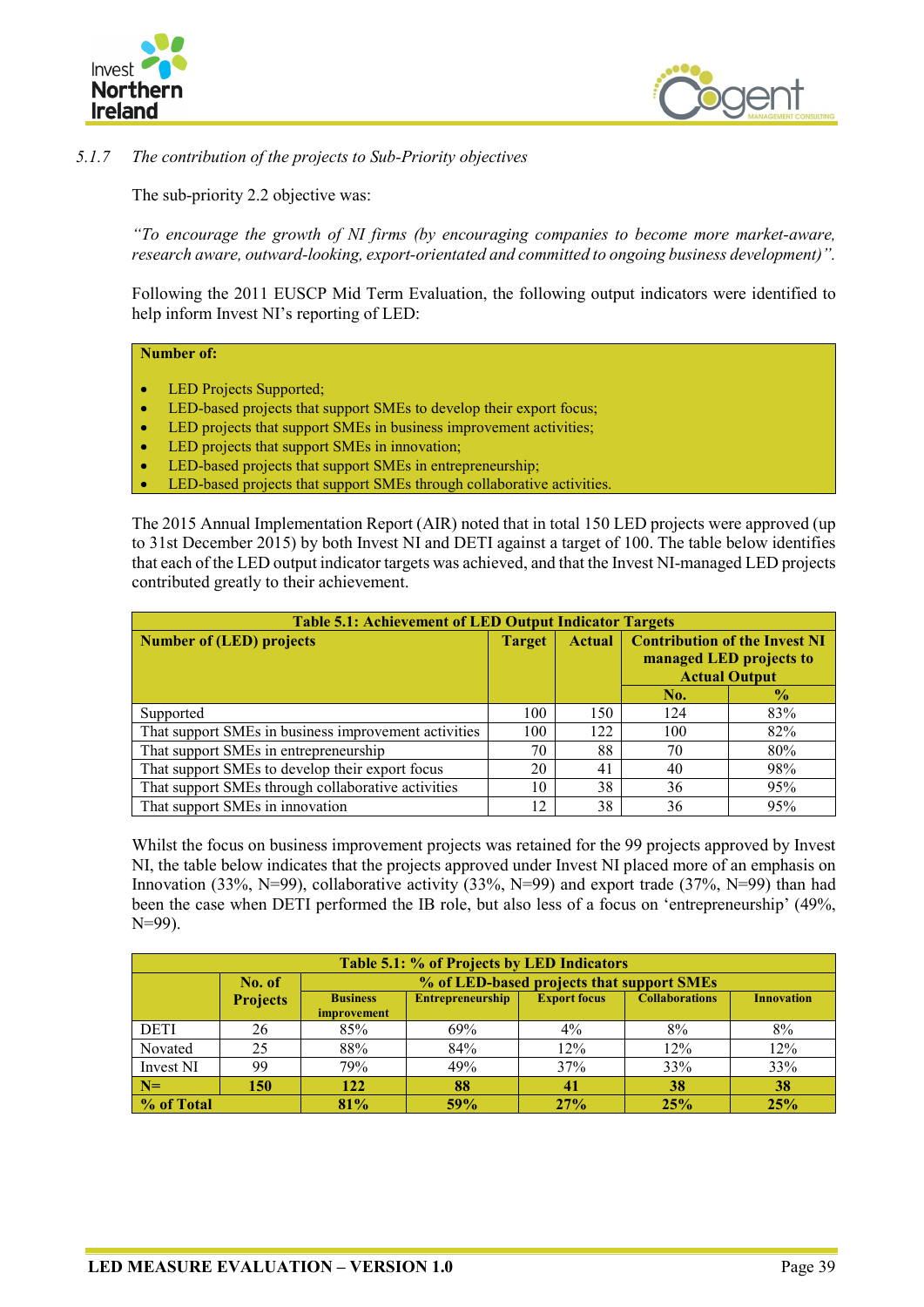### 5.1.7 *The contribution of the projects to Sub-Priority objectives*

The sub-priority 2.2 objective was:

*"To encourage the growth of NI firms (by encouraging companies to become more market-aware, research aware, outward-looking, export-orientated and committed to ongoing business development)".*

Following the 2011 EUSCP Mid Term Evaluation, the following output indicators were identified to help inform Invest NI's reporting of LED:

**Number of:**

- LED Projects Supported;
- LED-based projects that support SMEs to develop their export focus;
- LED projects that support SMEs in business improvement activities;
- LED projects that support SMEs in innovation;
- LED-based projects that support SMEs in entrepreneurship;
- LED-based projects that support SMEs through collaborative activities.

The 2015 Annual Implementation Report (AIR) noted that in total 150 LED projects were approved (up to 31st December 2015) by both Invest NI and DETI against a target of 100. The table below identifies that each of the LED output indicator targets was achieved, and that the Invest NI-managed LED projects contributed greatly to their achievement.

**Table 5.1: Achievement of LED Output Indicator Targets**

| Number of (LED) projects | Target | Actual | Contribution of the Invest NI managed LED projects to Actual Output | |
|---|---|---|---|---|
| | | | No. | % |
| Supported | 100 | 150 | 124 | 83% |
| That support SMEs in business improvement activities | 100 | 122 | 100 | 82% |
| That support SMEs in entrepreneurship | 70 | 88 | 70 | 80% |
| That support SMEs to develop their export focus | 20 | 41 | 40 | 98% |
| That support SMEs through collaborative activities | 10 | 38 | 36 | 95% |
| That support SMEs in innovation | 12 | 38 | 36 | 95% |

Whilst the focus on business improvement projects was retained for the 99 projects approved by Invest NI, the table below indicates that the projects approved under Invest NI placed more of an emphasis on Innovation (33%, N=99), collaborative activity (33%, N=99) and export trade (37%, N=99) than had been the case when DETI performed the IB role, but also less of a focus on 'entrepreneurship' (49%, N=99).

**Table 5.1: % of Projects by LED Indicators**

| | No. of Projects | % of LED-based projects that support SMEs | | | | |
|---|---|---|---|---|---|---|
| | | Business improvement | Entrepreneurship | Export focus | Collaborations | Innovation |
| DETI | 26 | 85% | 69% | 4% | 8% | 8% |
| Novated | 25 | 88% | 84% | 12% | 12% | 12% |
| Invest NI | 99 | 79% | 49% | 37% | 33% | 33% |
| **N=** | **150** | **122** | **88** | **41** | **38** | **38** |
| **% of Total** | | **81%** | **59%** | **27%** | **25%** | **25%** |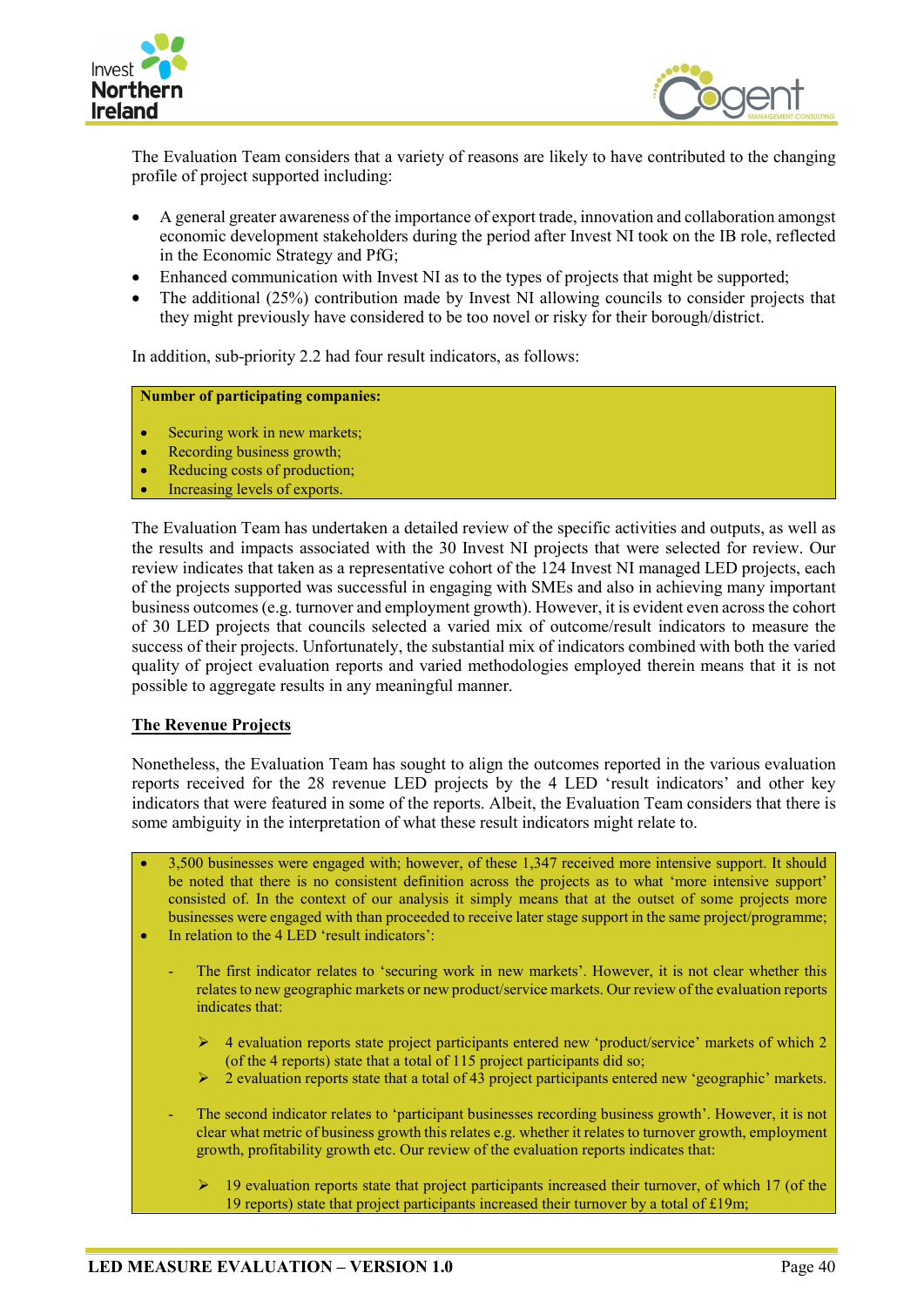The Evaluation Team considers that a variety of reasons are likely to have contributed to the changing profile of project supported including:

- A general greater awareness of the importance of export trade, innovation and collaboration amongst economic development stakeholders during the period after Invest NI took on the IB role, reflected in the Economic Strategy and PfG;
- Enhanced communication with Invest NI as to the types of projects that might be supported;
- The additional (25%) contribution made by Invest NI allowing councils to consider projects that they might previously have considered to be too novel or risky for their borough/district.

In addition, sub-priority 2.2 had four result indicators, as follows:

**Number of participating companies:**

- Securing work in new markets;
- Recording business growth;
- Reducing costs of production;
- Increasing levels of exports.

The Evaluation Team has undertaken a detailed review of the specific activities and outputs, as well as the results and impacts associated with the 30 Invest NI projects that were selected for review. Our review indicates that taken as a representative cohort of the 124 Invest NI managed LED projects, each of the projects supported was successful in engaging with SMEs and also in achieving many important business outcomes (e.g. turnover and employment growth). However, it is evident even across the cohort of 30 LED projects that councils selected a varied mix of outcome/result indicators to measure the success of their projects. Unfortunately, the substantial mix of indicators combined with both the varied quality of project evaluation reports and varied methodologies employed therein means that it is not possible to aggregate results in any meaningful manner.

## The Revenue Projects

Nonetheless, the Evaluation Team has sought to align the outcomes reported in the various evaluation reports received for the 28 revenue LED projects by the 4 LED 'result indicators' and other key indicators that were featured in some of the reports. Albeit, the Evaluation Team considers that there is some ambiguity in the interpretation of what these result indicators might relate to.

- 3,500 businesses were engaged with; however, of these 1,347 received more intensive support. It should be noted that there is no consistent definition across the projects as to what 'more intensive support' consisted of. In the context of our analysis it simply means that at the outset of some projects more businesses were engaged with than proceeded to receive later stage support in the same project/programme;
- In relation to the 4 LED 'result indicators':
  - The first indicator relates to 'securing work in new markets'. However, it is not clear whether this relates to new geographic markets or new product/service markets. Our review of the evaluation reports indicates that:
    - 4 evaluation reports state project participants entered new 'product/service' markets of which 2 (of the 4 reports) state that a total of 115 project participants did so;
    - 2 evaluation reports state that a total of 43 project participants entered new 'geographic' markets.
  - The second indicator relates to 'participant businesses recording business growth'. However, it is not clear what metric of business growth this relates e.g. whether it relates to turnover growth, employment growth, profitability growth etc. Our review of the evaluation reports indicates that:
    - 19 evaluation reports state that project participants increased their turnover, of which 17 (of the 19 reports) state that project participants increased their turnover by a total of £19m;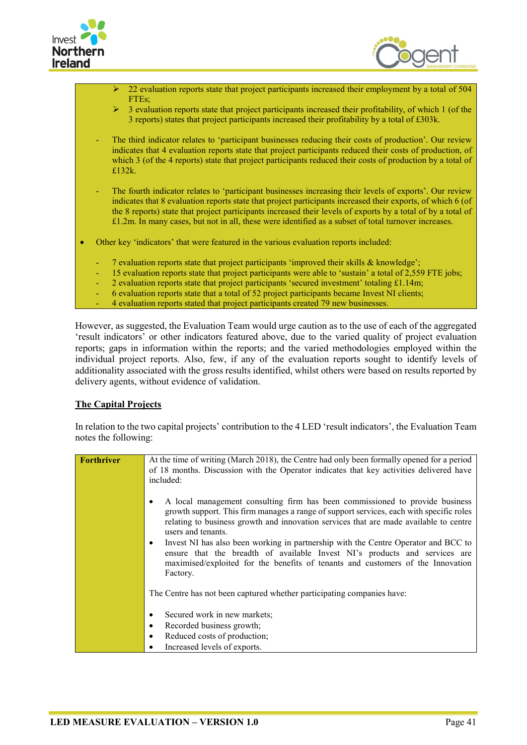- 22 evaluation reports state that project participants increased their employment by a total of 504 FTEs;
- 3 evaluation reports state that project participants increased their profitability, of which 1 (of the 3 reports) states that project participants increased their profitability by a total of £303k.

- The third indicator relates to 'participant businesses reducing their costs of production'. Our review indicates that 4 evaluation reports state that project participants reduced their costs of production, of which 3 (of the 4 reports) state that project participants reduced their costs of production by a total of £132k.

- The fourth indicator relates to 'participant businesses increasing their levels of exports'. Our review indicates that 8 evaluation reports state that project participants increased their exports, of which 6 (of the 8 reports) state that project participants increased their levels of exports by a total of by a total of £1.2m. In many cases, but not in all, these were identified as a subset of total turnover increases.

- Other key 'indicators' that were featured in the various evaluation reports included:
  - 7 evaluation reports state that project participants 'improved their skills & knowledge';
  - 15 evaluation reports state that project participants were able to 'sustain' a total of 2,559 FTE jobs;
  - 2 evaluation reports state that project participants 'secured investment' totaling £1.14m;
  - 6 evaluation reports state that a total of 52 project participants became Invest NI clients;
  - 4 evaluation reports stated that project participants created 79 new businesses.

However, as suggested, the Evaluation Team would urge caution as to the use of each of the aggregated 'result indicators' or other indicators featured above, due to the varied quality of project evaluation reports; gaps in information within the reports; and the varied methodologies employed within the individual project reports. Also, few, if any of the evaluation reports sought to identify levels of additionality associated with the gross results identified, whilst others were based on results reported by delivery agents, without evidence of validation.

**The Capital Projects**

In relation to the two capital projects' contribution to the 4 LED 'result indicators', the Evaluation Team notes the following:

| **Forthriver** | At the time of writing (March 2018), the Centre had only been formally opened for a period of 18 months. Discussion with the Operator indicates that key activities delivered have included:<br><br>• A local management consulting firm has been commissioned to provide business growth support. This firm manages a range of support services, each with specific roles relating to business growth and innovation services that are made available to centre users and tenants.<br>• Invest NI has also been working in partnership with the Centre Operator and BCC to ensure that the breadth of available Invest NI's products and services are maximised/exploited for the benefits of tenants and customers of the Innovation Factory.<br><br>The Centre has not been captured whether participating companies have:<br><br>• Secured work in new markets;<br>• Recorded business growth;<br>• Reduced costs of production;<br>• Increased levels of exports. |
|---|---|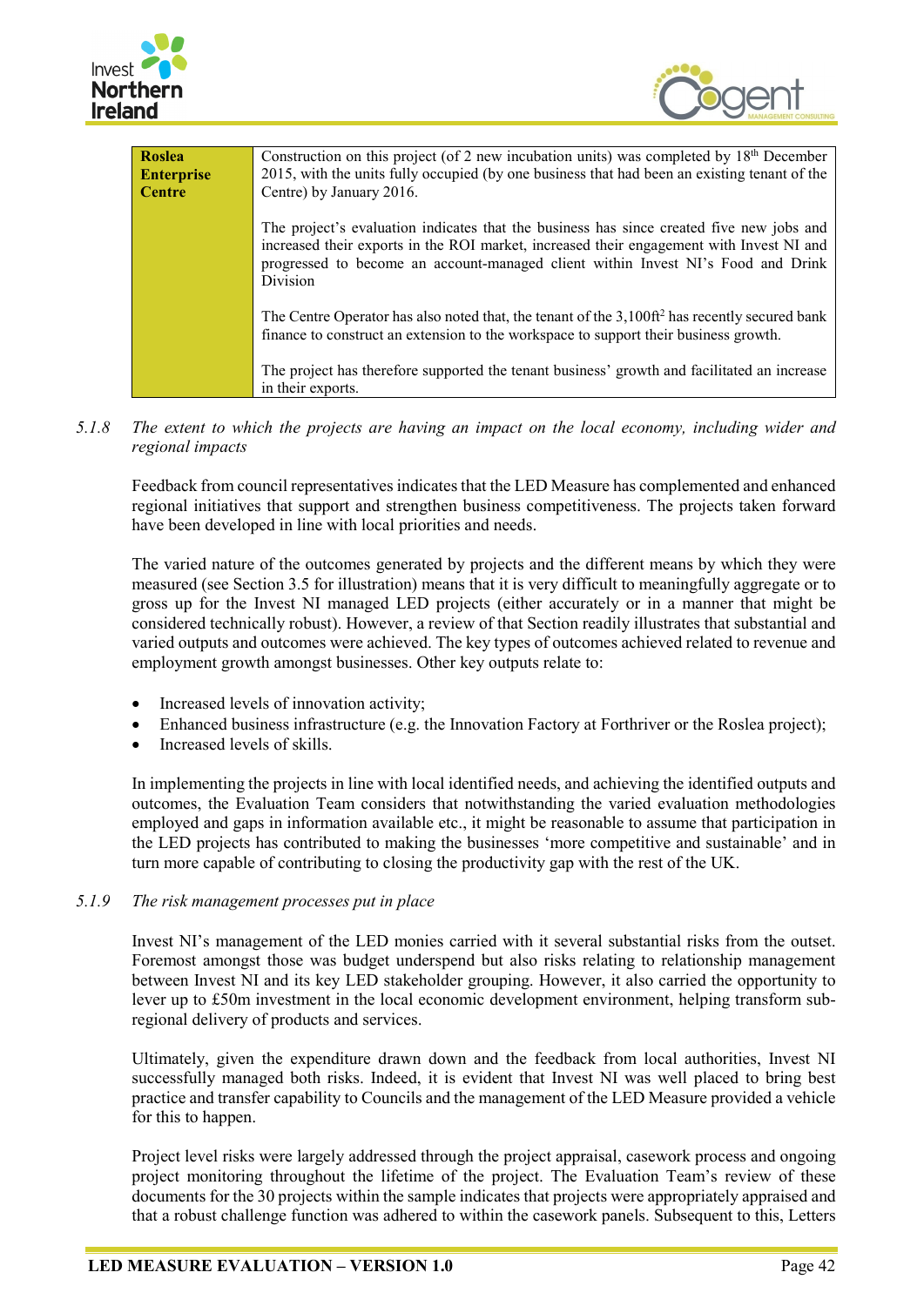| **Roslea Enterprise Centre** | Construction on this project (of 2 new incubation units) was completed by 18th December 2015, with the units fully occupied (by one business that had been an existing tenant of the Centre) by January 2016.<br><br>The project's evaluation indicates that the business has since created five new jobs and increased their exports in the ROI market, increased their engagement with Invest NI and progressed to become an account-managed client within Invest NI's Food and Drink Division<br><br>The Centre Operator has also noted that, the tenant of the 3,100ft$^2$ has recently secured bank finance to construct an extension to the workspace to support their business growth.<br><br>The project has therefore supported the tenant business' growth and facilitated an increase in their exports. |
|---|---|

*5.1.8 The extent to which the projects are having an impact on the local economy, including wider and regional impacts*

Feedback from council representatives indicates that the LED Measure has complemented and enhanced regional initiatives that support and strengthen business competitiveness. The projects taken forward have been developed in line with local priorities and needs.

The varied nature of the outcomes generated by projects and the different means by which they were measured (see Section 3.5 for illustration) means that it is very difficult to meaningfully aggregate or to gross up for the Invest NI managed LED projects (either accurately or in a manner that might be considered technically robust). However, a review of that Section readily illustrates that substantial and varied outputs and outcomes were achieved. The key types of outcomes achieved related to revenue and employment growth amongst businesses. Other key outputs relate to:

- Increased levels of innovation activity;
- Enhanced business infrastructure (e.g. the Innovation Factory at Forthriver or the Roslea project);
- Increased levels of skills.

In implementing the projects in line with local identified needs, and achieving the identified outputs and outcomes, the Evaluation Team considers that notwithstanding the varied evaluation methodologies employed and gaps in information available etc., it might be reasonable to assume that participation in the LED projects has contributed to making the businesses 'more competitive and sustainable' and in turn more capable of contributing to closing the productivity gap with the rest of the UK.

*5.1.9 The risk management processes put in place*

Invest NI's management of the LED monies carried with it several substantial risks from the outset. Foremost amongst those was budget underspend but also risks relating to relationship management between Invest NI and its key LED stakeholder grouping. However, it also carried the opportunity to lever up to £50m investment in the local economic development environment, helping transform sub-regional delivery of products and services.

Ultimately, given the expenditure drawn down and the feedback from local authorities, Invest NI successfully managed both risks. Indeed, it is evident that Invest NI was well placed to bring best practice and transfer capability to Councils and the management of the LED Measure provided a vehicle for this to happen.

Project level risks were largely addressed through the project appraisal, casework process and ongoing project monitoring throughout the lifetime of the project. The Evaluation Team's review of these documents for the 30 projects within the sample indicates that projects were appropriately appraised and that a robust challenge function was adhered to within the casework panels. Subsequent to this, Letters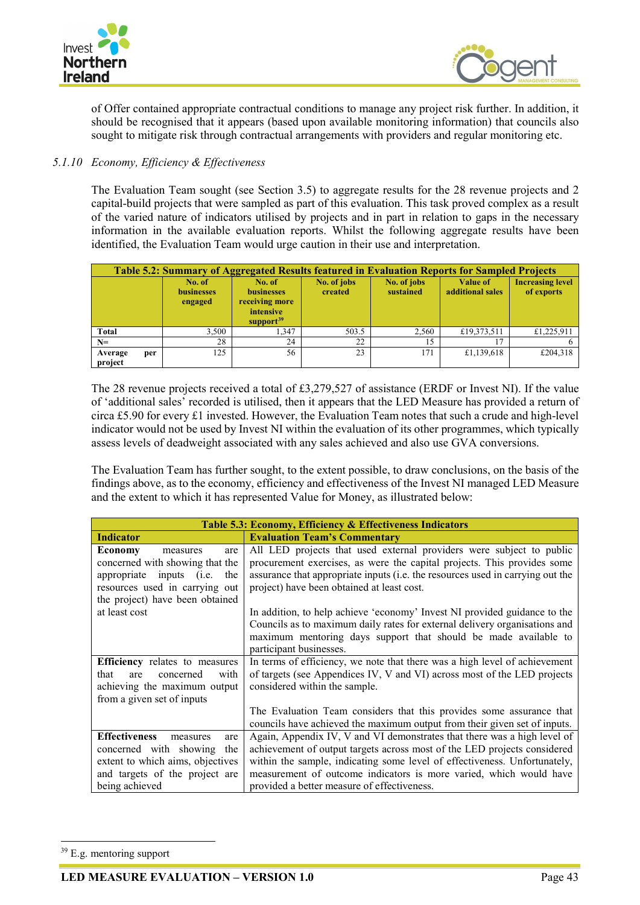of Offer contained appropriate contractual conditions to manage any project risk further. In addition, it should be recognised that it appears (based upon available monitoring information) that councils also sought to mitigate risk through contractual arrangements with providers and regular monitoring etc.

### 5.1.10 *Economy, Efficiency & Effectiveness*

The Evaluation Team sought (see Section 3.5) to aggregate results for the 28 revenue projects and 2 capital-build projects that were sampled as part of this evaluation. This task proved complex as a result of the varied nature of indicators utilised by projects and in part in relation to gaps in the necessary information in the available evaluation reports. Whilst the following aggregate results have been identified, the Evaluation Team would urge caution in their use and interpretation.

**Table 5.2: Summary of Aggregated Results featured in Evaluation Reports for Sampled Projects**

| | No. of businesses engaged | No. of businesses receiving more intensive support[39] | No. of jobs created | No. of jobs sustained | Value of additional sales | Increasing level of exports |
|---|---|---|---|---|---|---|
| **Total** | 3,500 | 1,347 | 503.5 | 2,560 | £19,373,511 | £1,225,911 |
| **N=** | 28 | 24 | 22 | 15 | 17 | 6 |
| **Average per project** | 125 | 56 | 23 | 171 | £1,139,618 | £204,318 |

The 28 revenue projects received a total of £3,279,527 of assistance (ERDF or Invest NI). If the value of 'additional sales' recorded is utilised, then it appears that the LED Measure has provided a return of circa £5.90 for every £1 invested. However, the Evaluation Team notes that such a crude and high-level indicator would not be used by Invest NI within the evaluation of its other programmes, which typically assess levels of deadweight associated with any sales achieved and also use GVA conversions.

The Evaluation Team has further sought, to the extent possible, to draw conclusions, on the basis of the findings above, as to the economy, efficiency and effectiveness of the Invest NI managed LED Measure and the extent to which it has represented Value for Money, as illustrated below:

**Table 5.3: Economy, Efficiency & Effectiveness Indicators**

| Indicator | Evaluation Team's Commentary |
|---|---|
| **Economy** measures are concerned with showing that the appropriate inputs (i.e. the resources used in carrying out the project) have been obtained at least cost | All LED projects that used external providers were subject to public procurement exercises, as were the capital projects. This provides some assurance that appropriate inputs (i.e. the resources used in carrying out the project) have been obtained at least cost.<br><br>In addition, to help achieve 'economy' Invest NI provided guidance to the Councils as to maximum daily rates for external delivery organisations and maximum mentoring days support that should be made available to participant businesses. |
| **Efficiency** relates to measures that are concerned with achieving the maximum output from a given set of inputs | In terms of efficiency, we note that there was a high level of achievement of targets (see Appendices IV, V and VI) across most of the LED projects considered within the sample.<br><br>The Evaluation Team considers that this provides some assurance that councils have achieved the maximum output from their given set of inputs. |
| **Effectiveness** measures are concerned with showing the extent to which aims, objectives and targets of the project are being achieved | Again, Appendix IV, V and VI demonstrates that there was a high level of achievement of output targets across most of the LED projects considered within the sample, indicating some level of effectiveness. Unfortunately, measurement of outcome indicators is more varied, which would have provided a better measure of effectiveness. |

[39] E.g. mentoring support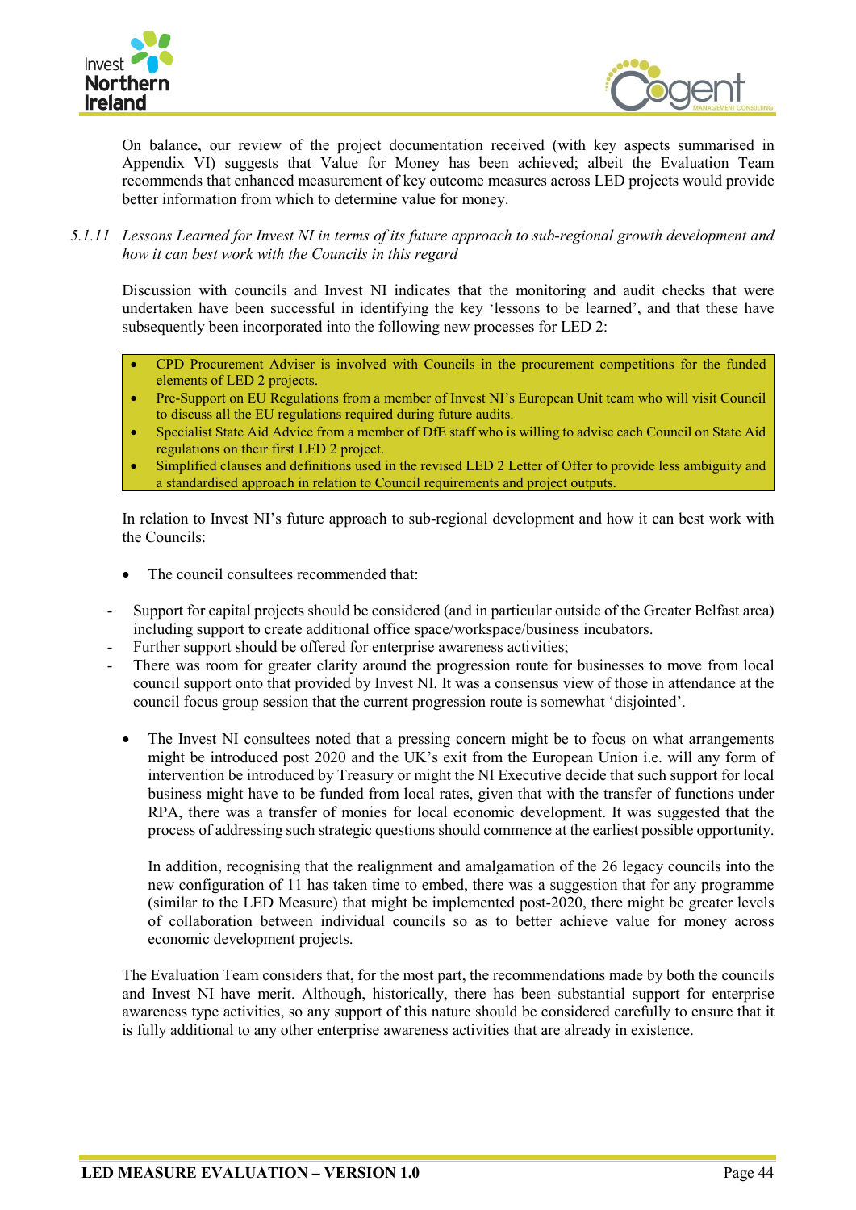On balance, our review of the project documentation received (with key aspects summarised in Appendix VI) suggests that Value for Money has been achieved; albeit the Evaluation Team recommends that enhanced measurement of key outcome measures across LED projects would provide better information from which to determine value for money.

### 5.1.11 *Lessons Learned for Invest NI in terms of its future approach to sub-regional growth development and how it can best work with the Councils in this regard*

Discussion with councils and Invest NI indicates that the monitoring and audit checks that were undertaken have been successful in identifying the key 'lessons to be learned', and that these have subsequently been incorporated into the following new processes for LED 2:

- CPD Procurement Adviser is involved with Councils in the procurement competitions for the funded elements of LED 2 projects.
- Pre-Support on EU Regulations from a member of Invest NI's European Unit team who will visit Council to discuss all the EU regulations required during future audits.
- Specialist State Aid Advice from a member of DfE staff who is willing to advise each Council on State Aid regulations on their first LED 2 project.
- Simplified clauses and definitions used in the revised LED 2 Letter of Offer to provide less ambiguity and a standardised approach in relation to Council requirements and project outputs.

In relation to Invest NI's future approach to sub-regional development and how it can best work with the Councils:

- The council consultees recommended that:

- Support for capital projects should be considered (and in particular outside of the Greater Belfast area) including support to create additional office space/workspace/business incubators.
- Further support should be offered for enterprise awareness activities;
- There was room for greater clarity around the progression route for businesses to move from local council support onto that provided by Invest NI. It was a consensus view of those in attendance at the council focus group session that the current progression route is somewhat 'disjointed'.

- The Invest NI consultees noted that a pressing concern might be to focus on what arrangements might be introduced post 2020 and the UK's exit from the European Union i.e. will any form of intervention be introduced by Treasury or might the NI Executive decide that such support for local business might have to be funded from local rates, given that with the transfer of functions under RPA, there was a transfer of monies for local economic development. It was suggested that the process of addressing such strategic questions should commence at the earliest possible opportunity.

  In addition, recognising that the realignment and amalgamation of the 26 legacy councils into the new configuration of 11 has taken time to embed, there was a suggestion that for any programme (similar to the LED Measure) that might be implemented post-2020, there might be greater levels of collaboration between individual councils so as to better achieve value for money across economic development projects.

The Evaluation Team considers that, for the most part, the recommendations made by both the councils and Invest NI have merit. Although, historically, there has been substantial support for enterprise awareness type activities, so any support of this nature should be considered carefully to ensure that it is fully additional to any other enterprise awareness activities that are already in existence.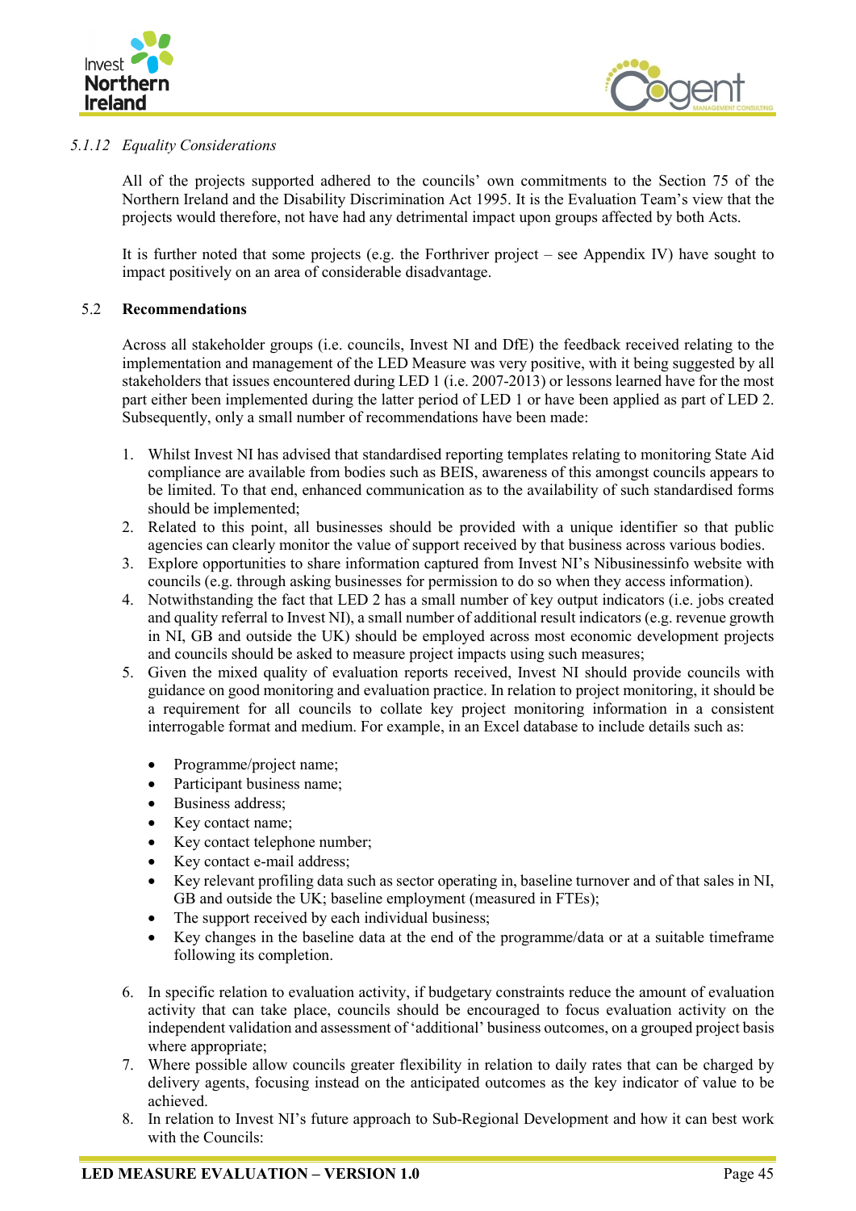#### *5.1.12 Equality Considerations*

All of the projects supported adhered to the councils' own commitments to the Section 75 of the Northern Ireland and the Disability Discrimination Act 1995. It is the Evaluation Team's view that the projects would therefore, not have had any detrimental impact upon groups affected by both Acts.

It is further noted that some projects (e.g. the Forthriver project – see Appendix IV) have sought to impact positively on an area of considerable disadvantage.

### 5.2 Recommendations

Across all stakeholder groups (i.e. councils, Invest NI and DfE) the feedback received relating to the implementation and management of the LED Measure was very positive, with it being suggested by all stakeholders that issues encountered during LED 1 (i.e. 2007-2013) or lessons learned have for the most part either been implemented during the latter period of LED 1 or have been applied as part of LED 2. Subsequently, only a small number of recommendations have been made:

1. Whilst Invest NI has advised that standardised reporting templates relating to monitoring State Aid compliance are available from bodies such as BEIS, awareness of this amongst councils appears to be limited. To that end, enhanced communication as to the availability of such standardised forms should be implemented;
2. Related to this point, all businesses should be provided with a unique identifier so that public agencies can clearly monitor the value of support received by that business across various bodies.
3. Explore opportunities to share information captured from Invest NI's Nibusinessinfo website with councils (e.g. through asking businesses for permission to do so when they access information).
4. Notwithstanding the fact that LED 2 has a small number of key output indicators (i.e. jobs created and quality referral to Invest NI), a small number of additional result indicators (e.g. revenue growth in NI, GB and outside the UK) should be employed across most economic development projects and councils should be asked to measure project impacts using such measures;
5. Given the mixed quality of evaluation reports received, Invest NI should provide councils with guidance on good monitoring and evaluation practice. In relation to project monitoring, it should be a requirement for all councils to collate key project monitoring information in a consistent interrogable format and medium. For example, in an Excel database to include details such as:
    - Programme/project name;
    - Participant business name;
    - Business address;
    - Key contact name;
    - Key contact telephone number;
    - Key contact e-mail address;
    - Key relevant profiling data such as sector operating in, baseline turnover and of that sales in NI, GB and outside the UK; baseline employment (measured in FTEs);
    - The support received by each individual business;
    - Key changes in the baseline data at the end of the programme/data or at a suitable timeframe following its completion.
6. In specific relation to evaluation activity, if budgetary constraints reduce the amount of evaluation activity that can take place, councils should be encouraged to focus evaluation activity on the independent validation and assessment of 'additional' business outcomes, on a grouped project basis where appropriate;
7. Where possible allow councils greater flexibility in relation to daily rates that can be charged by delivery agents, focusing instead on the anticipated outcomes as the key indicator of value to be achieved.
8. In relation to Invest NI's future approach to Sub-Regional Development and how it can best work with the Councils: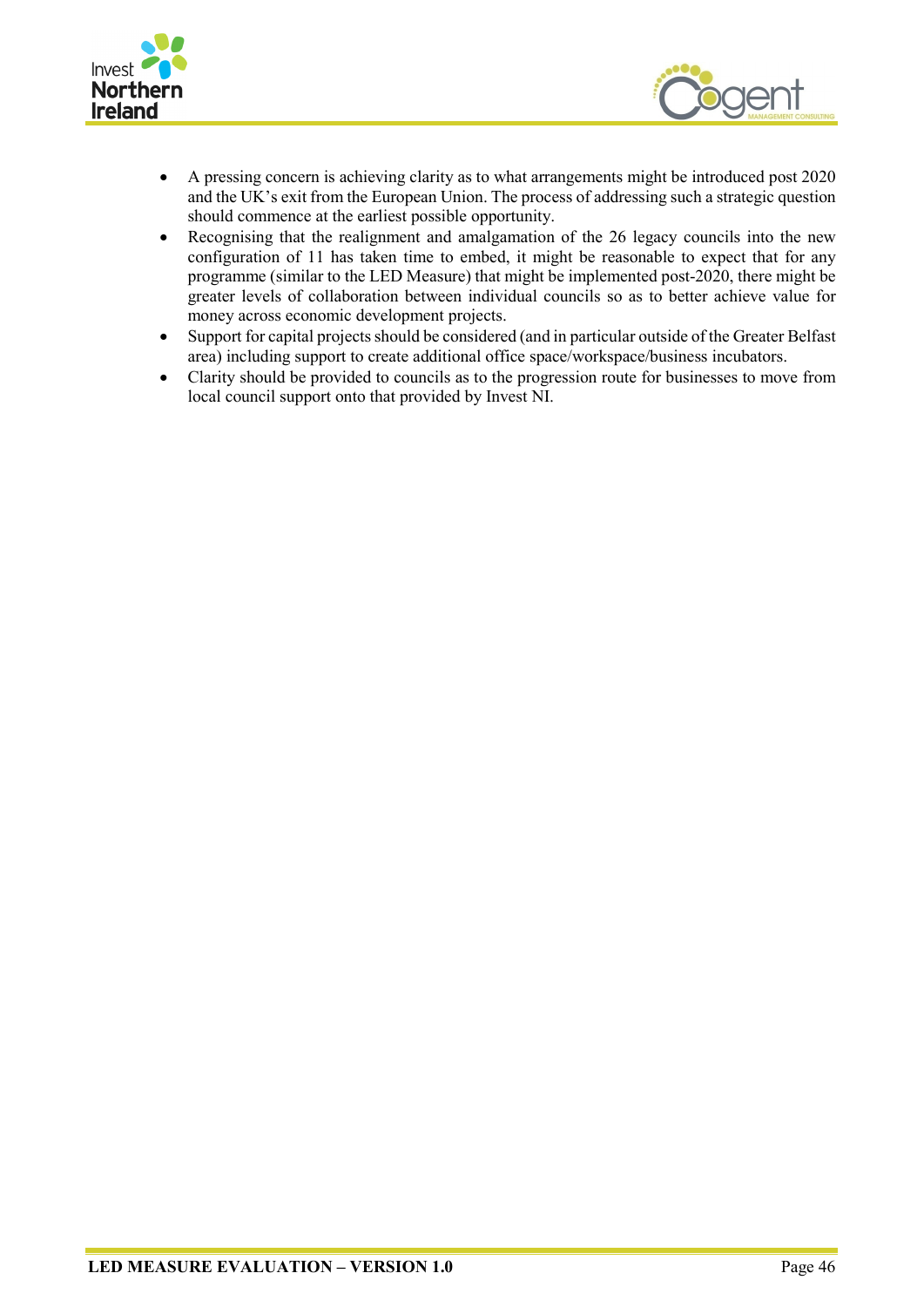- A pressing concern is achieving clarity as to what arrangements might be introduced post 2020 and the UK's exit from the European Union. The process of addressing such a strategic question should commence at the earliest possible opportunity.
- Recognising that the realignment and amalgamation of the 26 legacy councils into the new configuration of 11 has taken time to embed, it might be reasonable to expect that for any programme (similar to the LED Measure) that might be implemented post-2020, there might be greater levels of collaboration between individual councils so as to better achieve value for money across economic development projects.
- Support for capital projects should be considered (and in particular outside of the Greater Belfast area) including support to create additional office space/workspace/business incubators.
- Clarity should be provided to councils as to the progression route for businesses to move from local council support onto that provided by Invest NI.